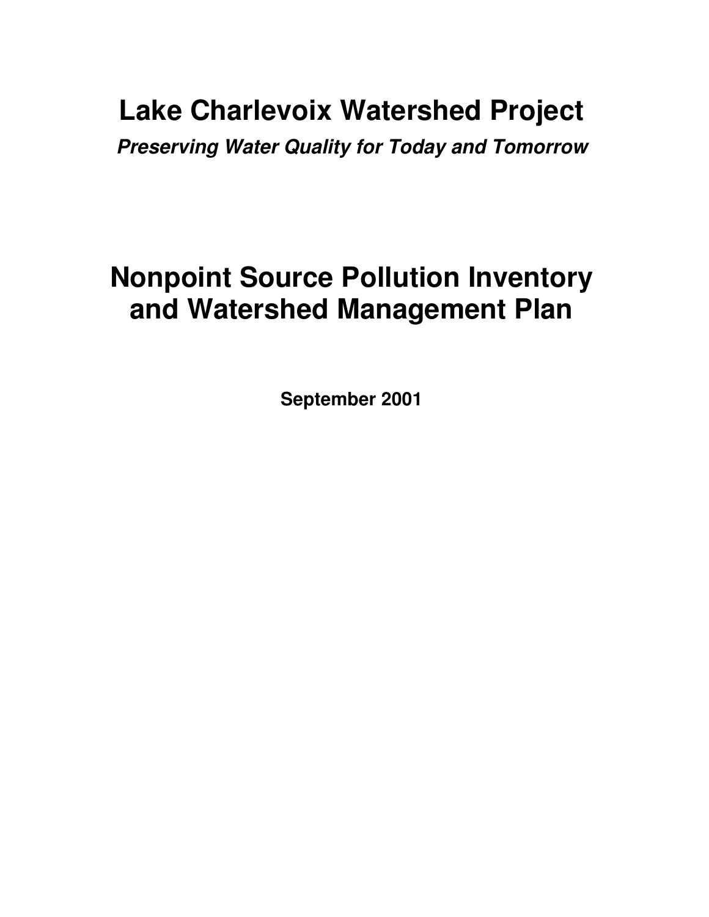# Lake Charlevoix Watershed Project

***Preserving Water Quality for Today and Tomorrow***

# Nonpoint Source Pollution Inventory and Watershed Management Plan

**September 2001**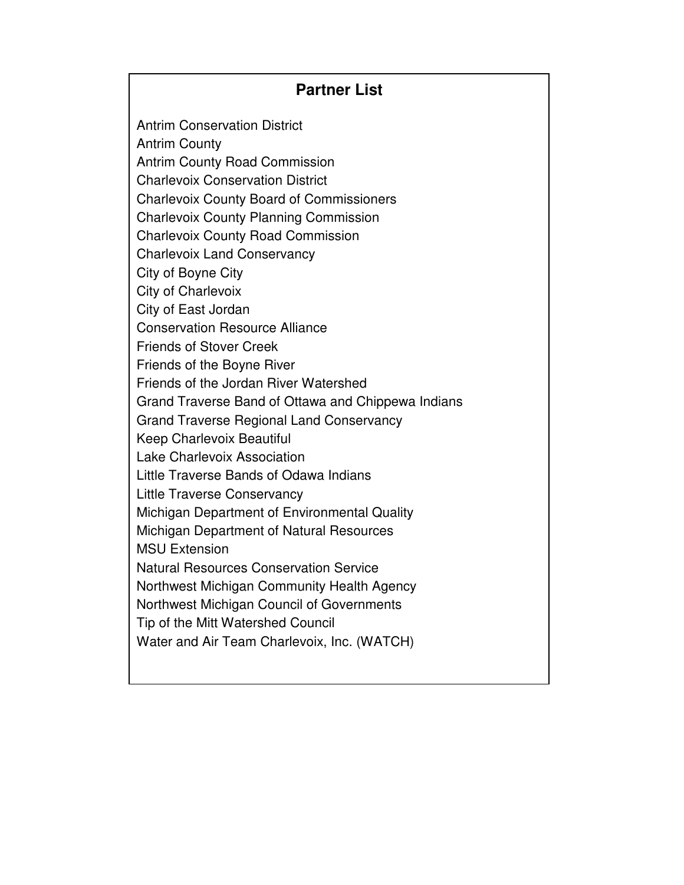## Partner List

Antrim Conservation District
Antrim County
Antrim County Road Commission
Charlevoix Conservation District
Charlevoix County Board of Commissioners
Charlevoix County Planning Commission
Charlevoix County Road Commission
Charlevoix Land Conservancy
City of Boyne City
City of Charlevoix
City of East Jordan
Conservation Resource Alliance
Friends of Stover Creek
Friends of the Boyne River
Friends of the Jordan River Watershed
Grand Traverse Band of Ottawa and Chippewa Indians
Grand Traverse Regional Land Conservancy
Keep Charlevoix Beautiful
Lake Charlevoix Association
Little Traverse Bands of Odawa Indians
Little Traverse Conservancy
Michigan Department of Environmental Quality
Michigan Department of Natural Resources
MSU Extension
Natural Resources Conservation Service
Northwest Michigan Community Health Agency
Northwest Michigan Council of Governments
Tip of the Mitt Watershed Council
Water and Air Team Charlevoix, Inc. (WATCH)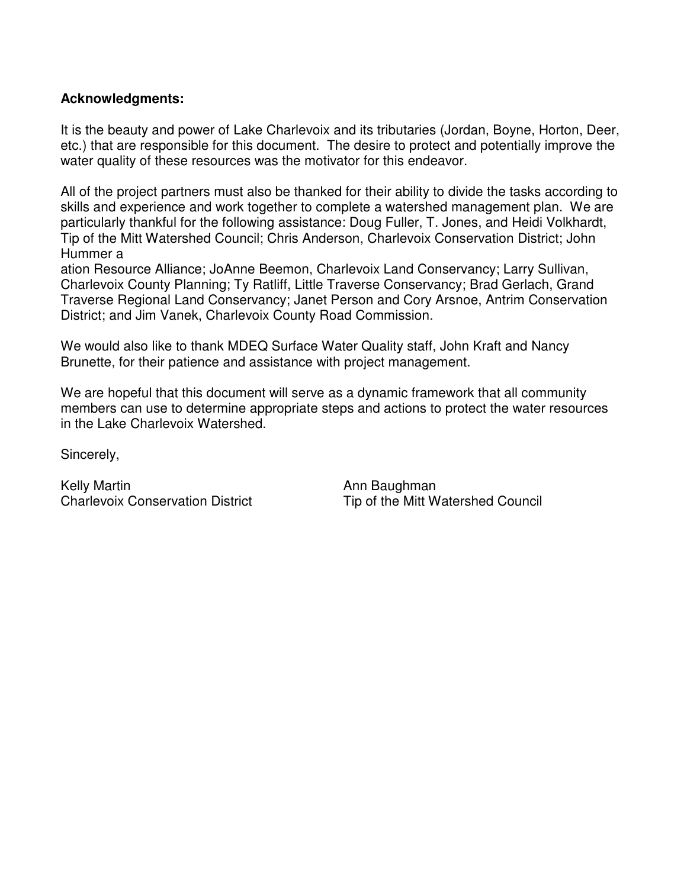**Acknowledgments:**

It is the beauty and power of Lake Charlevoix and its tributaries (Jordan, Boyne, Horton, Deer, etc.) that are responsible for this document. The desire to protect and potentially improve the water quality of these resources was the motivator for this endeavor.

All of the project partners must also be thanked for their ability to divide the tasks according to skills and experience and work together to complete a watershed management plan. We are particularly thankful for the following assistance: Doug Fuller, T. Jones, and Heidi Volkhardt, Tip of the Mitt Watershed Council; Chris Anderson, Charlevoix Conservation District; John Hummer a
ation Resource Alliance; JoAnne Beemon, Charlevoix Land Conservancy; Larry Sullivan, Charlevoix County Planning; Ty Ratliff, Little Traverse Conservancy; Brad Gerlach, Grand Traverse Regional Land Conservancy; Janet Person and Cory Arsnoe, Antrim Conservation District; and Jim Vanek, Charlevoix County Road Commission.

We would also like to thank MDEQ Surface Water Quality staff, John Kraft and Nancy Brunette, for their patience and assistance with project management.

We are hopeful that this document will serve as a dynamic framework that all community members can use to determine appropriate steps and actions to protect the water resources in the Lake Charlevoix Watershed.

Sincerely,

Kelly Martin
Charlevoix Conservation District

Ann Baughman
Tip of the Mitt Watershed Council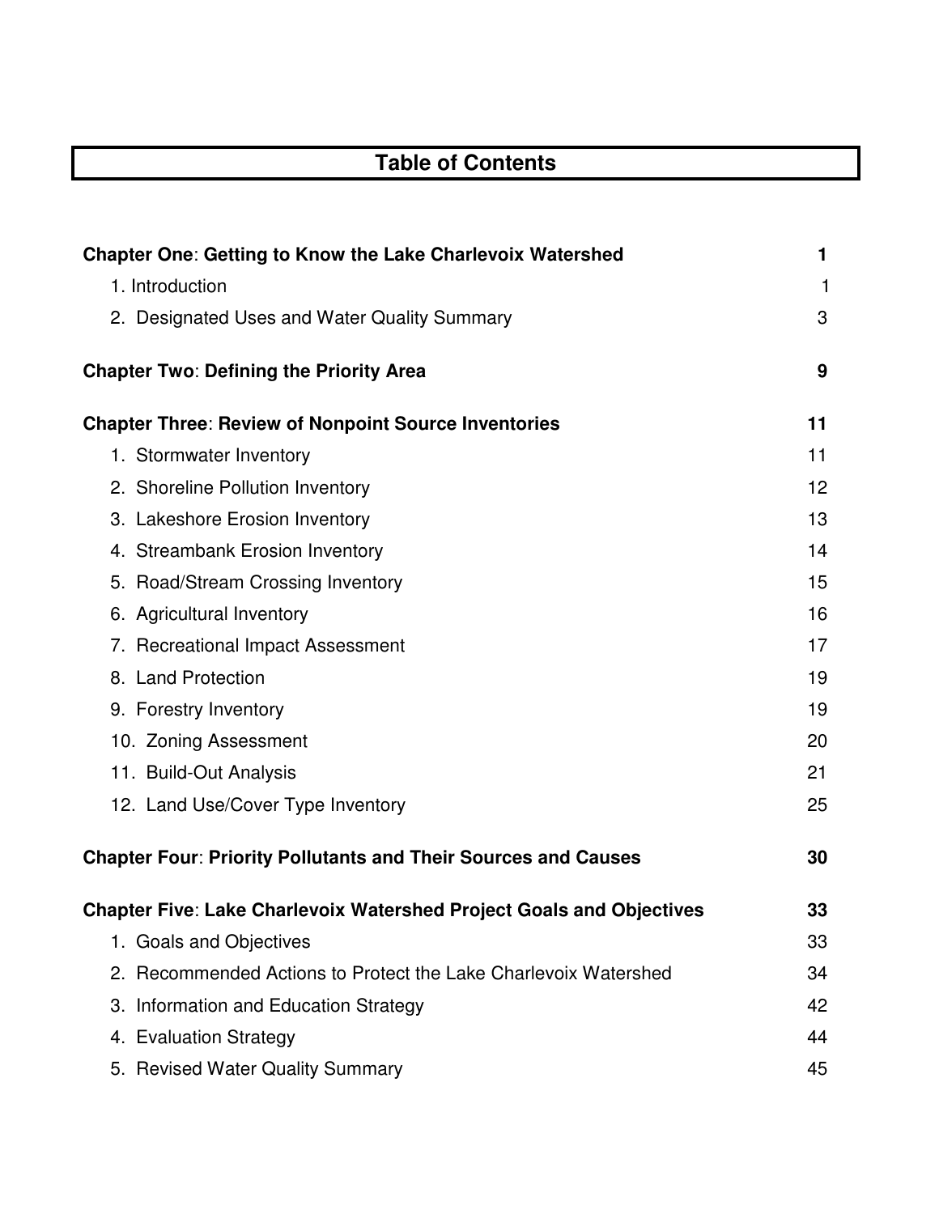# Table of Contents

| | |
|---|---|
| **Chapter One: Getting to Know the Lake Charlevoix Watershed** | **1** |
| 1. Introduction | 1 |
| 2. Designated Uses and Water Quality Summary | 3 |
| **Chapter Two: Defining the Priority Area** | **9** |
| **Chapter Three: Review of Nonpoint Source Inventories** | **11** |
| 1. Stormwater Inventory | 11 |
| 2. Shoreline Pollution Inventory | 12 |
| 3. Lakeshore Erosion Inventory | 13 |
| 4. Streambank Erosion Inventory | 14 |
| 5. Road/Stream Crossing Inventory | 15 |
| 6. Agricultural Inventory | 16 |
| 7. Recreational Impact Assessment | 17 |
| 8. Land Protection | 19 |
| 9. Forestry Inventory | 19 |
| 10. Zoning Assessment | 20 |
| 11. Build-Out Analysis | 21 |
| 12. Land Use/Cover Type Inventory | 25 |
| **Chapter Four: Priority Pollutants and Their Sources and Causes** | **30** |
| **Chapter Five: Lake Charlevoix Watershed Project Goals and Objectives** | **33** |
| 1. Goals and Objectives | 33 |
| 2. Recommended Actions to Protect the Lake Charlevoix Watershed | 34 |
| 3. Information and Education Strategy | 42 |
| 4. Evaluation Strategy | 44 |
| 5. Revised Water Quality Summary | 45 |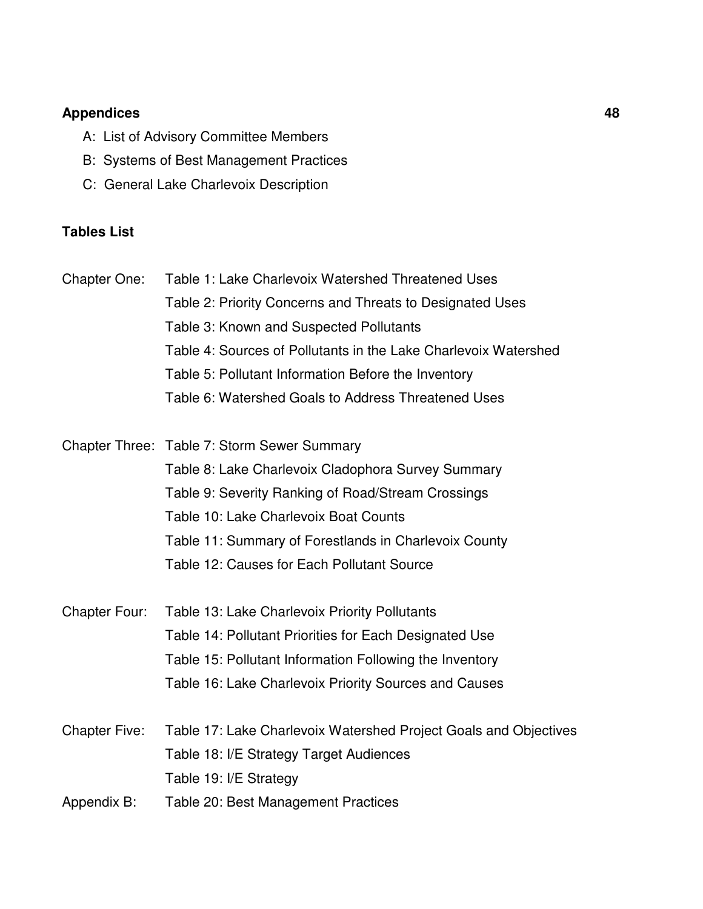**Appendices** **48**

- A: List of Advisory Committee Members
- B: Systems of Best Management Practices
- C: General Lake Charlevoix Description

**Tables List**

Chapter One:
- Table 1: Lake Charlevoix Watershed Threatened Uses
- Table 2: Priority Concerns and Threats to Designated Uses
- Table 3: Known and Suspected Pollutants
- Table 4: Sources of Pollutants in the Lake Charlevoix Watershed
- Table 5: Pollutant Information Before the Inventory
- Table 6: Watershed Goals to Address Threatened Uses

Chapter Three:
- Table 7: Storm Sewer Summary
- Table 8: Lake Charlevoix Cladophora Survey Summary
- Table 9: Severity Ranking of Road/Stream Crossings
- Table 10: Lake Charlevoix Boat Counts
- Table 11: Summary of Forestlands in Charlevoix County
- Table 12: Causes for Each Pollutant Source

Chapter Four:
- Table 13: Lake Charlevoix Priority Pollutants
- Table 14: Pollutant Priorities for Each Designated Use
- Table 15: Pollutant Information Following the Inventory
- Table 16: Lake Charlevoix Priority Sources and Causes

Chapter Five:
- Table 17: Lake Charlevoix Watershed Project Goals and Objectives
- Table 18: I/E Strategy Target Audiences
- Table 19: I/E Strategy

Appendix B:
- Table 20: Best Management Practices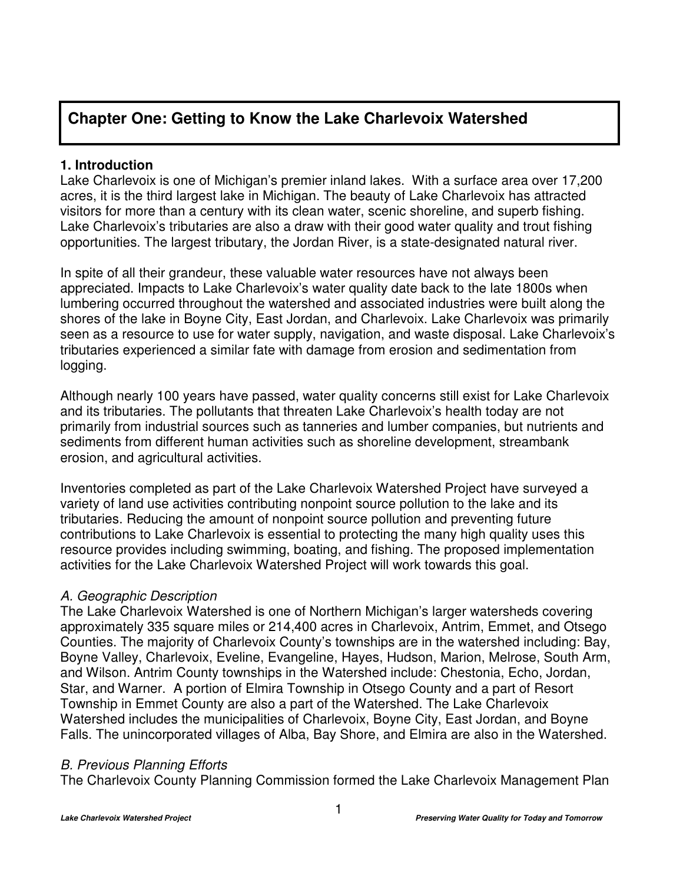# Chapter One: Getting to Know the Lake Charlevoix Watershed

## 1. Introduction

Lake Charlevoix is one of Michigan's premier inland lakes. With a surface area over 17,200 acres, it is the third largest lake in Michigan. The beauty of Lake Charlevoix has attracted visitors for more than a century with its clean water, scenic shoreline, and superb fishing. Lake Charlevoix's tributaries are also a draw with their good water quality and trout fishing opportunities. The largest tributary, the Jordan River, is a state-designated natural river.

In spite of all their grandeur, these valuable water resources have not always been appreciated. Impacts to Lake Charlevoix's water quality date back to the late 1800s when lumbering occurred throughout the watershed and associated industries were built along the shores of the lake in Boyne City, East Jordan, and Charlevoix. Lake Charlevoix was primarily seen as a resource to use for water supply, navigation, and waste disposal. Lake Charlevoix's tributaries experienced a similar fate with damage from erosion and sedimentation from logging.

Although nearly 100 years have passed, water quality concerns still exist for Lake Charlevoix and its tributaries. The pollutants that threaten Lake Charlevoix's health today are not primarily from industrial sources such as tanneries and lumber companies, but nutrients and sediments from different human activities such as shoreline development, streambank erosion, and agricultural activities.

Inventories completed as part of the Lake Charlevoix Watershed Project have surveyed a variety of land use activities contributing nonpoint source pollution to the lake and its tributaries. Reducing the amount of nonpoint source pollution and preventing future contributions to Lake Charlevoix is essential to protecting the many high quality uses this resource provides including swimming, boating, and fishing. The proposed implementation activities for the Lake Charlevoix Watershed Project will work towards this goal.

### *A. Geographic Description*

The Lake Charlevoix Watershed is one of Northern Michigan's larger watersheds covering approximately 335 square miles or 214,400 acres in Charlevoix, Antrim, Emmet, and Otsego Counties. The majority of Charlevoix County's townships are in the watershed including: Bay, Boyne Valley, Charlevoix, Eveline, Evangeline, Hayes, Hudson, Marion, Melrose, South Arm, and Wilson. Antrim County townships in the Watershed include: Chestonia, Echo, Jordan, Star, and Warner. A portion of Elmira Township in Otsego County and a part of Resort Township in Emmet County are also a part of the Watershed. The Lake Charlevoix Watershed includes the municipalities of Charlevoix, Boyne City, East Jordan, and Boyne Falls. The unincorporated villages of Alba, Bay Shore, and Elmira are also in the Watershed.

### *B. Previous Planning Efforts*

The Charlevoix County Planning Commission formed the Lake Charlevoix Management Plan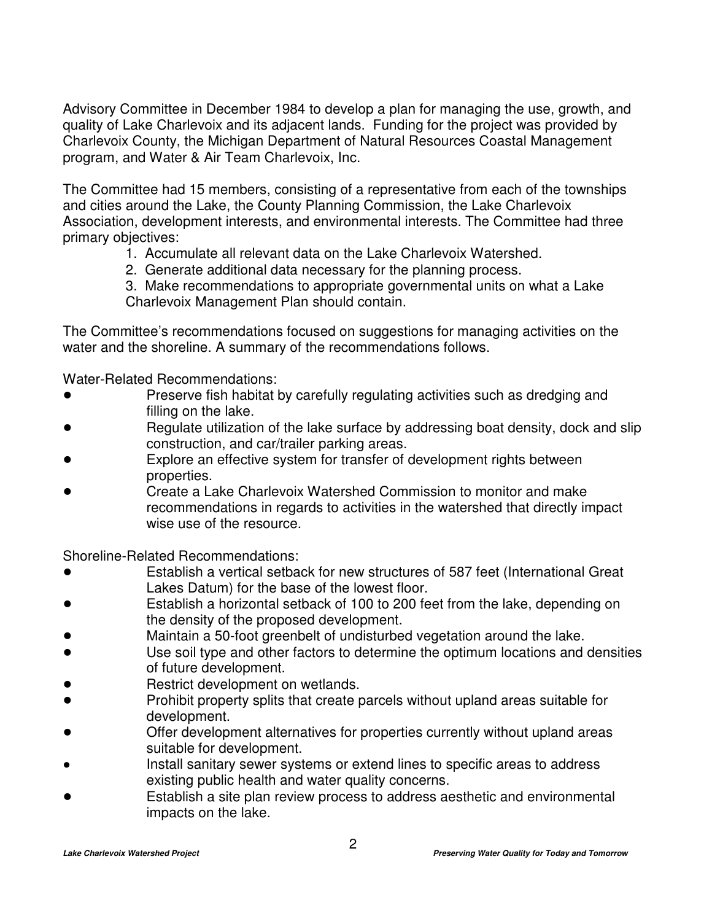Advisory Committee in December 1984 to develop a plan for managing the use, growth, and quality of Lake Charlevoix and its adjacent lands. Funding for the project was provided by Charlevoix County, the Michigan Department of Natural Resources Coastal Management program, and Water & Air Team Charlevoix, Inc.

The Committee had 15 members, consisting of a representative from each of the townships and cities around the Lake, the County Planning Commission, the Lake Charlevoix Association, development interests, and environmental interests. The Committee had three primary objectives:

1. Accumulate all relevant data on the Lake Charlevoix Watershed.
2. Generate additional data necessary for the planning process.
3. Make recommendations to appropriate governmental units on what a Lake Charlevoix Management Plan should contain.

The Committee's recommendations focused on suggestions for managing activities on the water and the shoreline. A summary of the recommendations follows.

Water-Related Recommendations:

- Preserve fish habitat by carefully regulating activities such as dredging and filling on the lake.
- Regulate utilization of the lake surface by addressing boat density, dock and slip construction, and car/trailer parking areas.
- Explore an effective system for transfer of development rights between properties.
- Create a Lake Charlevoix Watershed Commission to monitor and make recommendations in regards to activities in the watershed that directly impact wise use of the resource.

Shoreline-Related Recommendations:

- Establish a vertical setback for new structures of 587 feet (International Great Lakes Datum) for the base of the lowest floor.
- Establish a horizontal setback of 100 to 200 feet from the lake, depending on the density of the proposed development.
- Maintain a 50-foot greenbelt of undisturbed vegetation around the lake.
- Use soil type and other factors to determine the optimum locations and densities of future development.
- Restrict development on wetlands.
- Prohibit property splits that create parcels without upland areas suitable for development.
- Offer development alternatives for properties currently without upland areas suitable for development.
- Install sanitary sewer systems or extend lines to specific areas to address existing public health and water quality concerns.
- Establish a site plan review process to address aesthetic and environmental impacts on the lake.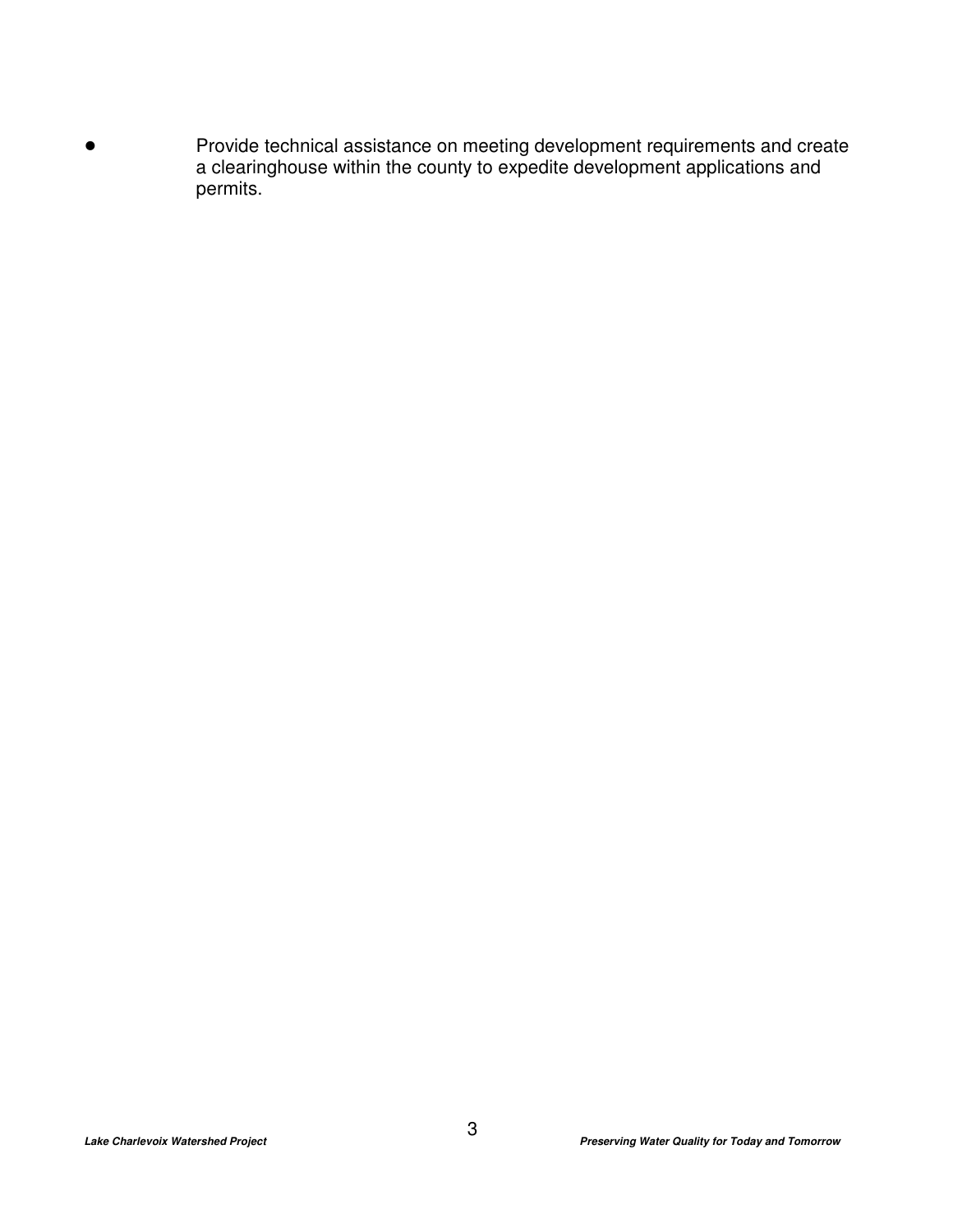- Provide technical assistance on meeting development requirements and create a clearinghouse within the county to expedite development applications and permits.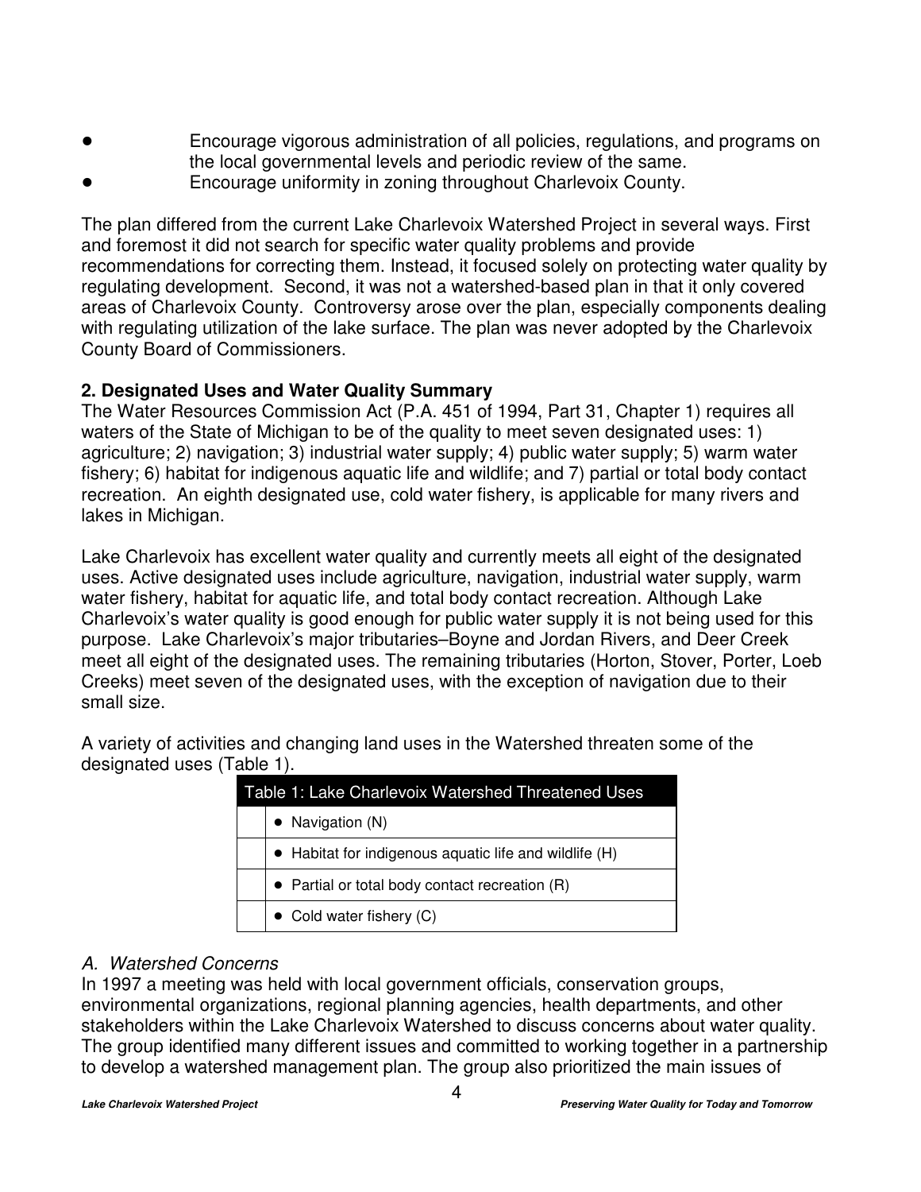- Encourage vigorous administration of all policies, regulations, and programs on the local governmental levels and periodic review of the same.
- Encourage uniformity in zoning throughout Charlevoix County.

The plan differed from the current Lake Charlevoix Watershed Project in several ways. First and foremost it did not search for specific water quality problems and provide recommendations for correcting them. Instead, it focused solely on protecting water quality by regulating development. Second, it was not a watershed-based plan in that it only covered areas of Charlevoix County. Controversy arose over the plan, especially components dealing with regulating utilization of the lake surface. The plan was never adopted by the Charlevoix County Board of Commissioners.

## 2. Designated Uses and Water Quality Summary

The Water Resources Commission Act (P.A. 451 of 1994, Part 31, Chapter 1) requires all waters of the State of Michigan to be of the quality to meet seven designated uses: 1) agriculture; 2) navigation; 3) industrial water supply; 4) public water supply; 5) warm water fishery; 6) habitat for indigenous aquatic life and wildlife; and 7) partial or total body contact recreation. An eighth designated use, cold water fishery, is applicable for many rivers and lakes in Michigan.

Lake Charlevoix has excellent water quality and currently meets all eight of the designated uses. Active designated uses include agriculture, navigation, industrial water supply, warm water fishery, habitat for aquatic life, and total body contact recreation. Although Lake Charlevoix's water quality is good enough for public water supply it is not being used for this purpose. Lake Charlevoix's major tributaries–Boyne and Jordan Rivers, and Deer Creek meet all eight of the designated uses. The remaining tributaries (Horton, Stover, Porter, Loeb Creeks) meet seven of the designated uses, with the exception of navigation due to their small size.

A variety of activities and changing land uses in the Watershed threaten some of the designated uses (Table 1).

| Table 1: Lake Charlevoix Watershed Threatened Uses |
|---|
| • Navigation (N) |
| • Habitat for indigenous aquatic life and wildlife (H) |
| • Partial or total body contact recreation (R) |
| • Cold water fishery (C) |

### *A. Watershed Concerns*

In 1997 a meeting was held with local government officials, conservation groups, environmental organizations, regional planning agencies, health departments, and other stakeholders within the Lake Charlevoix Watershed to discuss concerns about water quality. The group identified many different issues and committed to working together in a partnership to develop a watershed management plan. The group also prioritized the main issues of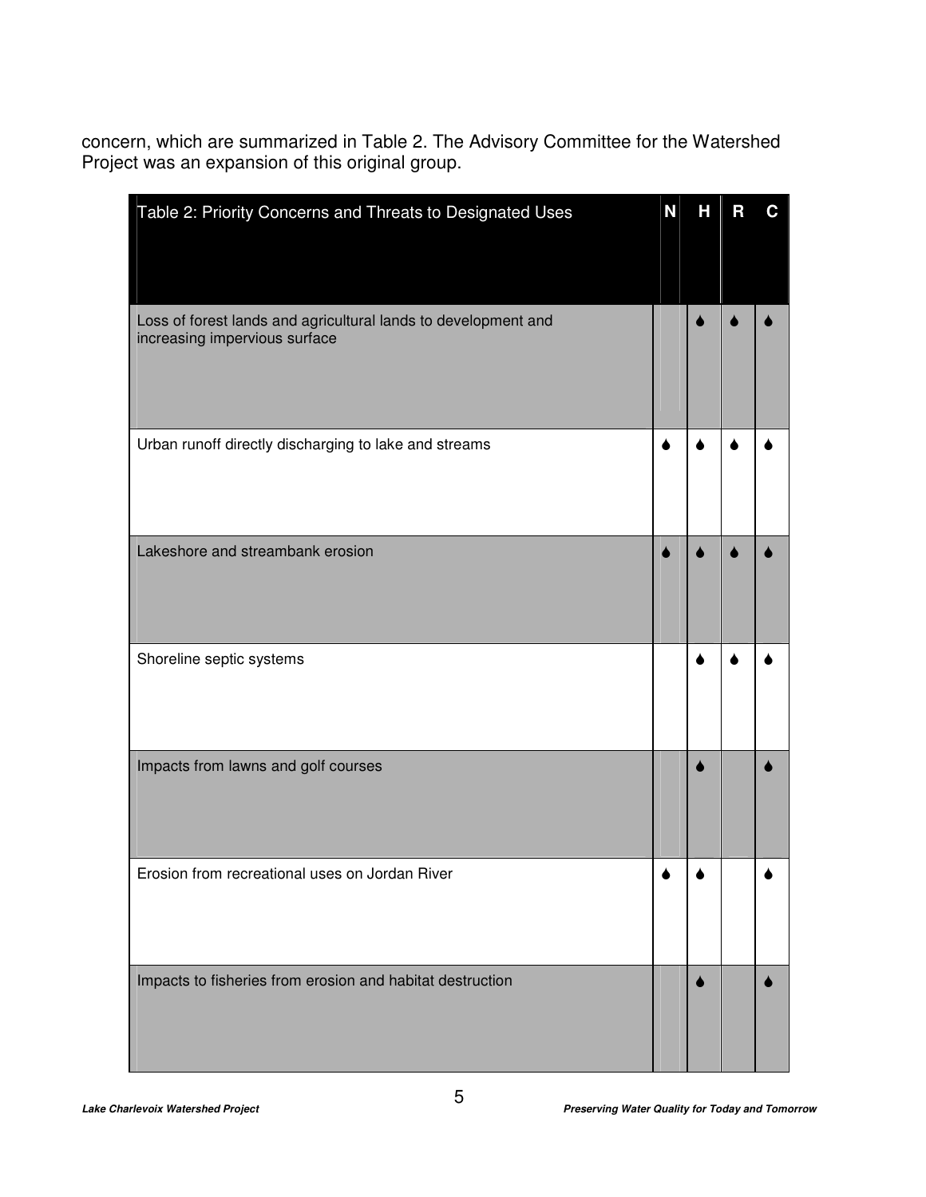concern, which are summarized in Table 2. The Advisory Committee for the Watershed Project was an expansion of this original group.

| Table 2: Priority Concerns and Threats to Designated Uses | N | H | R | C |
|---|---|---|---|---|
| Loss of forest lands and agricultural lands to development and increasing impervious surface | | ♦ | ♦ | ♦ |
| Urban runoff directly discharging to lake and streams | ♦ | ♦ | ♦ | ♦ |
| Lakeshore and streambank erosion | ♦ | ♦ | ♦ | ♦ |
| Shoreline septic systems | | ♦ | ♦ | ♦ |
| Impacts from lawns and golf courses | | ♦ | | ♦ |
| Erosion from recreational uses on Jordan River | ♦ | ♦ | | ♦ |
| Impacts to fisheries from erosion and habitat destruction | | ♦ | | ♦ |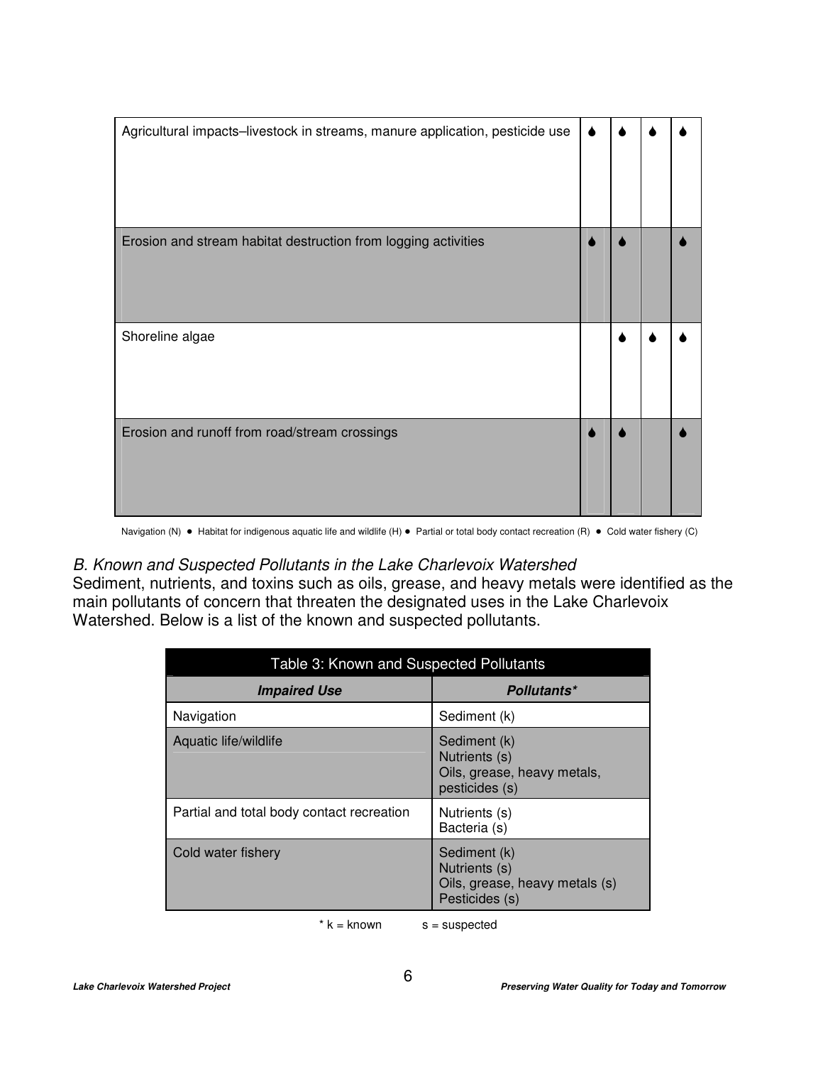| | N | H | R | C |
|---|---|---|---|---|
| Agricultural impacts–livestock in streams, manure application, pesticide use | ♦ | ♦ | ♦ | ♦ |
| Erosion and stream habitat destruction from logging activities | ♦ | ♦ | | ♦ |
| Shoreline algae | | ♦ | ♦ | ♦ |
| Erosion and runoff from road/stream crossings | ♦ | ♦ | | ♦ |

Navigation (N) ● Habitat for indigenous aquatic life and wildlife (H) ● Partial or total body contact recreation (R) ● Cold water fishery (C)

*B. Known and Suspected Pollutants in the Lake Charlevoix Watershed*

Sediment, nutrients, and toxins such as oils, grease, and heavy metals were identified as the main pollutants of concern that threaten the designated uses in the Lake Charlevoix Watershed. Below is a list of the known and suspected pollutants.

Table 3: Known and Suspected Pollutants

| ***Impaired Use*** | ***Pollutants**** |
|---|---|
| Navigation | Sediment (k) |
| Aquatic life/wildlife | Sediment (k)<br>Nutrients (s)<br>Oils, grease, heavy metals, pesticides (s) |
| Partial and total body contact recreation | Nutrients (s)<br>Bacteria (s) |
| Cold water fishery | Sediment (k)<br>Nutrients (s)<br>Oils, grease, heavy metals (s)<br>Pesticides (s) |

\* k = known s = suspected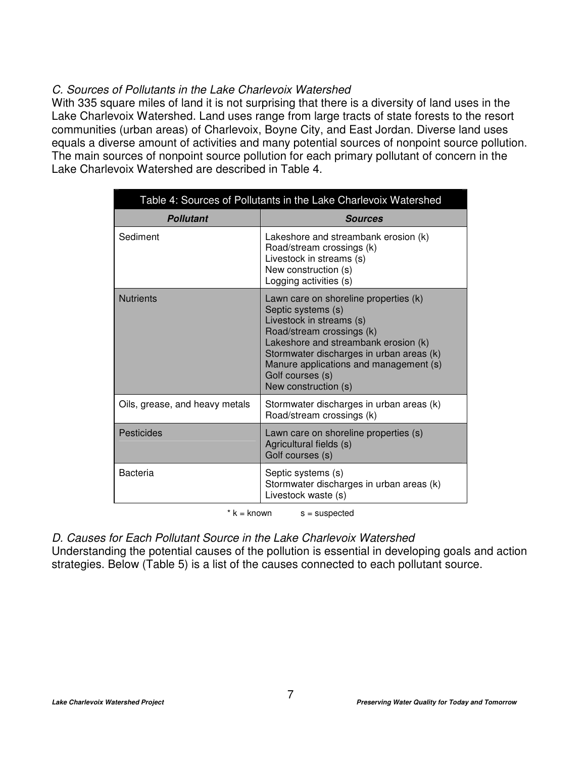*C. Sources of Pollutants in the Lake Charlevoix Watershed*

With 335 square miles of land it is not surprising that there is a diversity of land uses in the Lake Charlevoix Watershed. Land uses range from large tracts of state forests to the resort communities (urban areas) of Charlevoix, Boyne City, and East Jordan. Diverse land uses equals a diverse amount of activities and many potential sources of nonpoint source pollution. The main sources of nonpoint source pollution for each primary pollutant of concern in the Lake Charlevoix Watershed are described in Table 4.

Table 4: Sources of Pollutants in the Lake Charlevoix Watershed

| ***Pollutant*** | ***Sources*** |
|---|---|
| Sediment | Lakeshore and streambank erosion (k)<br>Road/stream crossings (k)<br>Livestock in streams (s)<br>New construction (s)<br>Logging activities (s) |
| Nutrients | Lawn care on shoreline properties (k)<br>Septic systems (s)<br>Livestock in streams (s)<br>Road/stream crossings (k)<br>Lakeshore and streambank erosion (k)<br>Stormwater discharges in urban areas (k)<br>Manure applications and management (s)<br>Golf courses (s)<br>New construction (s) |
| Oils, grease, and heavy metals | Stormwater discharges in urban areas (k)<br>Road/stream crossings (k) |
| Pesticides | Lawn care on shoreline properties (s)<br>Agricultural fields (s)<br>Golf courses (s) |
| Bacteria | Septic systems (s)<br>Stormwater discharges in urban areas (k)<br>Livestock waste (s) |

\* k = known s = suspected

*D. Causes for Each Pollutant Source in the Lake Charlevoix Watershed*

Understanding the potential causes of the pollution is essential in developing goals and action strategies. Below (Table 5) is a list of the causes connected to each pollutant source.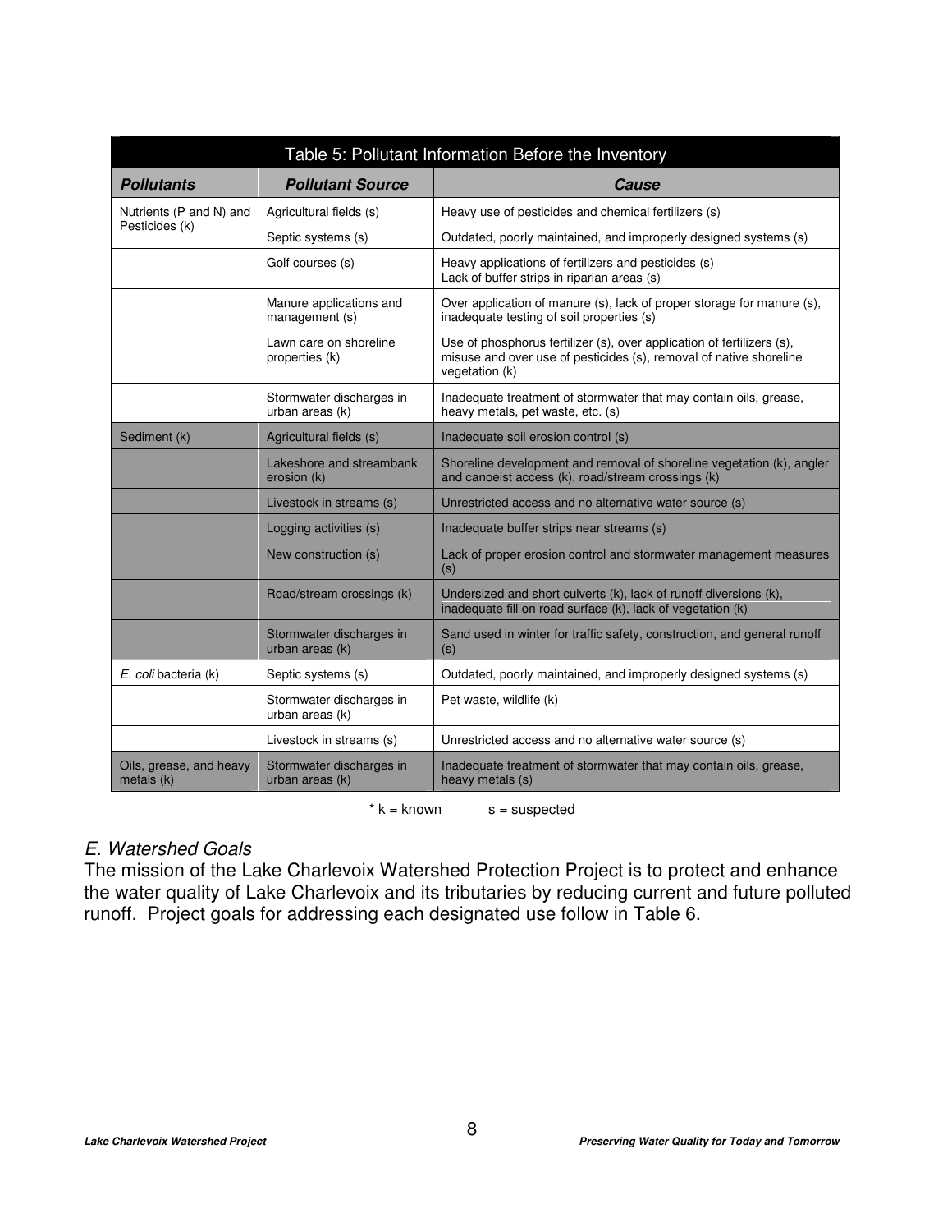Table 5: Pollutant Information Before the Inventory

| Pollutants | Pollutant Source | Cause |
|---|---|---|
| Nutrients (P and N) and Pesticides (k) | Agricultural fields (s) | Heavy use of pesticides and chemical fertilizers (s) |
| | Septic systems (s) | Outdated, poorly maintained, and improperly designed systems (s) |
| | Golf courses (s) | Heavy applications of fertilizers and pesticides (s)<br>Lack of buffer strips in riparian areas (s) |
| | Manure applications and management (s) | Over application of manure (s), lack of proper storage for manure (s), inadequate testing of soil properties (s) |
| | Lawn care on shoreline properties (k) | Use of phosphorus fertilizer (s), over application of fertilizers (s), misuse and over use of pesticides (s), removal of native shoreline vegetation (k) |
| | Stormwater discharges in urban areas (k) | Inadequate treatment of stormwater that may contain oils, grease, heavy metals, pet waste, etc. (s) |
| Sediment (k) | Agricultural fields (s) | Inadequate soil erosion control (s) |
| | Lakeshore and streambank erosion (k) | Shoreline development and removal of shoreline vegetation (k), angler and canoeist access (k), road/stream crossings (k) |
| | Livestock in streams (s) | Unrestricted access and no alternative water source (s) |
| | Logging activities (s) | Inadequate buffer strips near streams (s) |
| | New construction (s) | Lack of proper erosion control and stormwater management measures (s) |
| | Road/stream crossings (k) | Undersized and short culverts (k), lack of runoff diversions (k), inadequate fill on road surface (k), lack of vegetation (k) |
| | Stormwater discharges in urban areas (k) | Sand used in winter for traffic safety, construction, and general runoff (s) |
| *E. coli* bacteria (k) | Septic systems (s) | Outdated, poorly maintained, and improperly designed systems (s) |
| | Stormwater discharges in urban areas (k) | Pet waste, wildlife (k) |
| | Livestock in streams (s) | Unrestricted access and no alternative water source (s) |
| Oils, grease, and heavy metals (k) | Stormwater discharges in urban areas (k) | Inadequate treatment of stormwater that may contain oils, grease, heavy metals (s) |

\* k = known s = suspected

### *E. Watershed Goals*

The mission of the Lake Charlevoix Watershed Protection Project is to protect and enhance the water quality of Lake Charlevoix and its tributaries by reducing current and future polluted runoff. Project goals for addressing each designated use follow in Table 6.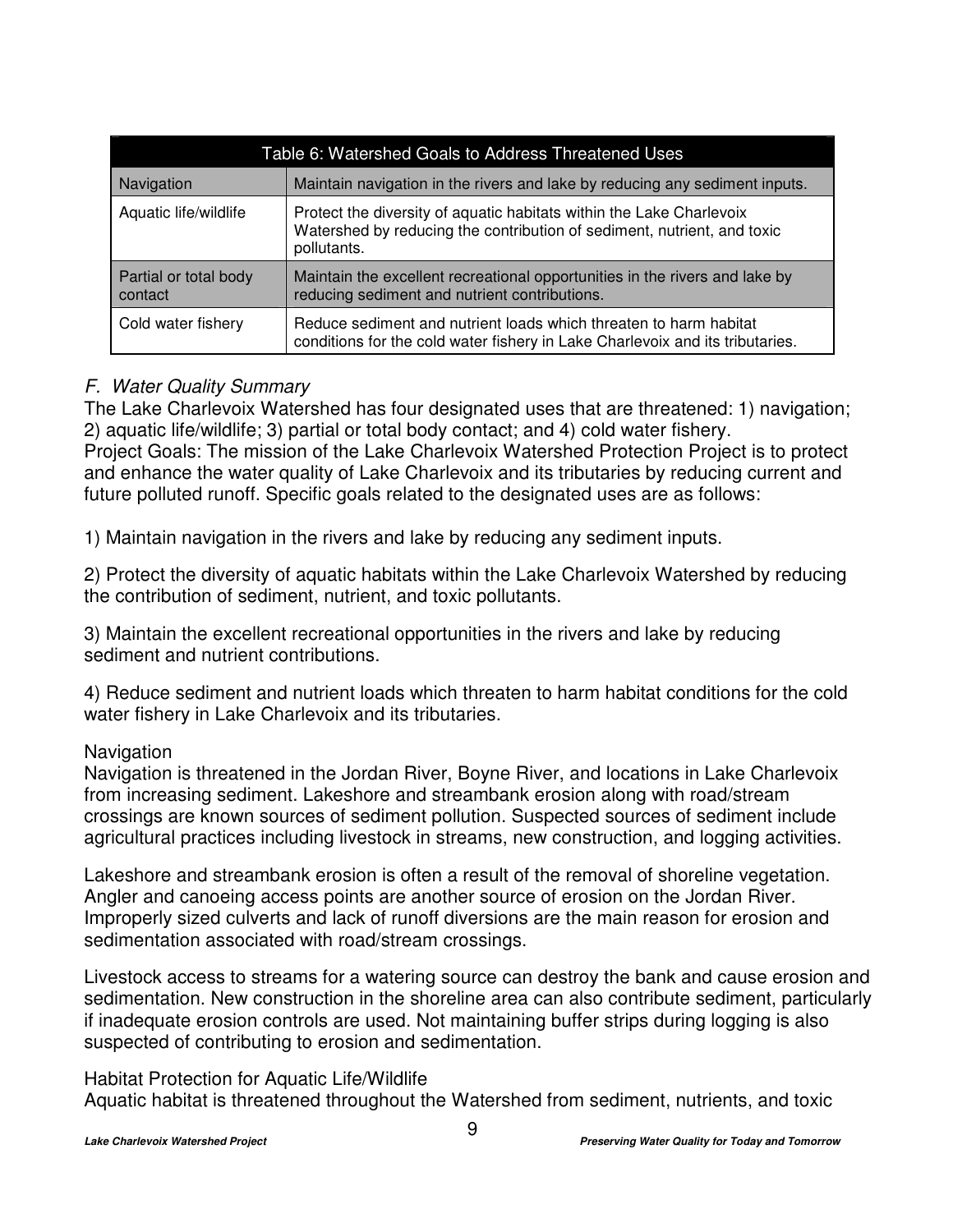| Table 6: Watershed Goals to Address Threatened Uses | |
|---|---|
| Navigation | Maintain navigation in the rivers and lake by reducing any sediment inputs. |
| Aquatic life/wildlife | Protect the diversity of aquatic habitats within the Lake Charlevoix Watershed by reducing the contribution of sediment, nutrient, and toxic pollutants. |
| Partial or total body contact | Maintain the excellent recreational opportunities in the rivers and lake by reducing sediment and nutrient contributions. |
| Cold water fishery | Reduce sediment and nutrient loads which threaten to harm habitat conditions for the cold water fishery in Lake Charlevoix and its tributaries. |

### *F. Water Quality Summary*

The Lake Charlevoix Watershed has four designated uses that are threatened: 1) navigation; 2) aquatic life/wildlife; 3) partial or total body contact; and 4) cold water fishery.
Project Goals: The mission of the Lake Charlevoix Watershed Protection Project is to protect and enhance the water quality of Lake Charlevoix and its tributaries by reducing current and future polluted runoff. Specific goals related to the designated uses are as follows:

1) Maintain navigation in the rivers and lake by reducing any sediment inputs.

2) Protect the diversity of aquatic habitats within the Lake Charlevoix Watershed by reducing the contribution of sediment, nutrient, and toxic pollutants.

3) Maintain the excellent recreational opportunities in the rivers and lake by reducing sediment and nutrient contributions.

4) Reduce sediment and nutrient loads which threaten to harm habitat conditions for the cold water fishery in Lake Charlevoix and its tributaries.

Navigation

Navigation is threatened in the Jordan River, Boyne River, and locations in Lake Charlevoix from increasing sediment. Lakeshore and streambank erosion along with road/stream crossings are known sources of sediment pollution. Suspected sources of sediment include agricultural practices including livestock in streams, new construction, and logging activities.

Lakeshore and streambank erosion is often a result of the removal of shoreline vegetation. Angler and canoeing access points are another source of erosion on the Jordan River. Improperly sized culverts and lack of runoff diversions are the main reason for erosion and sedimentation associated with road/stream crossings.

Livestock access to streams for a watering source can destroy the bank and cause erosion and sedimentation. New construction in the shoreline area can also contribute sediment, particularly if inadequate erosion controls are used. Not maintaining buffer strips during logging is also suspected of contributing to erosion and sedimentation.

Habitat Protection for Aquatic Life/Wildlife

Aquatic habitat is threatened throughout the Watershed from sediment, nutrients, and toxic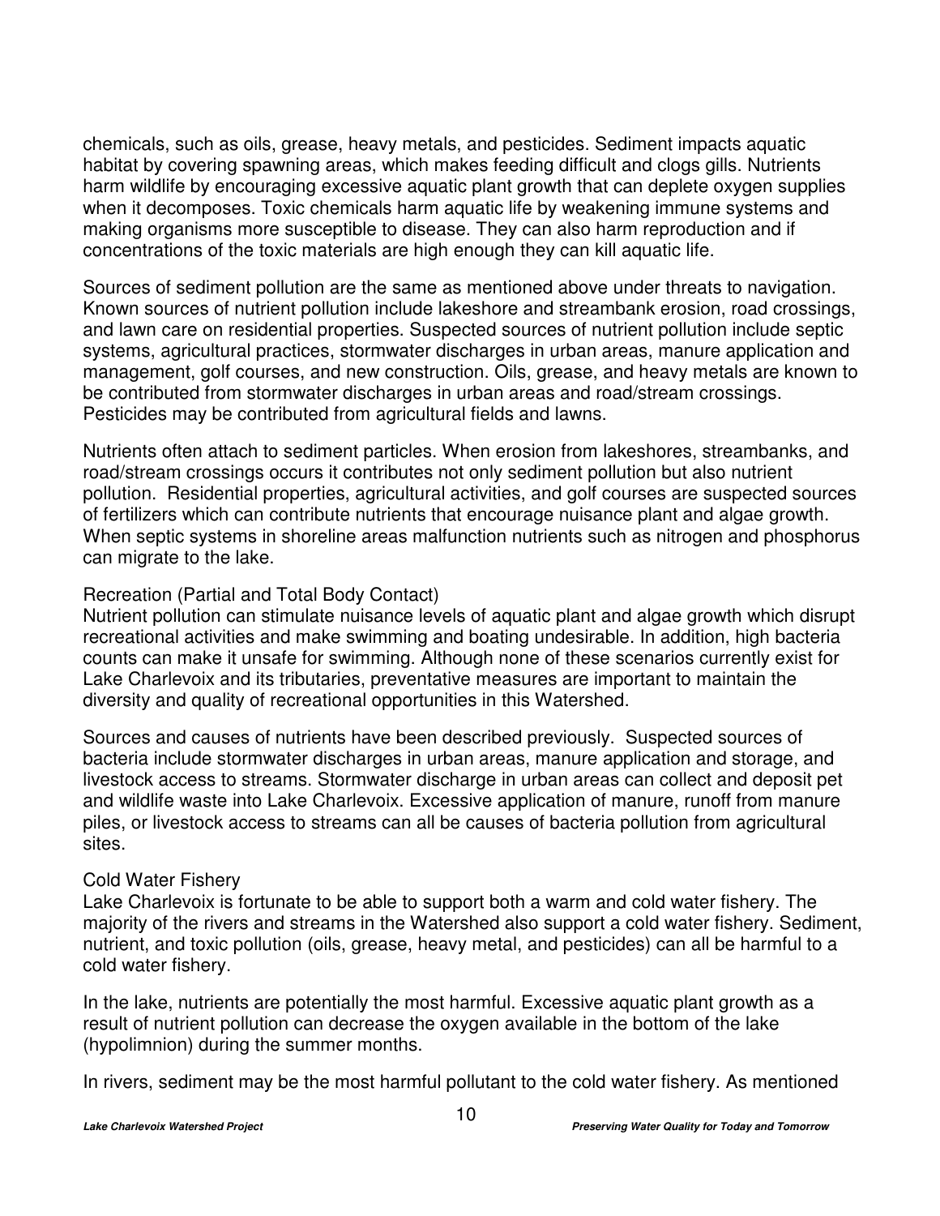chemicals, such as oils, grease, heavy metals, and pesticides. Sediment impacts aquatic habitat by covering spawning areas, which makes feeding difficult and clogs gills. Nutrients harm wildlife by encouraging excessive aquatic plant growth that can deplete oxygen supplies when it decomposes. Toxic chemicals harm aquatic life by weakening immune systems and making organisms more susceptible to disease. They can also harm reproduction and if concentrations of the toxic materials are high enough they can kill aquatic life.

Sources of sediment pollution are the same as mentioned above under threats to navigation. Known sources of nutrient pollution include lakeshore and streambank erosion, road crossings, and lawn care on residential properties. Suspected sources of nutrient pollution include septic systems, agricultural practices, stormwater discharges in urban areas, manure application and management, golf courses, and new construction. Oils, grease, and heavy metals are known to be contributed from stormwater discharges in urban areas and road/stream crossings. Pesticides may be contributed from agricultural fields and lawns.

Nutrients often attach to sediment particles. When erosion from lakeshores, streambanks, and road/stream crossings occurs it contributes not only sediment pollution but also nutrient pollution. Residential properties, agricultural activities, and golf courses are suspected sources of fertilizers which can contribute nutrients that encourage nuisance plant and algae growth. When septic systems in shoreline areas malfunction nutrients such as nitrogen and phosphorus can migrate to the lake.

### Recreation (Partial and Total Body Contact)

Nutrient pollution can stimulate nuisance levels of aquatic plant and algae growth which disrupt recreational activities and make swimming and boating undesirable. In addition, high bacteria counts can make it unsafe for swimming. Although none of these scenarios currently exist for Lake Charlevoix and its tributaries, preventative measures are important to maintain the diversity and quality of recreational opportunities in this Watershed.

Sources and causes of nutrients have been described previously. Suspected sources of bacteria include stormwater discharges in urban areas, manure application and storage, and livestock access to streams. Stormwater discharge in urban areas can collect and deposit pet and wildlife waste into Lake Charlevoix. Excessive application of manure, runoff from manure piles, or livestock access to streams can all be causes of bacteria pollution from agricultural sites.

### Cold Water Fishery

Lake Charlevoix is fortunate to be able to support both a warm and cold water fishery. The majority of the rivers and streams in the Watershed also support a cold water fishery. Sediment, nutrient, and toxic pollution (oils, grease, heavy metal, and pesticides) can all be harmful to a cold water fishery.

In the lake, nutrients are potentially the most harmful. Excessive aquatic plant growth as a result of nutrient pollution can decrease the oxygen available in the bottom of the lake (hypolimnion) during the summer months.

In rivers, sediment may be the most harmful pollutant to the cold water fishery. As mentioned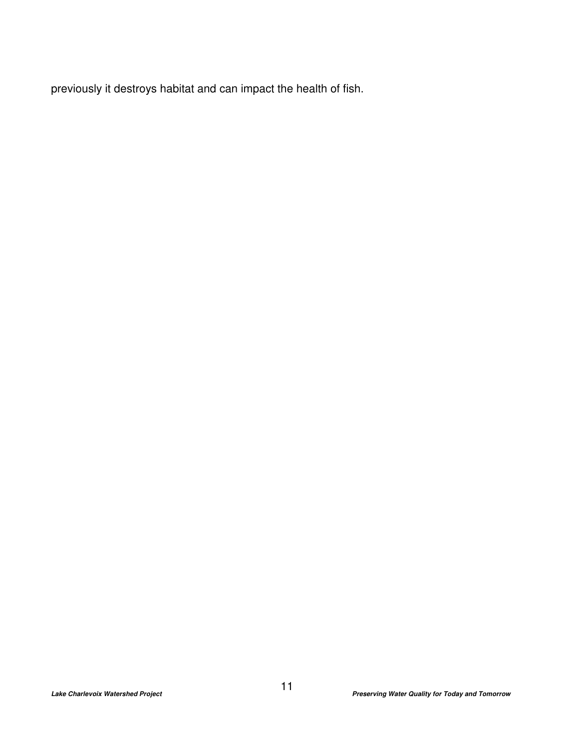previously it destroys habitat and can impact the health of fish.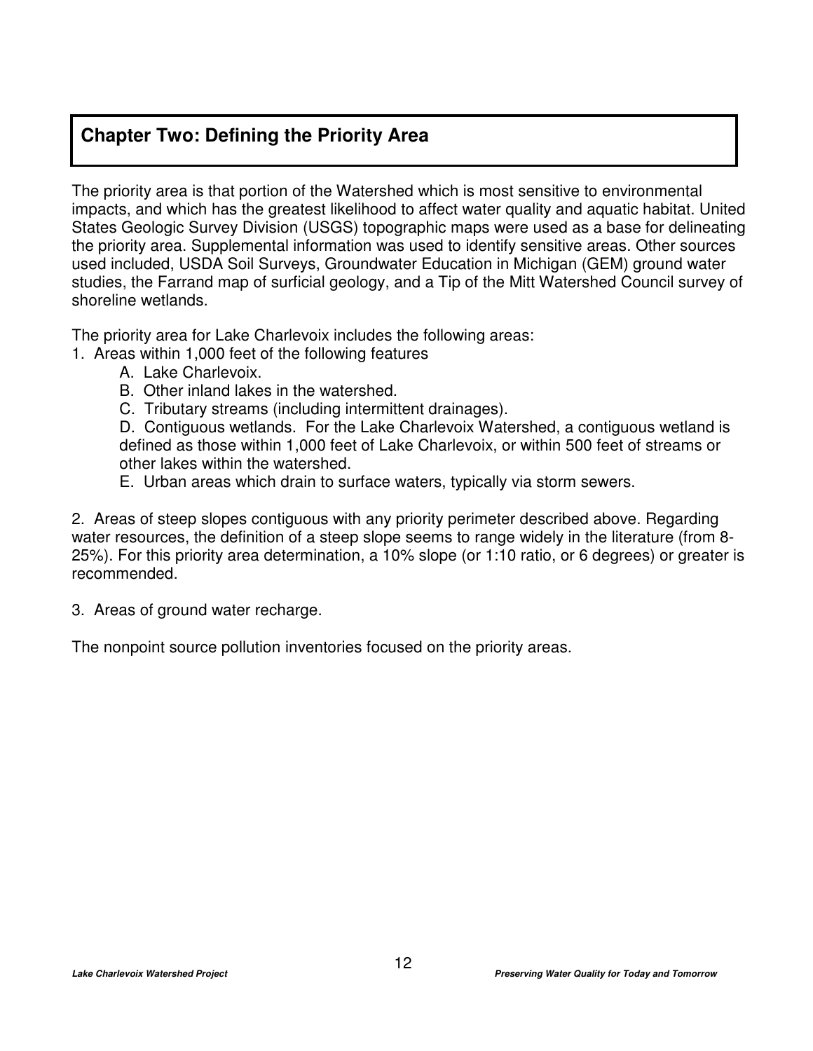## Chapter Two: Defining the Priority Area

The priority area is that portion of the Watershed which is most sensitive to environmental impacts, and which has the greatest likelihood to affect water quality and aquatic habitat. United States Geologic Survey Division (USGS) topographic maps were used as a base for delineating the priority area. Supplemental information was used to identify sensitive areas. Other sources used included, USDA Soil Surveys, Groundwater Education in Michigan (GEM) ground water studies, the Farrand map of surficial geology, and a Tip of the Mitt Watershed Council survey of shoreline wetlands.

The priority area for Lake Charlevoix includes the following areas:

1. Areas within 1,000 feet of the following features
   - A. Lake Charlevoix.
   - B. Other inland lakes in the watershed.
   - C. Tributary streams (including intermittent drainages).
   - D. Contiguous wetlands. For the Lake Charlevoix Watershed, a contiguous wetland is defined as those within 1,000 feet of Lake Charlevoix, or within 500 feet of streams or other lakes within the watershed.
   - E. Urban areas which drain to surface waters, typically via storm sewers.

2. Areas of steep slopes contiguous with any priority perimeter described above. Regarding water resources, the definition of a steep slope seems to range widely in the literature (from 8-25%). For this priority area determination, a 10% slope (or 1:10 ratio, or 6 degrees) or greater is recommended.

3. Areas of ground water recharge.

The nonpoint source pollution inventories focused on the priority areas.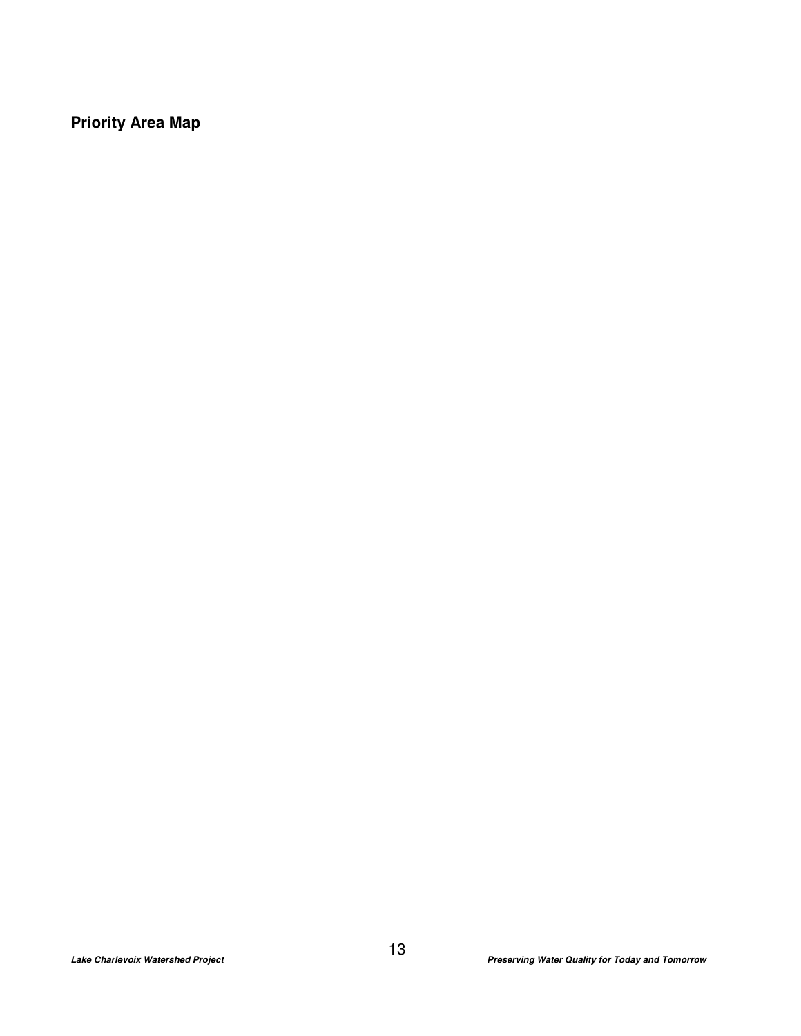## Priority Area Map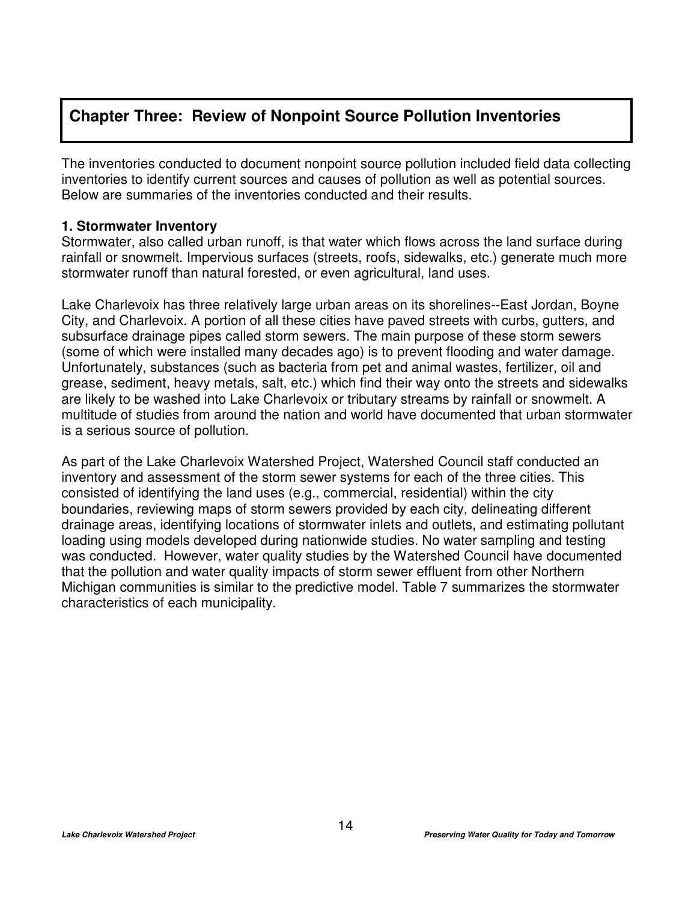# Chapter Three: Review of Nonpoint Source Pollution Inventories

The inventories conducted to document nonpoint source pollution included field data collecting inventories to identify current sources and causes of pollution as well as potential sources. Below are summaries of the inventories conducted and their results.

**1. Stormwater Inventory**

Stormwater, also called urban runoff, is that water which flows across the land surface during rainfall or snowmelt. Impervious surfaces (streets, roofs, sidewalks, etc.) generate much more stormwater runoff than natural forested, or even agricultural, land uses.

Lake Charlevoix has three relatively large urban areas on its shorelines--East Jordan, Boyne City, and Charlevoix. A portion of all these cities have paved streets with curbs, gutters, and subsurface drainage pipes called storm sewers. The main purpose of these storm sewers (some of which were installed many decades ago) is to prevent flooding and water damage. Unfortunately, substances (such as bacteria from pet and animal wastes, fertilizer, oil and grease, sediment, heavy metals, salt, etc.) which find their way onto the streets and sidewalks are likely to be washed into Lake Charlevoix or tributary streams by rainfall or snowmelt. A multitude of studies from around the nation and world have documented that urban stormwater is a serious source of pollution.

As part of the Lake Charlevoix Watershed Project, Watershed Council staff conducted an inventory and assessment of the storm sewer systems for each of the three cities. This consisted of identifying the land uses (e.g., commercial, residential) within the city boundaries, reviewing maps of storm sewers provided by each city, delineating different drainage areas, identifying locations of stormwater inlets and outlets, and estimating pollutant loading using models developed during nationwide studies. No water sampling and testing was conducted. However, water quality studies by the Watershed Council have documented that the pollution and water quality impacts of storm sewer effluent from other Northern Michigan communities is similar to the predictive model. Table 7 summarizes the stormwater characteristics of each municipality.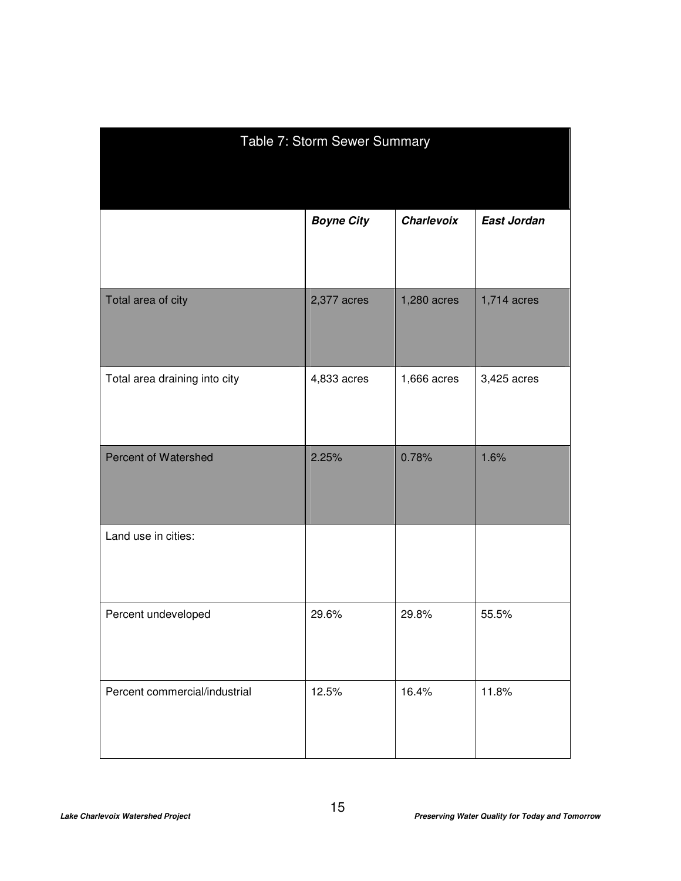Table 7: Storm Sewer Summary

| | ***Boyne City*** | ***Charlevoix*** | ***East Jordan*** |
|---|---|---|---|
| Total area of city | 2,377 acres | 1,280 acres | 1,714 acres |
| Total area draining into city | 4,833 acres | 1,666 acres | 3,425 acres |
| Percent of Watershed | 2.25% | 0.78% | 1.6% |
| Land use in cities: | | | |
| Percent undeveloped | 29.6% | 29.8% | 55.5% |
| Percent commercial/industrial | 12.5% | 16.4% | 11.8% |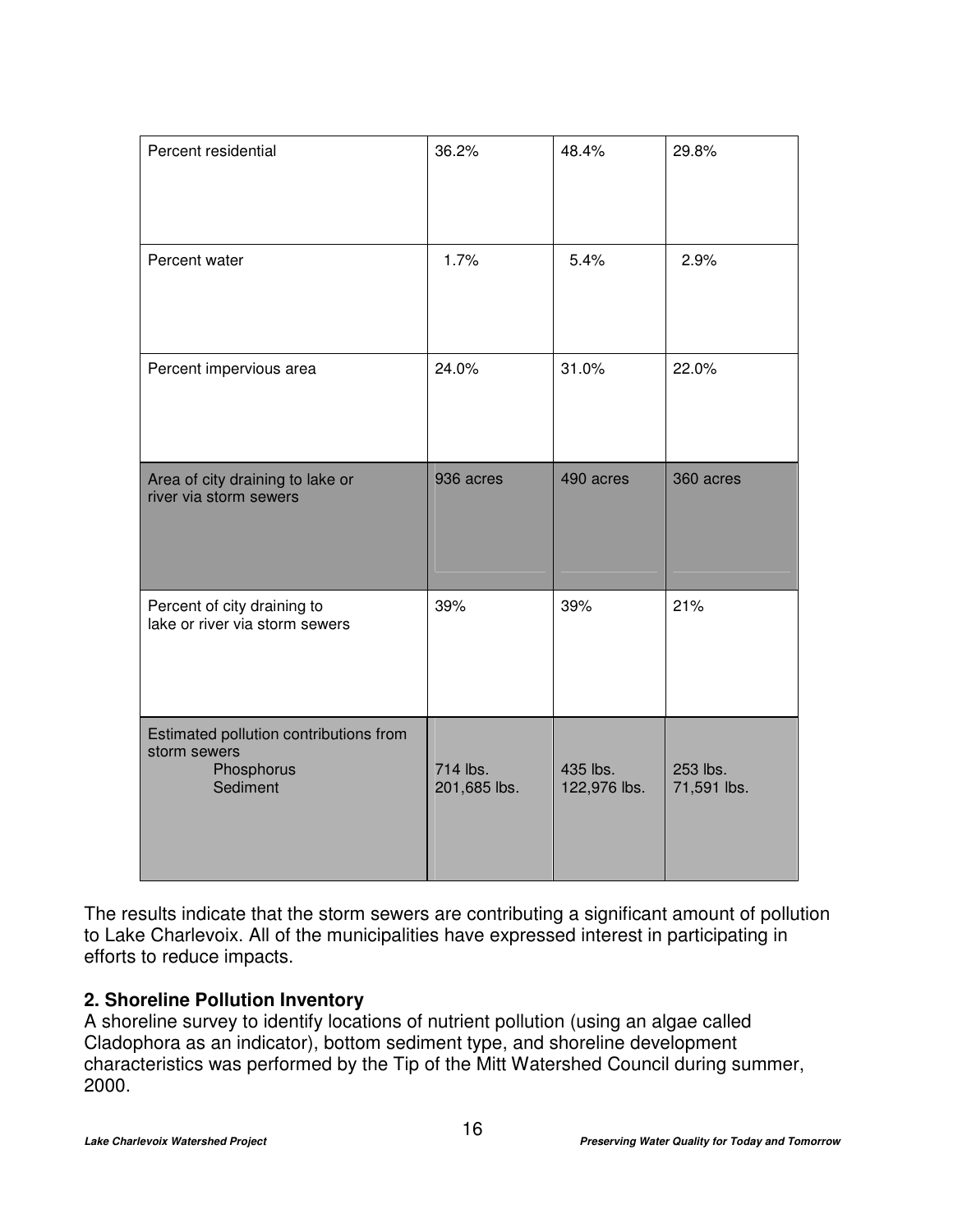| | | | |
|---|---|---|---|
| Percent residential | 36.2% | 48.4% | 29.8% |
| Percent water | 1.7% | 5.4% | 2.9% |
| Percent impervious area | 24.0% | 31.0% | 22.0% |
| Area of city draining to lake or river via storm sewers | 936 acres | 490 acres | 360 acres |
| Percent of city draining to lake or river via storm sewers | 39% | 39% | 21% |
| Estimated pollution contributions from storm sewers<br>Phosphorus<br>Sediment | <br>714 lbs.<br>201,685 lbs. | <br>435 lbs.<br>122,976 lbs. | <br>253 lbs.<br>71,591 lbs. |

The results indicate that the storm sewers are contributing a significant amount of pollution to Lake Charlevoix. All of the municipalities have expressed interest in participating in efforts to reduce impacts.

### 2. Shoreline Pollution Inventory

A shoreline survey to identify locations of nutrient pollution (using an algae called Cladophora as an indicator), bottom sediment type, and shoreline development characteristics was performed by the Tip of the Mitt Watershed Council during summer, 2000.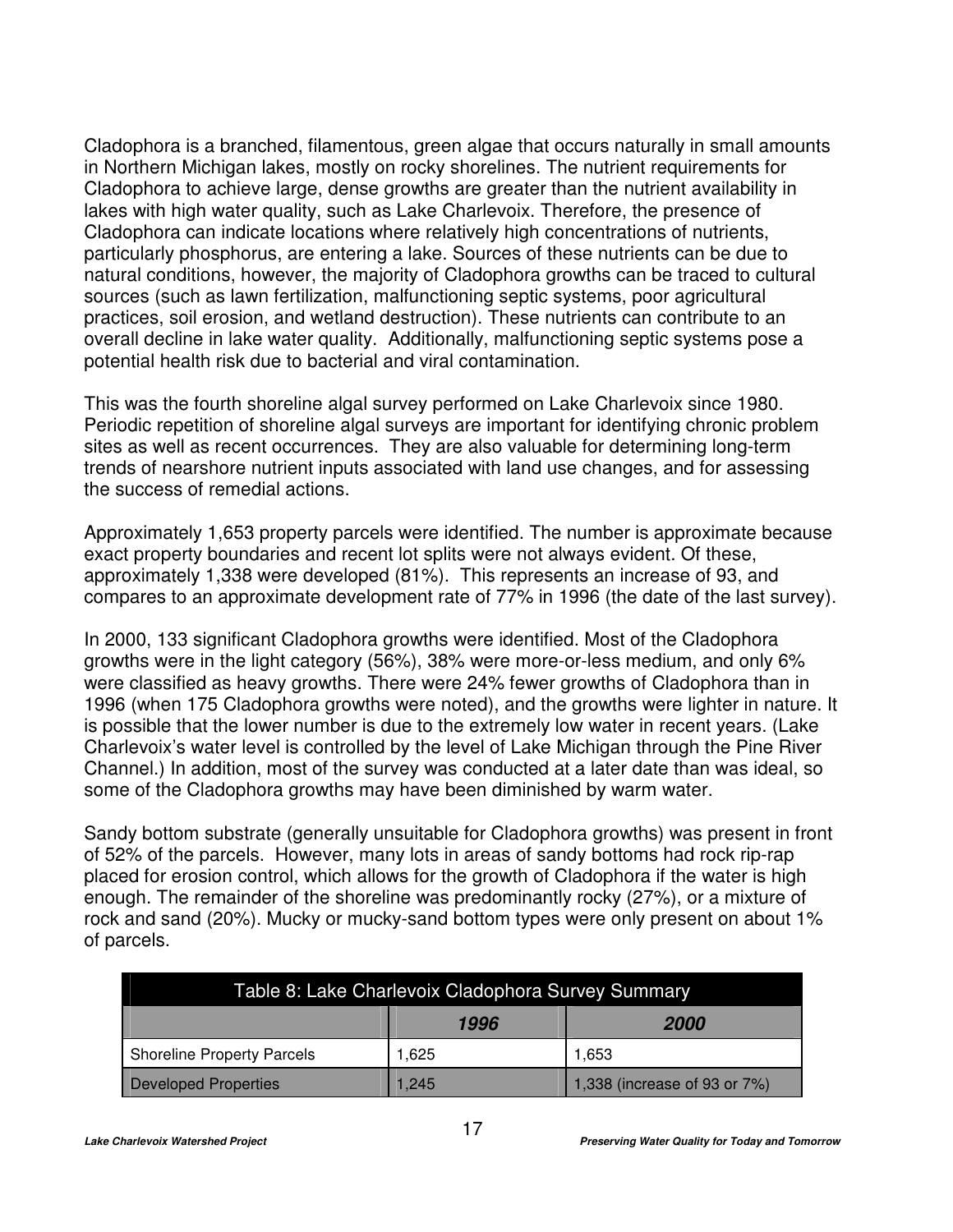Cladophora is a branched, filamentous, green algae that occurs naturally in small amounts in Northern Michigan lakes, mostly on rocky shorelines. The nutrient requirements for Cladophora to achieve large, dense growths are greater than the nutrient availability in lakes with high water quality, such as Lake Charlevoix. Therefore, the presence of Cladophora can indicate locations where relatively high concentrations of nutrients, particularly phosphorus, are entering a lake. Sources of these nutrients can be due to natural conditions, however, the majority of Cladophora growths can be traced to cultural sources (such as lawn fertilization, malfunctioning septic systems, poor agricultural practices, soil erosion, and wetland destruction). These nutrients can contribute to an overall decline in lake water quality. Additionally, malfunctioning septic systems pose a potential health risk due to bacterial and viral contamination.

This was the fourth shoreline algal survey performed on Lake Charlevoix since 1980. Periodic repetition of shoreline algal surveys are important for identifying chronic problem sites as well as recent occurrences. They are also valuable for determining long-term trends of nearshore nutrient inputs associated with land use changes, and for assessing the success of remedial actions.

Approximately 1,653 property parcels were identified. The number is approximate because exact property boundaries and recent lot splits were not always evident. Of these, approximately 1,338 were developed (81%). This represents an increase of 93, and compares to an approximate development rate of 77% in 1996 (the date of the last survey).

In 2000, 133 significant Cladophora growths were identified. Most of the Cladophora growths were in the light category (56%), 38% were more-or-less medium, and only 6% were classified as heavy growths. There were 24% fewer growths of Cladophora than in 1996 (when 175 Cladophora growths were noted), and the growths were lighter in nature. It is possible that the lower number is due to the extremely low water in recent years. (Lake Charlevoix's water level is controlled by the level of Lake Michigan through the Pine River Channel.) In addition, most of the survey was conducted at a later date than was ideal, so some of the Cladophora growths may have been diminished by warm water.

Sandy bottom substrate (generally unsuitable for Cladophora growths) was present in front of 52% of the parcels. However, many lots in areas of sandy bottoms had rock rip-rap placed for erosion control, which allows for the growth of Cladophora if the water is high enough. The remainder of the shoreline was predominantly rocky (27%), or a mixture of rock and sand (20%). Mucky or mucky-sand bottom types were only present on about 1% of parcels.

Table 8: Lake Charlevoix Cladophora Survey Summary

| | **1996** | **2000** |
|---|---|---|
| Shoreline Property Parcels | 1,625 | 1,653 |
| Developed Properties | 1,245 | 1,338 (increase of 93 or 7%) |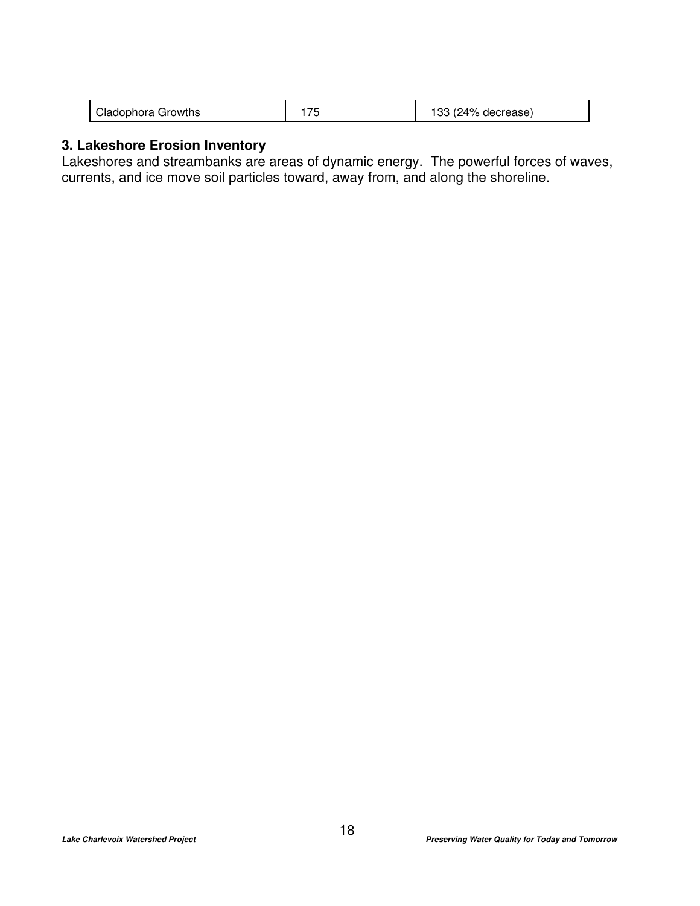| Cladophora Growths | 175 | 133 (24% decrease) |
|---|---|---|

### 3. Lakeshore Erosion Inventory

Lakeshores and streambanks are areas of dynamic energy. The powerful forces of waves, currents, and ice move soil particles toward, away from, and along the shoreline.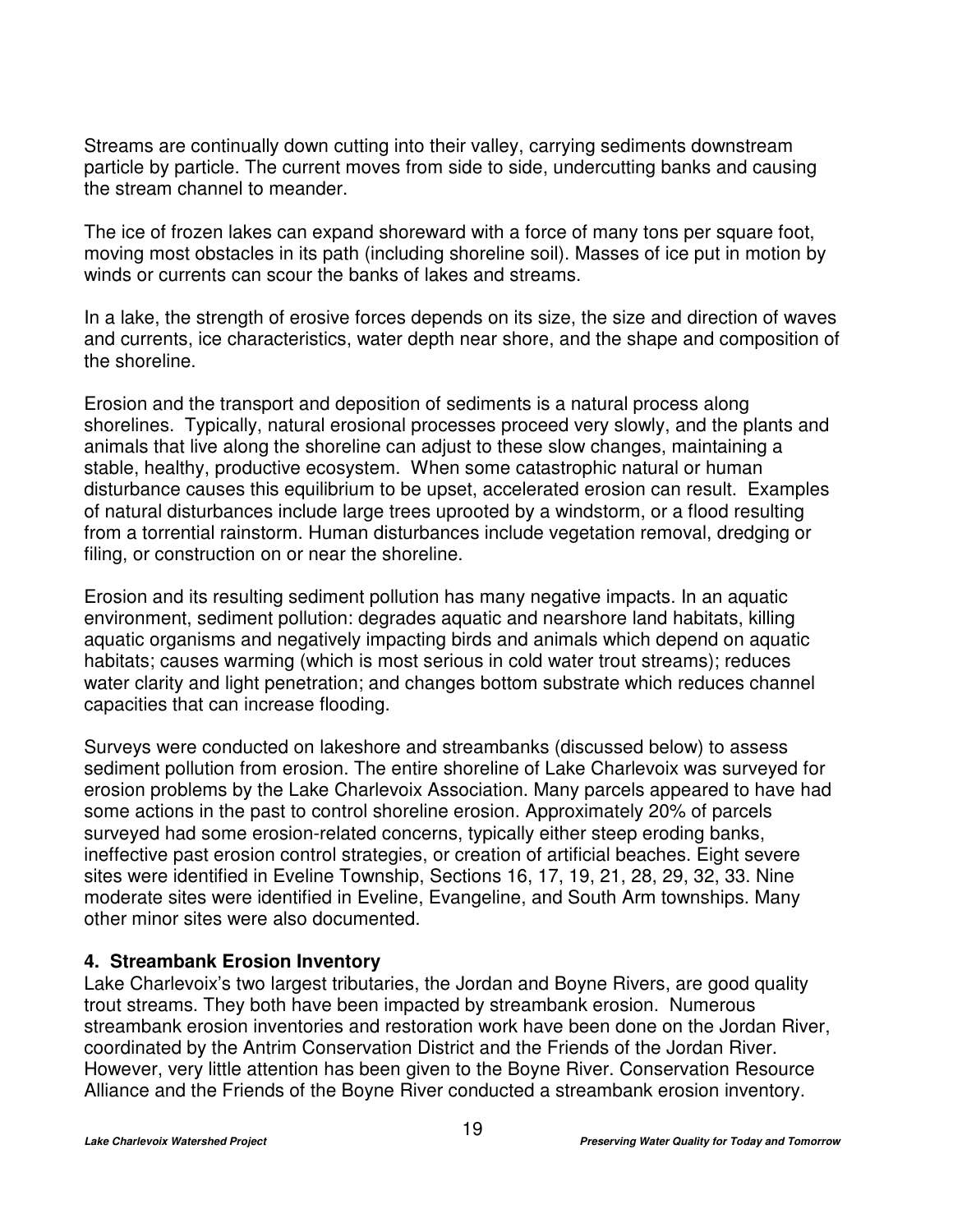Streams are continually down cutting into their valley, carrying sediments downstream particle by particle. The current moves from side to side, undercutting banks and causing the stream channel to meander.

The ice of frozen lakes can expand shoreward with a force of many tons per square foot, moving most obstacles in its path (including shoreline soil). Masses of ice put in motion by winds or currents can scour the banks of lakes and streams.

In a lake, the strength of erosive forces depends on its size, the size and direction of waves and currents, ice characteristics, water depth near shore, and the shape and composition of the shoreline.

Erosion and the transport and deposition of sediments is a natural process along shorelines. Typically, natural erosional processes proceed very slowly, and the plants and animals that live along the shoreline can adjust to these slow changes, maintaining a stable, healthy, productive ecosystem. When some catastrophic natural or human disturbance causes this equilibrium to be upset, accelerated erosion can result. Examples of natural disturbances include large trees uprooted by a windstorm, or a flood resulting from a torrential rainstorm. Human disturbances include vegetation removal, dredging or filing, or construction on or near the shoreline.

Erosion and its resulting sediment pollution has many negative impacts. In an aquatic environment, sediment pollution: degrades aquatic and nearshore land habitats, killing aquatic organisms and negatively impacting birds and animals which depend on aquatic habitats; causes warming (which is most serious in cold water trout streams); reduces water clarity and light penetration; and changes bottom substrate which reduces channel capacities that can increase flooding.

Surveys were conducted on lakeshore and streambanks (discussed below) to assess sediment pollution from erosion. The entire shoreline of Lake Charlevoix was surveyed for erosion problems by the Lake Charlevoix Association. Many parcels appeared to have had some actions in the past to control shoreline erosion. Approximately 20% of parcels surveyed had some erosion-related concerns, typically either steep eroding banks, ineffective past erosion control strategies, or creation of artificial beaches. Eight severe sites were identified in Eveline Township, Sections 16, 17, 19, 21, 28, 29, 32, 33. Nine moderate sites were identified in Eveline, Evangeline, and South Arm townships. Many other minor sites were also documented.

### 4. Streambank Erosion Inventory

Lake Charlevoix's two largest tributaries, the Jordan and Boyne Rivers, are good quality trout streams. They both have been impacted by streambank erosion. Numerous streambank erosion inventories and restoration work have been done on the Jordan River, coordinated by the Antrim Conservation District and the Friends of the Jordan River. However, very little attention has been given to the Boyne River. Conservation Resource Alliance and the Friends of the Boyne River conducted a streambank erosion inventory.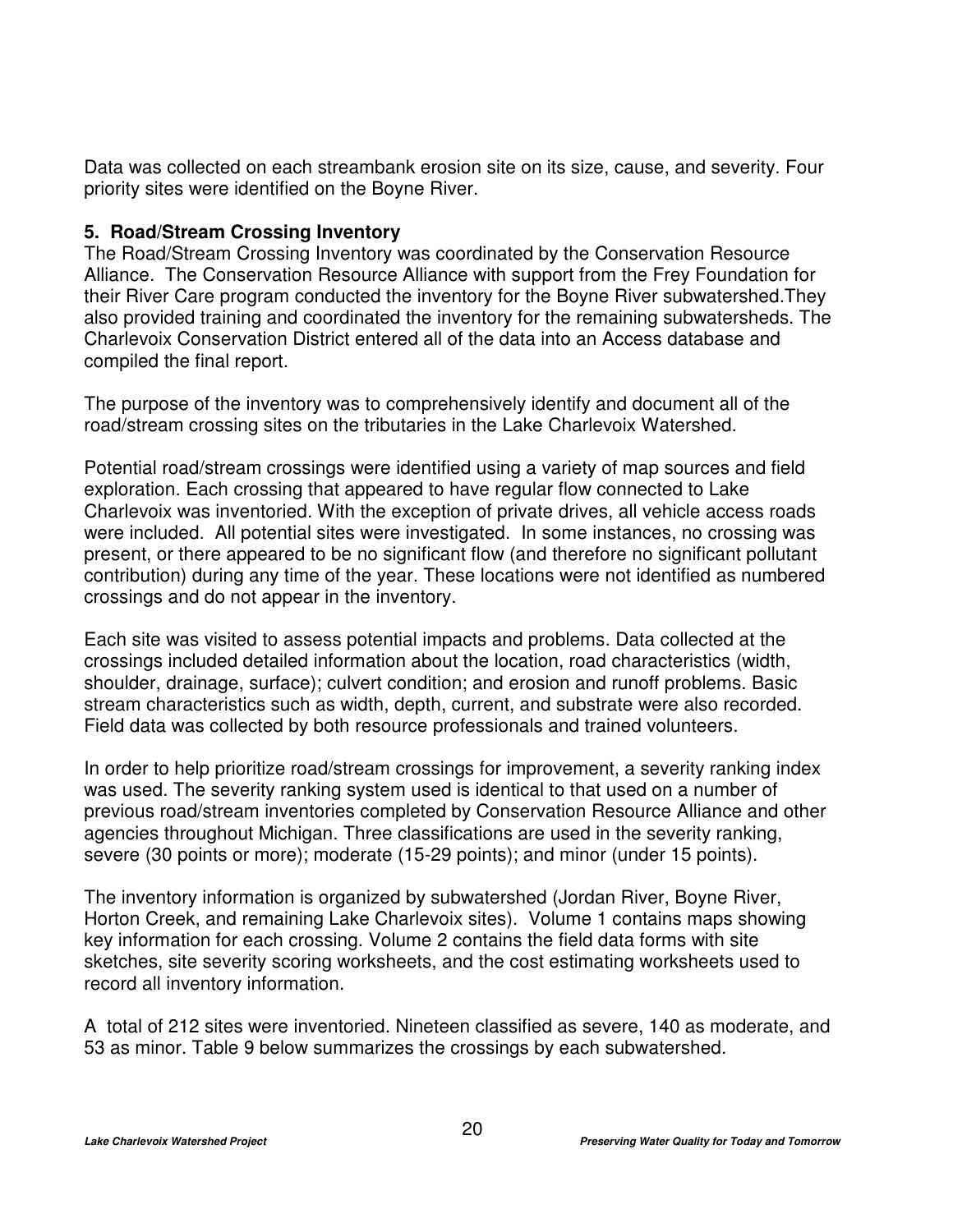Data was collected on each streambank erosion site on its size, cause, and severity. Four priority sites were identified on the Boyne River.

### 5. Road/Stream Crossing Inventory

The Road/Stream Crossing Inventory was coordinated by the Conservation Resource Alliance. The Conservation Resource Alliance with support from the Frey Foundation for their River Care program conducted the inventory for the Boyne River subwatershed.They also provided training and coordinated the inventory for the remaining subwatersheds. The Charlevoix Conservation District entered all of the data into an Access database and compiled the final report.

The purpose of the inventory was to comprehensively identify and document all of the road/stream crossing sites on the tributaries in the Lake Charlevoix Watershed.

Potential road/stream crossings were identified using a variety of map sources and field exploration. Each crossing that appeared to have regular flow connected to Lake Charlevoix was inventoried. With the exception of private drives, all vehicle access roads were included. All potential sites were investigated. In some instances, no crossing was present, or there appeared to be no significant flow (and therefore no significant pollutant contribution) during any time of the year. These locations were not identified as numbered crossings and do not appear in the inventory.

Each site was visited to assess potential impacts and problems. Data collected at the crossings included detailed information about the location, road characteristics (width, shoulder, drainage, surface); culvert condition; and erosion and runoff problems. Basic stream characteristics such as width, depth, current, and substrate were also recorded. Field data was collected by both resource professionals and trained volunteers.

In order to help prioritize road/stream crossings for improvement, a severity ranking index was used. The severity ranking system used is identical to that used on a number of previous road/stream inventories completed by Conservation Resource Alliance and other agencies throughout Michigan. Three classifications are used in the severity ranking, severe (30 points or more); moderate (15-29 points); and minor (under 15 points).

The inventory information is organized by subwatershed (Jordan River, Boyne River, Horton Creek, and remaining Lake Charlevoix sites). Volume 1 contains maps showing key information for each crossing. Volume 2 contains the field data forms with site sketches, site severity scoring worksheets, and the cost estimating worksheets used to record all inventory information.

A total of 212 sites were inventoried. Nineteen classified as severe, 140 as moderate, and 53 as minor. Table 9 below summarizes the crossings by each subwatershed.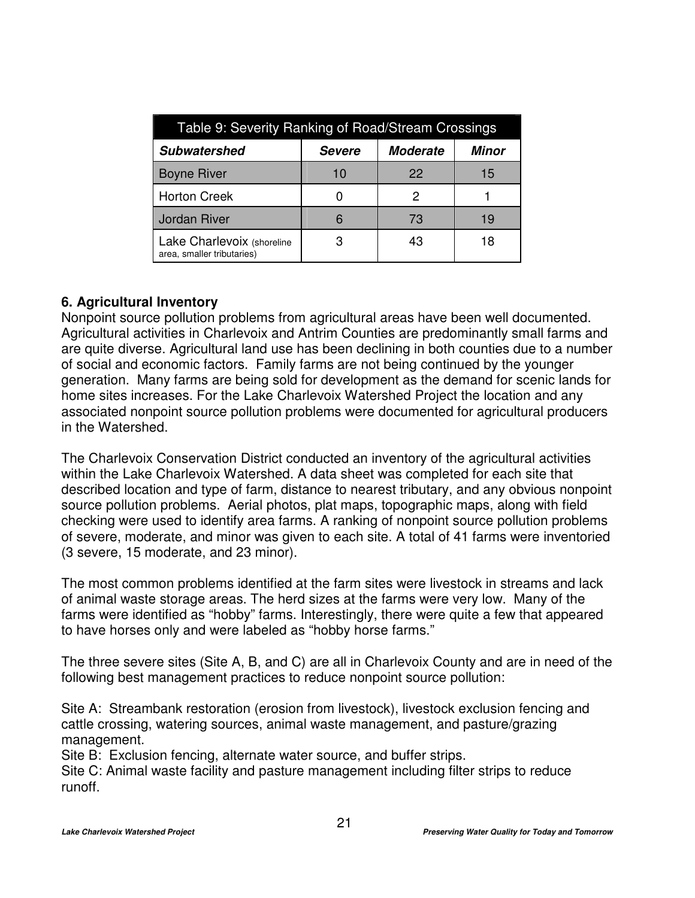| Table 9: Severity Ranking of Road/Stream Crossings | | | |
| --- | --- | --- | --- |
| ***Subwatershed*** | ***Severe*** | ***Moderate*** | ***Minor*** |
| Boyne River | 10 | 22 | 15 |
| Horton Creek | 0 | 2 | 1 |
| Jordan River | 6 | 73 | 19 |
| Lake Charlevoix (shoreline area, smaller tributaries) | 3 | 43 | 18 |

**6. Agricultural Inventory**

Nonpoint source pollution problems from agricultural areas have been well documented. Agricultural activities in Charlevoix and Antrim Counties are predominantly small farms and are quite diverse. Agricultural land use has been declining in both counties due to a number of social and economic factors. Family farms are not being continued by the younger generation. Many farms are being sold for development as the demand for scenic lands for home sites increases. For the Lake Charlevoix Watershed Project the location and any associated nonpoint source pollution problems were documented for agricultural producers in the Watershed.

The Charlevoix Conservation District conducted an inventory of the agricultural activities within the Lake Charlevoix Watershed. A data sheet was completed for each site that described location and type of farm, distance to nearest tributary, and any obvious nonpoint source pollution problems. Aerial photos, plat maps, topographic maps, along with field checking were used to identify area farms. A ranking of nonpoint source pollution problems of severe, moderate, and minor was given to each site. A total of 41 farms were inventoried (3 severe, 15 moderate, and 23 minor).

The most common problems identified at the farm sites were livestock in streams and lack of animal waste storage areas. The herd sizes at the farms were very low. Many of the farms were identified as "hobby" farms. Interestingly, there were quite a few that appeared to have horses only and were labeled as "hobby horse farms."

The three severe sites (Site A, B, and C) are all in Charlevoix County and are in need of the following best management practices to reduce nonpoint source pollution:

Site A: Streambank restoration (erosion from livestock), livestock exclusion fencing and cattle crossing, watering sources, animal waste management, and pasture/grazing management.
Site B: Exclusion fencing, alternate water source, and buffer strips.
Site C: Animal waste facility and pasture management including filter strips to reduce runoff.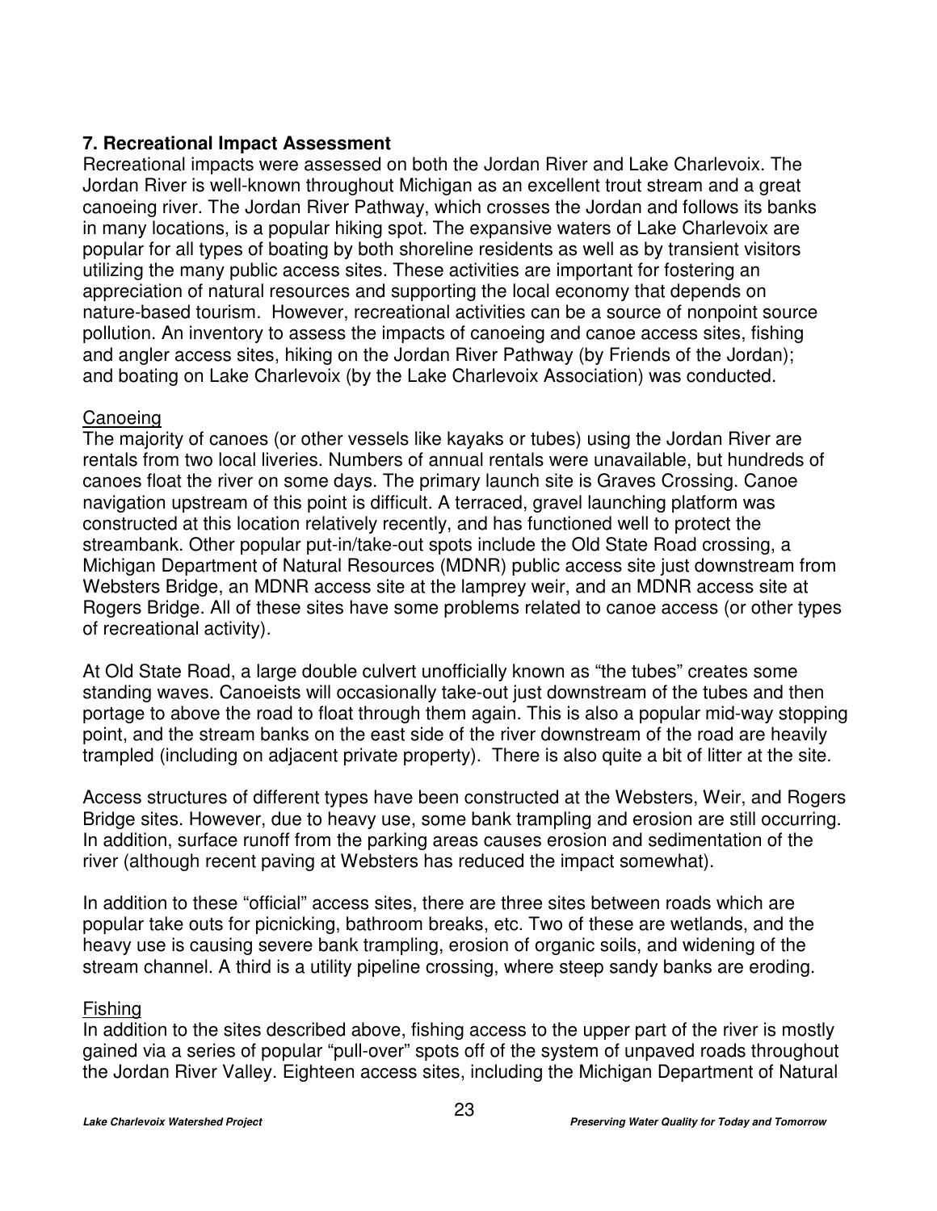## 7. Recreational Impact Assessment

Recreational impacts were assessed on both the Jordan River and Lake Charlevoix. The Jordan River is well-known throughout Michigan as an excellent trout stream and a great canoeing river. The Jordan River Pathway, which crosses the Jordan and follows its banks in many locations, is a popular hiking spot. The expansive waters of Lake Charlevoix are popular for all types of boating by both shoreline residents as well as by transient visitors utilizing the many public access sites. These activities are important for fostering an appreciation of natural resources and supporting the local economy that depends on nature-based tourism. However, recreational activities can be a source of nonpoint source pollution. An inventory to assess the impacts of canoeing and canoe access sites, fishing and angler access sites, hiking on the Jordan River Pathway (by Friends of the Jordan); and boating on Lake Charlevoix (by the Lake Charlevoix Association) was conducted.

### Canoeing

The majority of canoes (or other vessels like kayaks or tubes) using the Jordan River are rentals from two local liveries. Numbers of annual rentals were unavailable, but hundreds of canoes float the river on some days. The primary launch site is Graves Crossing. Canoe navigation upstream of this point is difficult. A terraced, gravel launching platform was constructed at this location relatively recently, and has functioned well to protect the streambank. Other popular put-in/take-out spots include the Old State Road crossing, a Michigan Department of Natural Resources (MDNR) public access site just downstream from Websters Bridge, an MDNR access site at the lamprey weir, and an MDNR access site at Rogers Bridge. All of these sites have some problems related to canoe access (or other types of recreational activity).

At Old State Road, a large double culvert unofficially known as "the tubes" creates some standing waves. Canoeists will occasionally take-out just downstream of the tubes and then portage to above the road to float through them again. This is also a popular mid-way stopping point, and the stream banks on the east side of the river downstream of the road are heavily trampled (including on adjacent private property). There is also quite a bit of litter at the site.

Access structures of different types have been constructed at the Websters, Weir, and Rogers Bridge sites. However, due to heavy use, some bank trampling and erosion are still occurring. In addition, surface runoff from the parking areas causes erosion and sedimentation of the river (although recent paving at Websters has reduced the impact somewhat).

In addition to these "official" access sites, there are three sites between roads which are popular take outs for picnicking, bathroom breaks, etc. Two of these are wetlands, and the heavy use is causing severe bank trampling, erosion of organic soils, and widening of the stream channel. A third is a utility pipeline crossing, where steep sandy banks are eroding.

### Fishing

In addition to the sites described above, fishing access to the upper part of the river is mostly gained via a series of popular "pull-over" spots off of the system of unpaved roads throughout the Jordan River Valley. Eighteen access sites, including the Michigan Department of Natural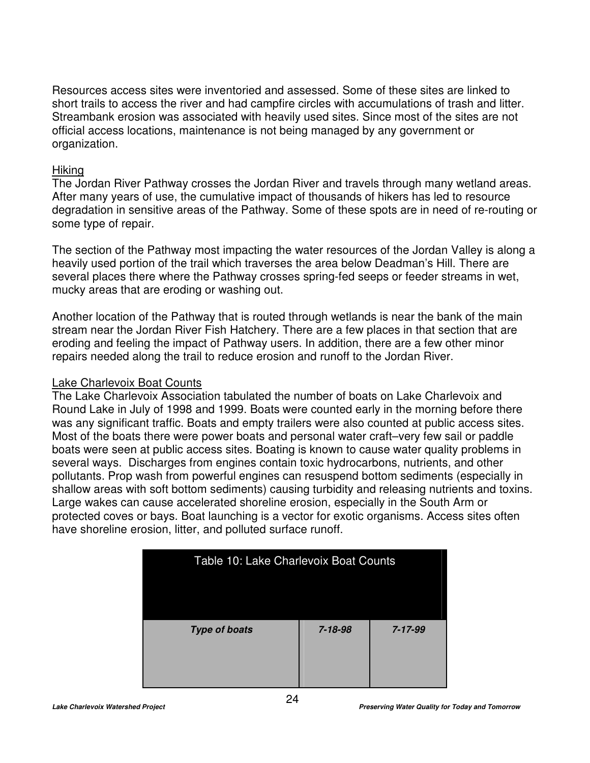Resources access sites were inventoried and assessed. Some of these sites are linked to short trails to access the river and had campfire circles with accumulations of trash and litter. Streambank erosion was associated with heavily used sites. Since most of the sites are not official access locations, maintenance is not being managed by any government or organization.

### Hiking

The Jordan River Pathway crosses the Jordan River and travels through many wetland areas. After many years of use, the cumulative impact of thousands of hikers has led to resource degradation in sensitive areas of the Pathway. Some of these spots are in need of re-routing or some type of repair.

The section of the Pathway most impacting the water resources of the Jordan Valley is along a heavily used portion of the trail which traverses the area below Deadman's Hill. There are several places there where the Pathway crosses spring-fed seeps or feeder streams in wet, mucky areas that are eroding or washing out.

Another location of the Pathway that is routed through wetlands is near the bank of the main stream near the Jordan River Fish Hatchery. There are a few places in that section that are eroding and feeling the impact of Pathway users. In addition, there are a few other minor repairs needed along the trail to reduce erosion and runoff to the Jordan River.

### Lake Charlevoix Boat Counts

The Lake Charlevoix Association tabulated the number of boats on Lake Charlevoix and Round Lake in July of 1998 and 1999. Boats were counted early in the morning before there was any significant traffic. Boats and empty trailers were also counted at public access sites. Most of the boats there were power boats and personal water craft–very few sail or paddle boats were seen at public access sites. Boating is known to cause water quality problems in several ways. Discharges from engines contain toxic hydrocarbons, nutrients, and other pollutants. Prop wash from powerful engines can resuspend bottom sediments (especially in shallow areas with soft bottom sediments) causing turbidity and releasing nutrients and toxins. Large wakes can cause accelerated shoreline erosion, especially in the South Arm or protected coves or bays. Boat launching is a vector for exotic organisms. Access sites often have shoreline erosion, litter, and polluted surface runoff.

Table 10: Lake Charlevoix Boat Counts

| ***Type of boats*** | ***7-18-98*** | ***7-17-99*** |
|---|---|---|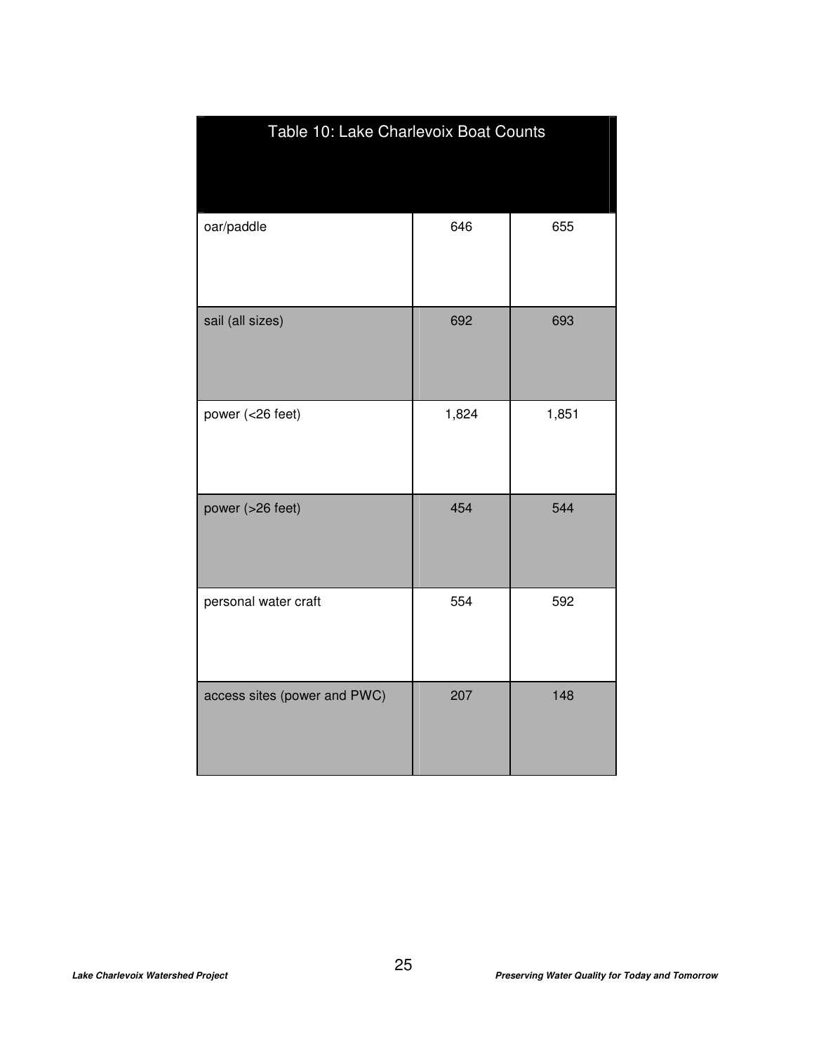| Table 10: Lake Charlevoix Boat Counts | | |
| --- | --- | --- |
| oar/paddle | 646 | 655 |
| sail (all sizes) | 692 | 693 |
| power (<26 feet) | 1,824 | 1,851 |
| power (>26 feet) | 454 | 544 |
| personal water craft | 554 | 592 |
| access sites (power and PWC) | 207 | 148 |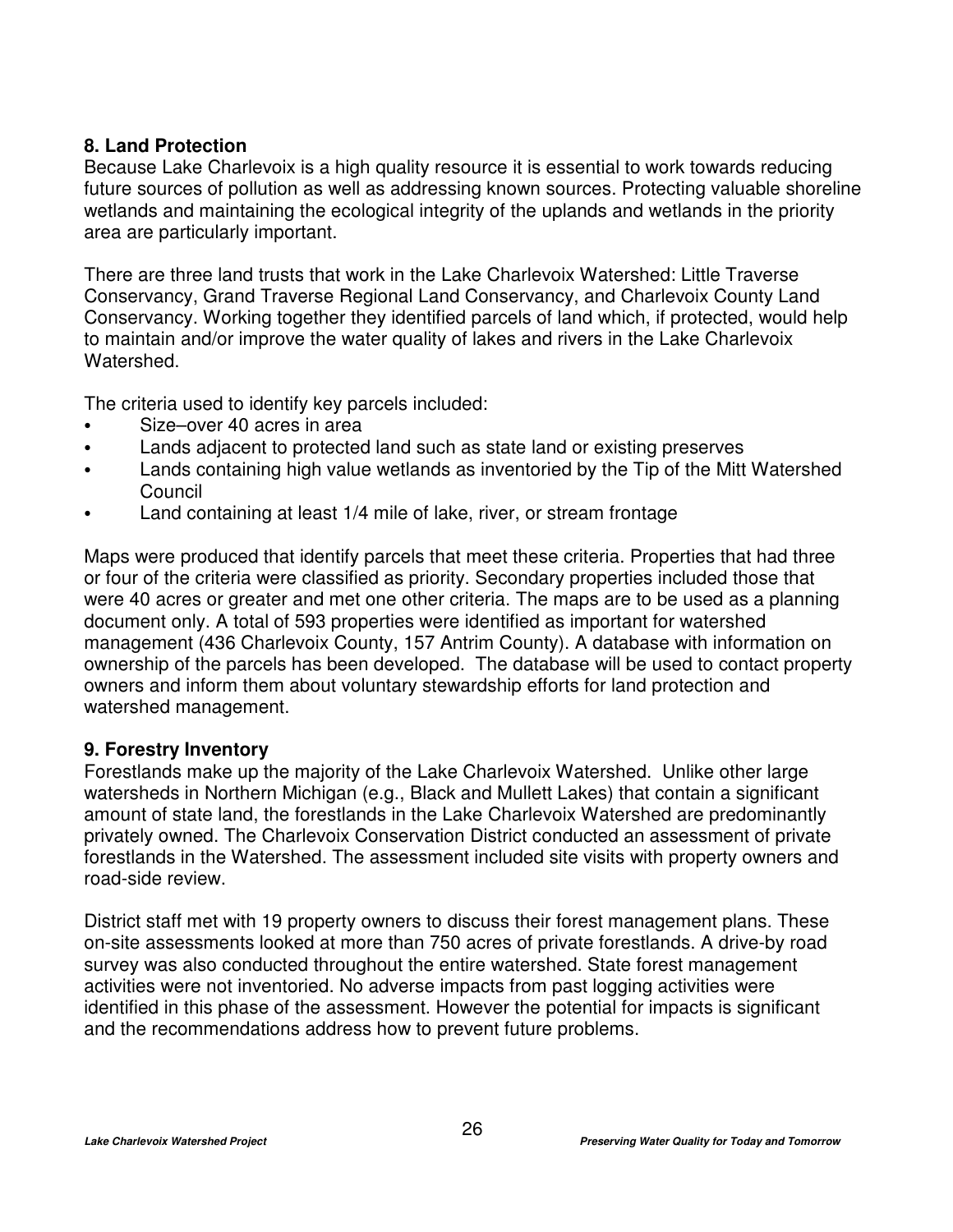## 8. Land Protection

Because Lake Charlevoix is a high quality resource it is essential to work towards reducing future sources of pollution as well as addressing known sources. Protecting valuable shoreline wetlands and maintaining the ecological integrity of the uplands and wetlands in the priority area are particularly important.

There are three land trusts that work in the Lake Charlevoix Watershed: Little Traverse Conservancy, Grand Traverse Regional Land Conservancy, and Charlevoix County Land Conservancy. Working together they identified parcels of land which, if protected, would help to maintain and/or improve the water quality of lakes and rivers in the Lake Charlevoix Watershed.

The criteria used to identify key parcels included:

- Size–over 40 acres in area
- Lands adjacent to protected land such as state land or existing preserves
- Lands containing high value wetlands as inventoried by the Tip of the Mitt Watershed Council
- Land containing at least 1/4 mile of lake, river, or stream frontage

Maps were produced that identify parcels that meet these criteria. Properties that had three or four of the criteria were classified as priority. Secondary properties included those that were 40 acres or greater and met one other criteria. The maps are to be used as a planning document only. A total of 593 properties were identified as important for watershed management (436 Charlevoix County, 157 Antrim County). A database with information on ownership of the parcels has been developed. The database will be used to contact property owners and inform them about voluntary stewardship efforts for land protection and watershed management.

## 9. Forestry Inventory

Forestlands make up the majority of the Lake Charlevoix Watershed. Unlike other large watersheds in Northern Michigan (e.g., Black and Mullett Lakes) that contain a significant amount of state land, the forestlands in the Lake Charlevoix Watershed are predominantly privately owned. The Charlevoix Conservation District conducted an assessment of private forestlands in the Watershed. The assessment included site visits with property owners and road-side review.

District staff met with 19 property owners to discuss their forest management plans. These on-site assessments looked at more than 750 acres of private forestlands. A drive-by road survey was also conducted throughout the entire watershed. State forest management activities were not inventoried. No adverse impacts from past logging activities were identified in this phase of the assessment. However the potential for impacts is significant and the recommendations address how to prevent future problems.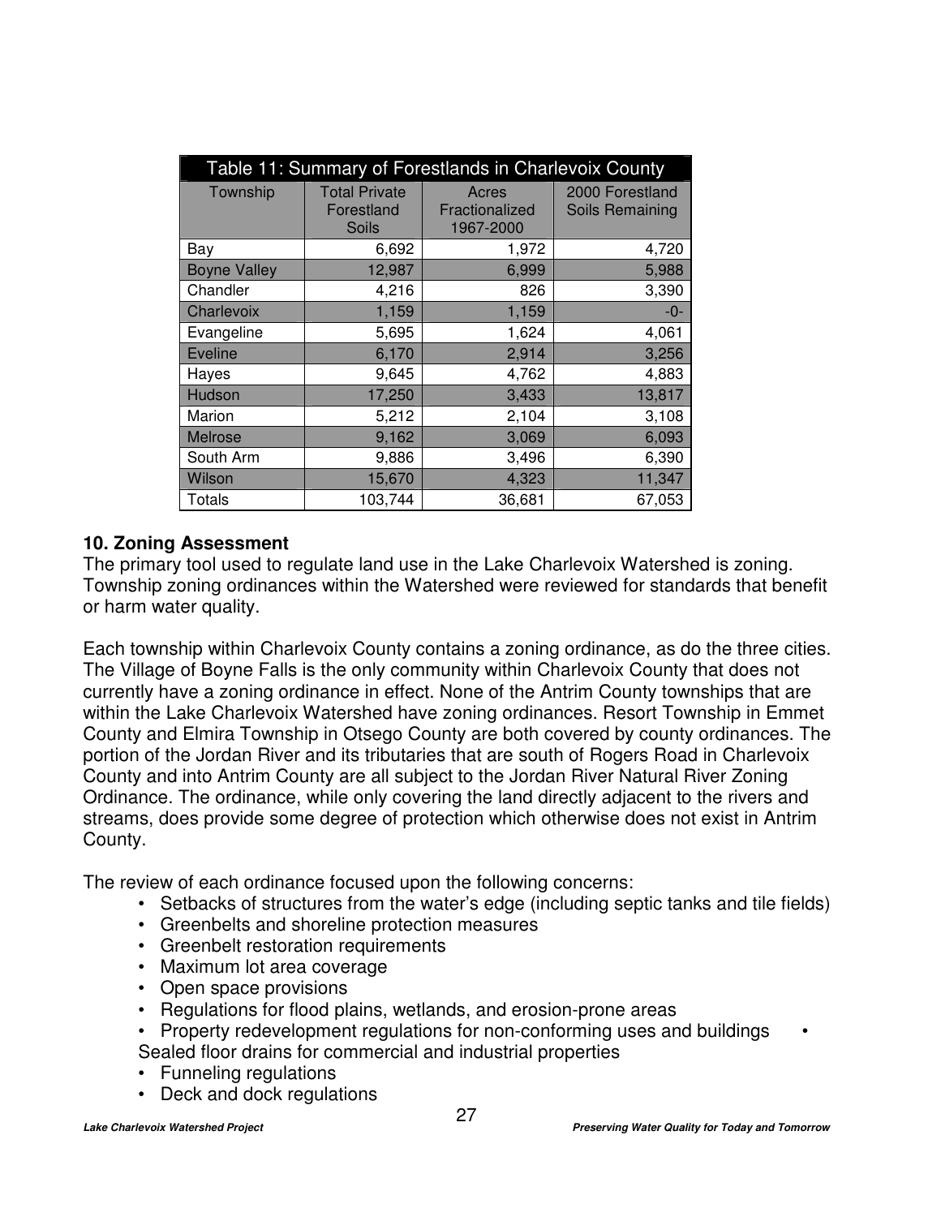| Table 11: Summary of Forestlands in Charlevoix County | | | |
|---|---|---|---|
| Township | Total Private Forestland Soils | Acres Fractionalized 1967-2000 | 2000 Forestland Soils Remaining |
| Bay | 6,692 | 1,972 | 4,720 |
| Boyne Valley | 12,987 | 6,999 | 5,988 |
| Chandler | 4,216 | 826 | 3,390 |
| Charlevoix | 1,159 | 1,159 | -0- |
| Evangeline | 5,695 | 1,624 | 4,061 |
| Eveline | 6,170 | 2,914 | 3,256 |
| Hayes | 9,645 | 4,762 | 4,883 |
| Hudson | 17,250 | 3,433 | 13,817 |
| Marion | 5,212 | 2,104 | 3,108 |
| Melrose | 9,162 | 3,069 | 6,093 |
| South Arm | 9,886 | 3,496 | 6,390 |
| Wilson | 15,670 | 4,323 | 11,347 |
| Totals | 103,744 | 36,681 | 67,053 |

**10. Zoning Assessment**

The primary tool used to regulate land use in the Lake Charlevoix Watershed is zoning. Township zoning ordinances within the Watershed were reviewed for standards that benefit or harm water quality.

Each township within Charlevoix County contains a zoning ordinance, as do the three cities. The Village of Boyne Falls is the only community within Charlevoix County that does not currently have a zoning ordinance in effect. None of the Antrim County townships that are within the Lake Charlevoix Watershed have zoning ordinances. Resort Township in Emmet County and Elmira Township in Otsego County are both covered by county ordinances. The portion of the Jordan River and its tributaries that are south of Rogers Road in Charlevoix County and into Antrim County are all subject to the Jordan River Natural River Zoning Ordinance. The ordinance, while only covering the land directly adjacent to the rivers and streams, does provide some degree of protection which otherwise does not exist in Antrim County.

The review of each ordinance focused upon the following concerns:

- Setbacks of structures from the water's edge (including septic tanks and tile fields)
- Greenbelts and shoreline protection measures
- Greenbelt restoration requirements
- Maximum lot area coverage
- Open space provisions
- Regulations for flood plains, wetlands, and erosion-prone areas
- Property redevelopment regulations for non-conforming uses and buildings
- Sealed floor drains for commercial and industrial properties
- Funneling regulations
- Deck and dock regulations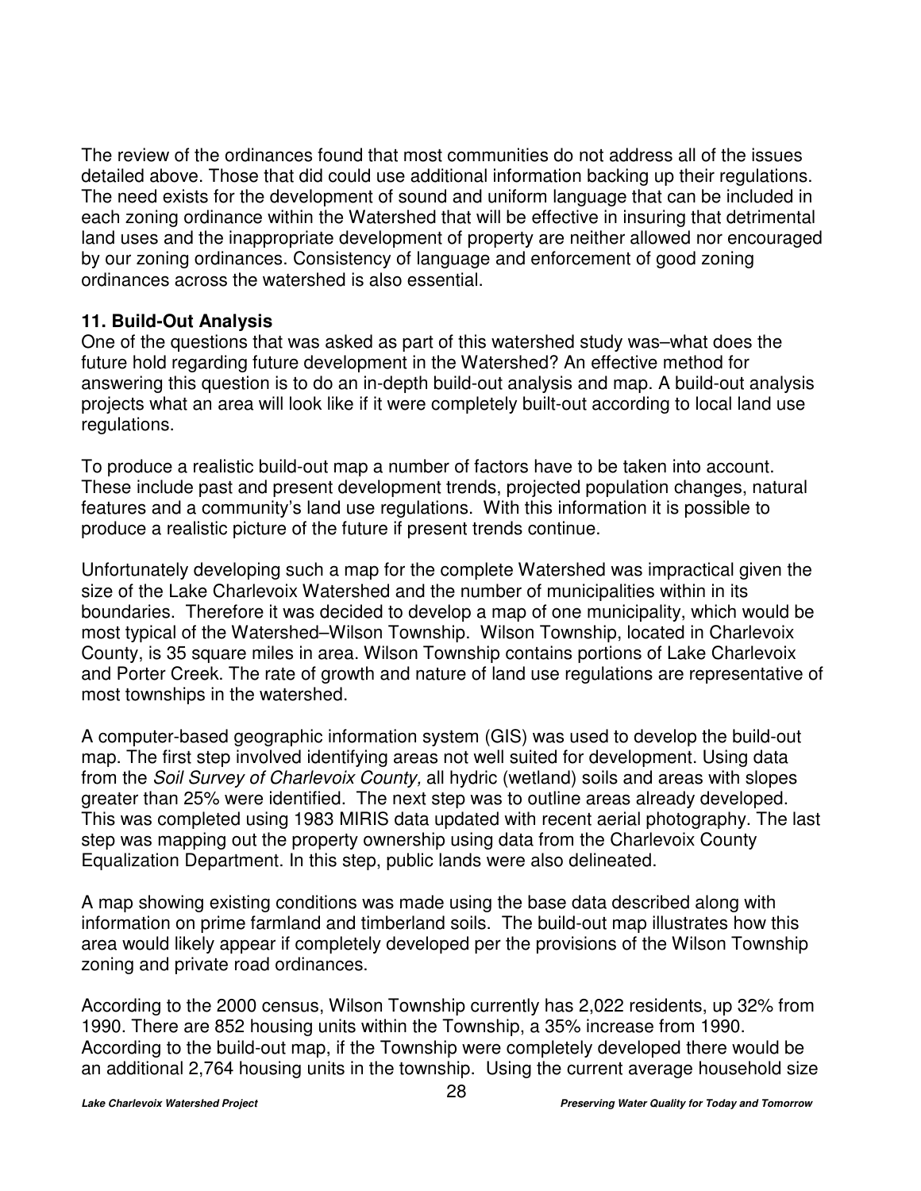The review of the ordinances found that most communities do not address all of the issues detailed above. Those that did could use additional information backing up their regulations. The need exists for the development of sound and uniform language that can be included in each zoning ordinance within the Watershed that will be effective in insuring that detrimental land uses and the inappropriate development of property are neither allowed nor encouraged by our zoning ordinances. Consistency of language and enforcement of good zoning ordinances across the watershed is also essential.

**11. Build-Out Analysis**

One of the questions that was asked as part of this watershed study was–what does the future hold regarding future development in the Watershed? An effective method for answering this question is to do an in-depth build-out analysis and map. A build-out analysis projects what an area will look like if it were completely built-out according to local land use regulations.

To produce a realistic build-out map a number of factors have to be taken into account. These include past and present development trends, projected population changes, natural features and a community's land use regulations. With this information it is possible to produce a realistic picture of the future if present trends continue.

Unfortunately developing such a map for the complete Watershed was impractical given the size of the Lake Charlevoix Watershed and the number of municipalities within in its boundaries. Therefore it was decided to develop a map of one municipality, which would be most typical of the Watershed–Wilson Township. Wilson Township, located in Charlevoix County, is 35 square miles in area. Wilson Township contains portions of Lake Charlevoix and Porter Creek. The rate of growth and nature of land use regulations are representative of most townships in the watershed.

A computer-based geographic information system (GIS) was used to develop the build-out map. The first step involved identifying areas not well suited for development. Using data from the *Soil Survey of Charlevoix County,* all hydric (wetland) soils and areas with slopes greater than 25% were identified. The next step was to outline areas already developed. This was completed using 1983 MIRIS data updated with recent aerial photography. The last step was mapping out the property ownership using data from the Charlevoix County Equalization Department. In this step, public lands were also delineated.

A map showing existing conditions was made using the base data described along with information on prime farmland and timberland soils. The build-out map illustrates how this area would likely appear if completely developed per the provisions of the Wilson Township zoning and private road ordinances.

According to the 2000 census, Wilson Township currently has 2,022 residents, up 32% from 1990. There are 852 housing units within the Township, a 35% increase from 1990. According to the build-out map, if the Township were completely developed there would be an additional 2,764 housing units in the township. Using the current average household size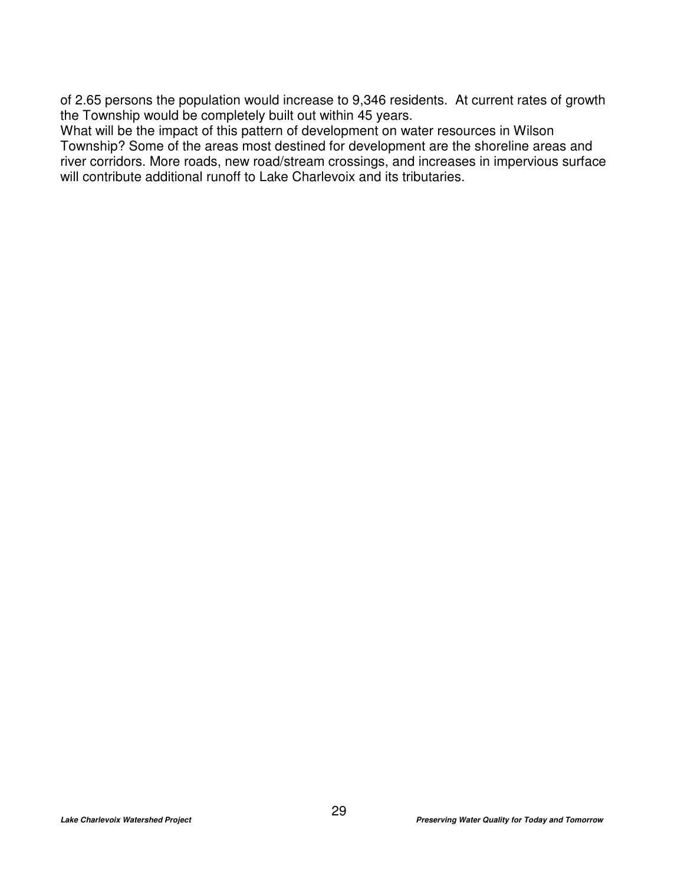of 2.65 persons the population would increase to 9,346 residents. At current rates of growth the Township would be completely built out within 45 years.

What will be the impact of this pattern of development on water resources in Wilson Township? Some of the areas most destined for development are the shoreline areas and river corridors. More roads, new road/stream crossings, and increases in impervious surface will contribute additional runoff to Lake Charlevoix and its tributaries.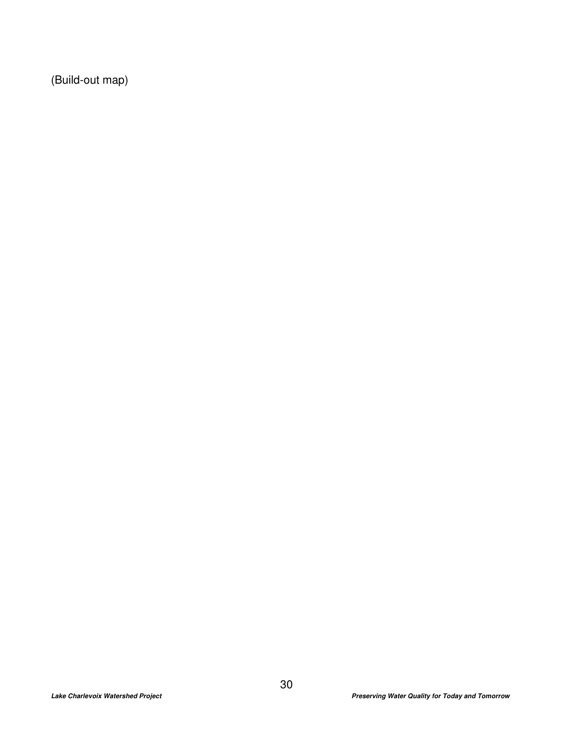(Build-out map)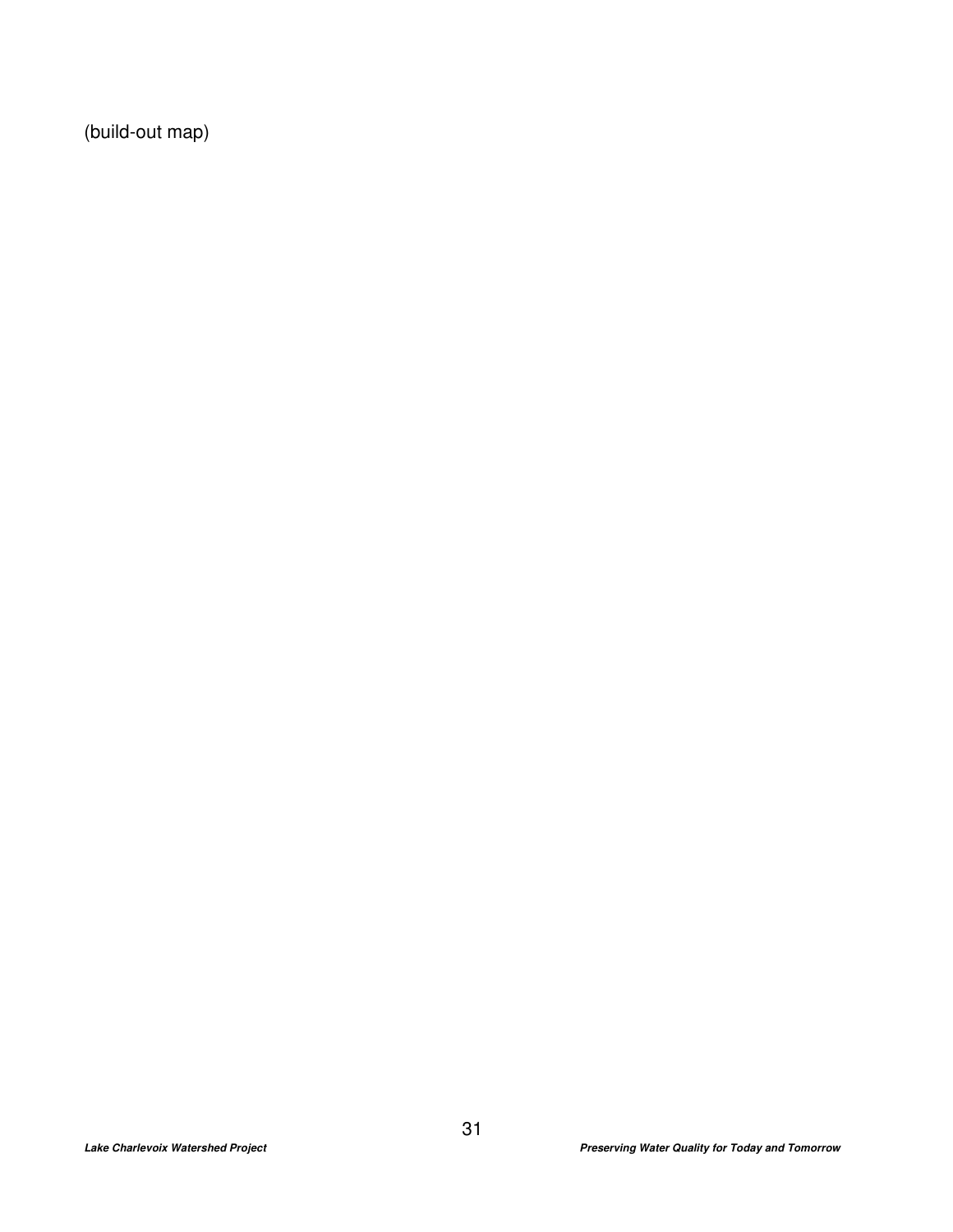(build-out map)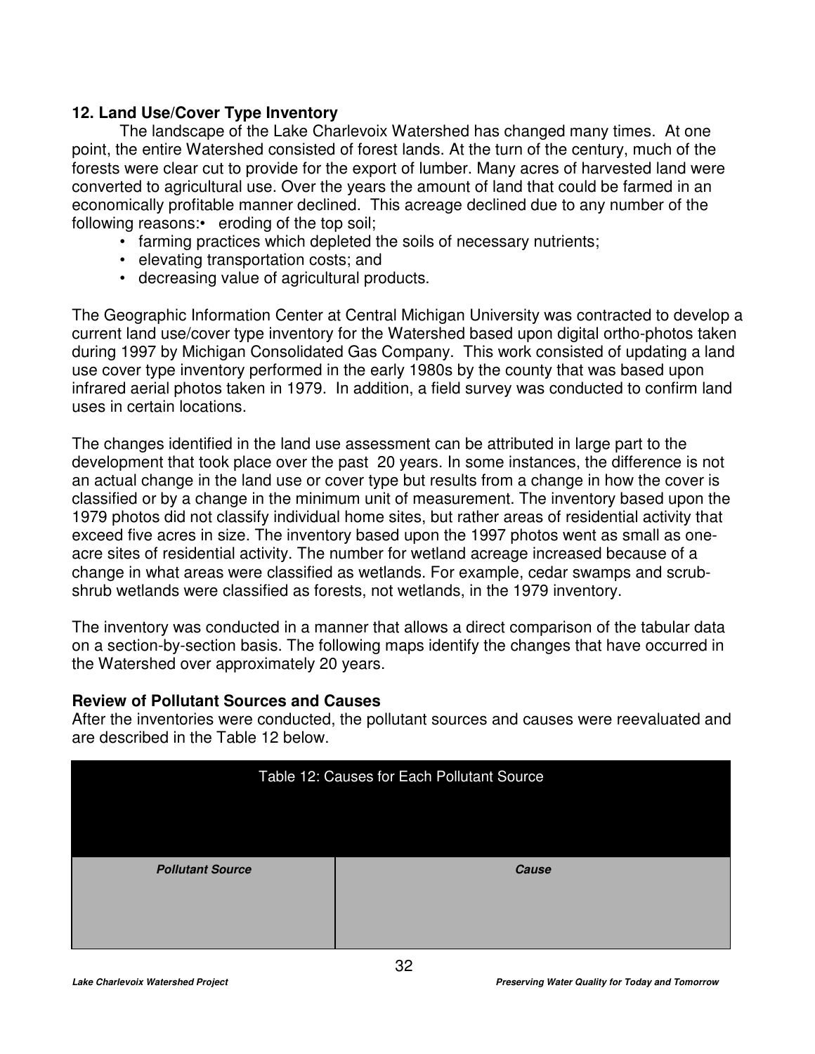## 12. Land Use/Cover Type Inventory

The landscape of the Lake Charlevoix Watershed has changed many times. At one point, the entire Watershed consisted of forest lands. At the turn of the century, much of the forests were clear cut to provide for the export of lumber. Many acres of harvested land were converted to agricultural use. Over the years the amount of land that could be farmed in an economically profitable manner declined. This acreage declined due to any number of the following reasons:

- eroding of the top soil;
- farming practices which depleted the soils of necessary nutrients;
- elevating transportation costs; and
- decreasing value of agricultural products.

The Geographic Information Center at Central Michigan University was contracted to develop a current land use/cover type inventory for the Watershed based upon digital ortho-photos taken during 1997 by Michigan Consolidated Gas Company. This work consisted of updating a land use cover type inventory performed in the early 1980s by the county that was based upon infrared aerial photos taken in 1979. In addition, a field survey was conducted to confirm land uses in certain locations.

The changes identified in the land use assessment can be attributed in large part to the development that took place over the past 20 years. In some instances, the difference is not an actual change in the land use or cover type but results from a change in how the cover is classified or by a change in the minimum unit of measurement. The inventory based upon the 1979 photos did not classify individual home sites, but rather areas of residential activity that exceed five acres in size. The inventory based upon the 1997 photos went as small as one-acre sites of residential activity. The number for wetland acreage increased because of a change in what areas were classified as wetlands. For example, cedar swamps and scrub-shrub wetlands were classified as forests, not wetlands, in the 1979 inventory.

The inventory was conducted in a manner that allows a direct comparison of the tabular data on a section-by-section basis. The following maps identify the changes that have occurred in the Watershed over approximately 20 years.

### Review of Pollutant Sources and Causes

After the inventories were conducted, the pollutant sources and causes were reevaluated and are described in the Table 12 below.

Table 12: Causes for Each Pollutant Source

| ***Pollutant Source*** | ***Cause*** |
|---|---|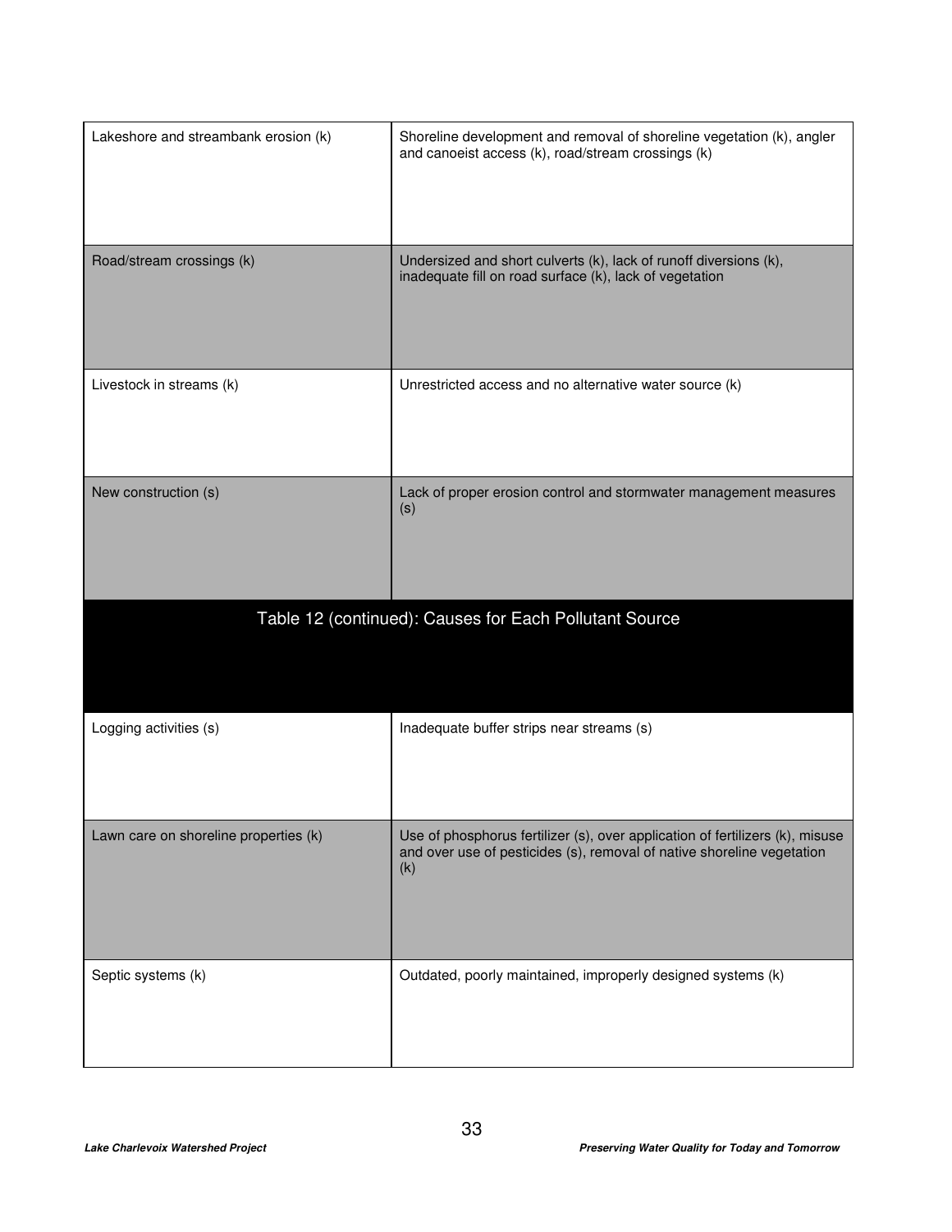| | |
|---|---|
| Lakeshore and streambank erosion (k) | Shoreline development and removal of shoreline vegetation (k), angler and canoeist access (k), road/stream crossings (k) |
| Road/stream crossings (k) | Undersized and short culverts (k), lack of runoff diversions (k), inadequate fill on road surface (k), lack of vegetation |
| Livestock in streams (k) | Unrestricted access and no alternative water source (k) |
| New construction (s) | Lack of proper erosion control and stormwater management measures (s) |

Table 12 (continued): Causes for Each Pollutant Source

| | |
|---|---|
| Logging activities (s) | Inadequate buffer strips near streams (s) |
| Lawn care on shoreline properties (k) | Use of phosphorus fertilizer (s), over application of fertilizers (k), misuse and over use of pesticides (s), removal of native shoreline vegetation (k) |
| Septic systems (k) | Outdated, poorly maintained, improperly designed systems (k) |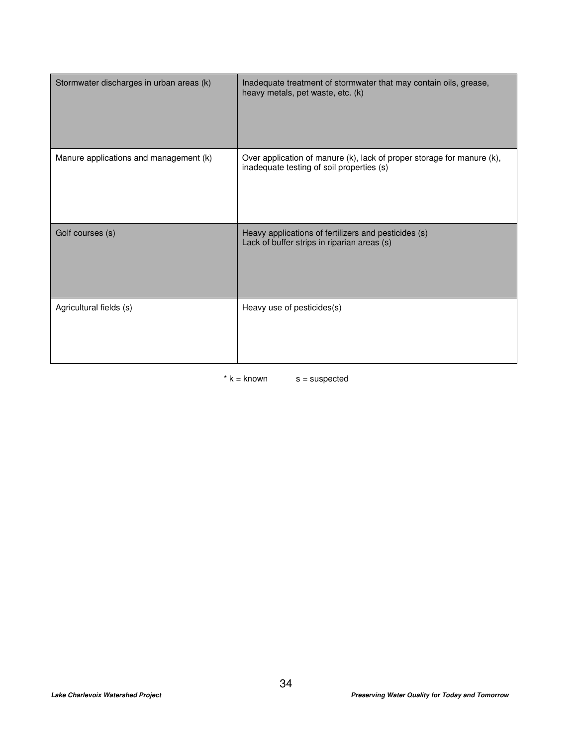| | |
|---|---|
| Stormwater discharges in urban areas (k) | Inadequate treatment of stormwater that may contain oils, grease, heavy metals, pet waste, etc. (k) |
| Manure applications and management (k) | Over application of manure (k), lack of proper storage for manure (k), inadequate testing of soil properties (s) |
| Golf courses (s) | Heavy applications of fertilizers and pesticides (s)<br>Lack of buffer strips in riparian areas (s) |
| Agricultural fields (s) | Heavy use of pesticides(s) |

* k = known s = suspected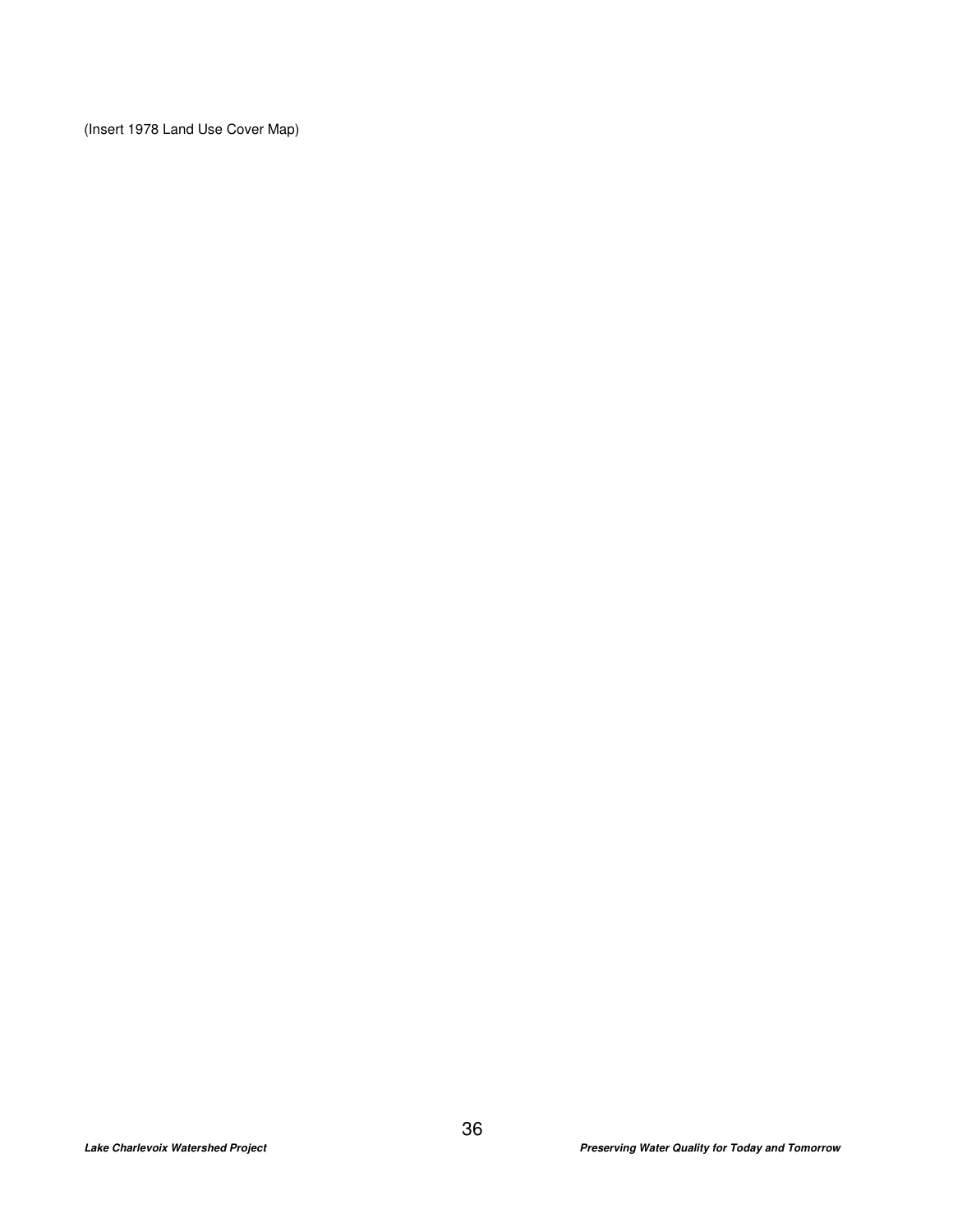(Insert 1978 Land Use Cover Map)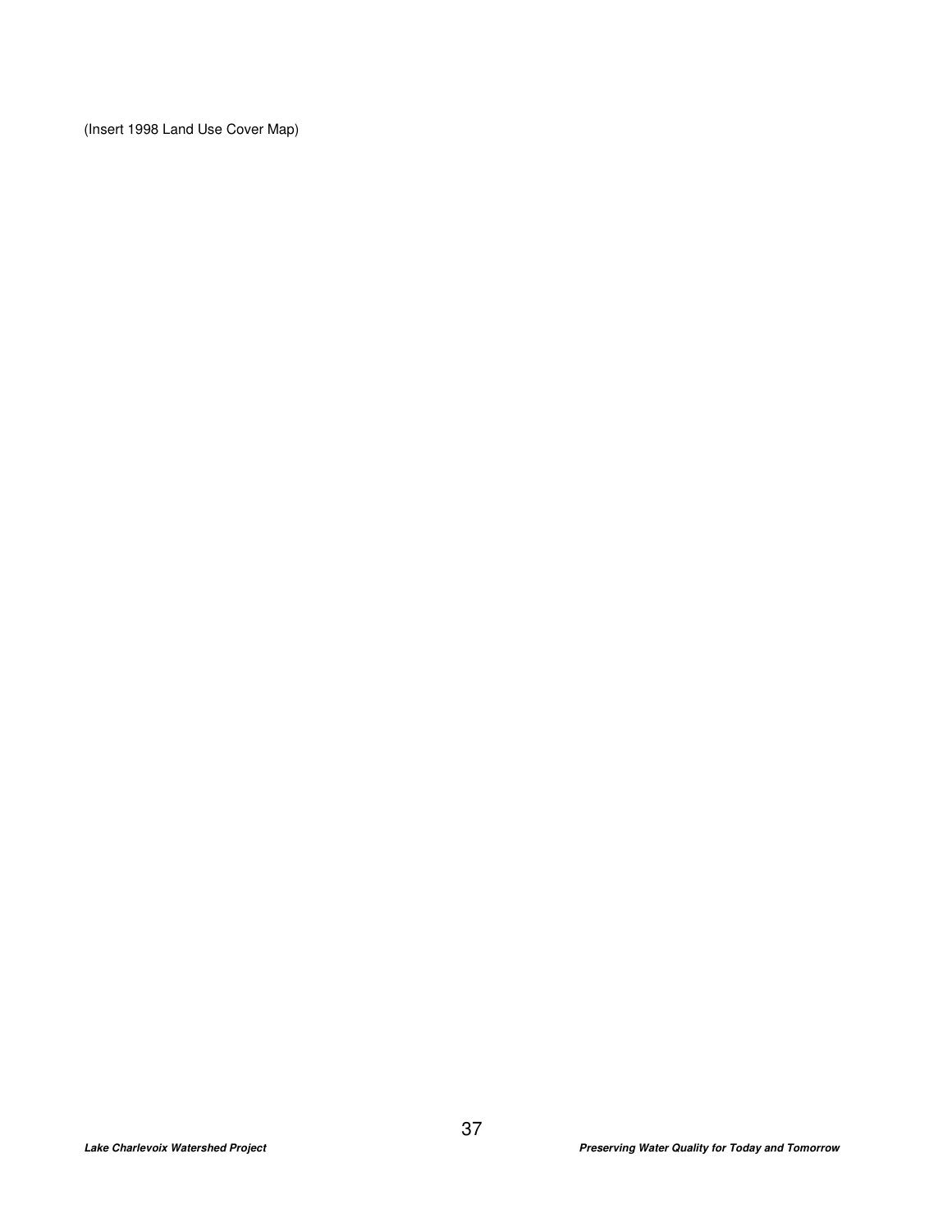(Insert 1998 Land Use Cover Map)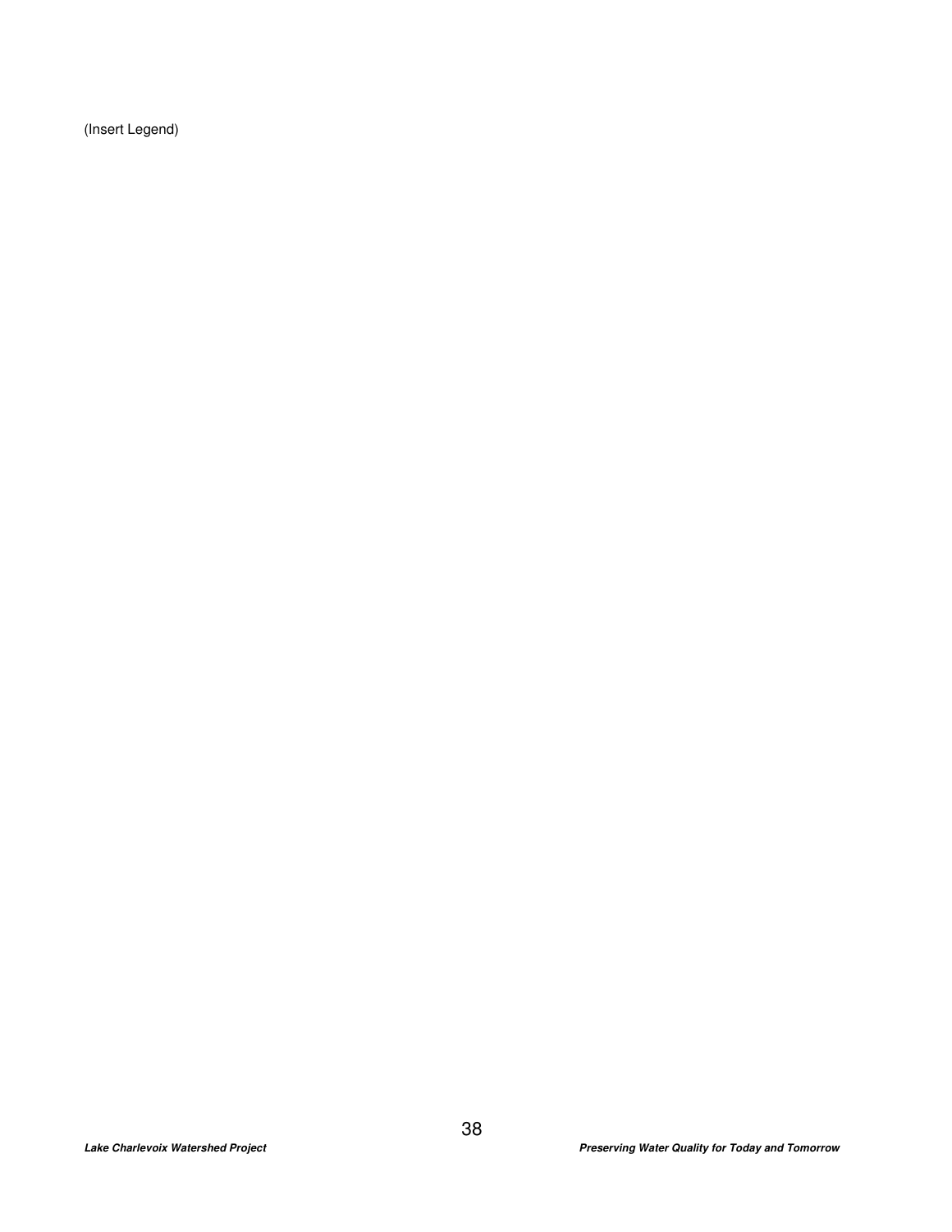(Insert Legend)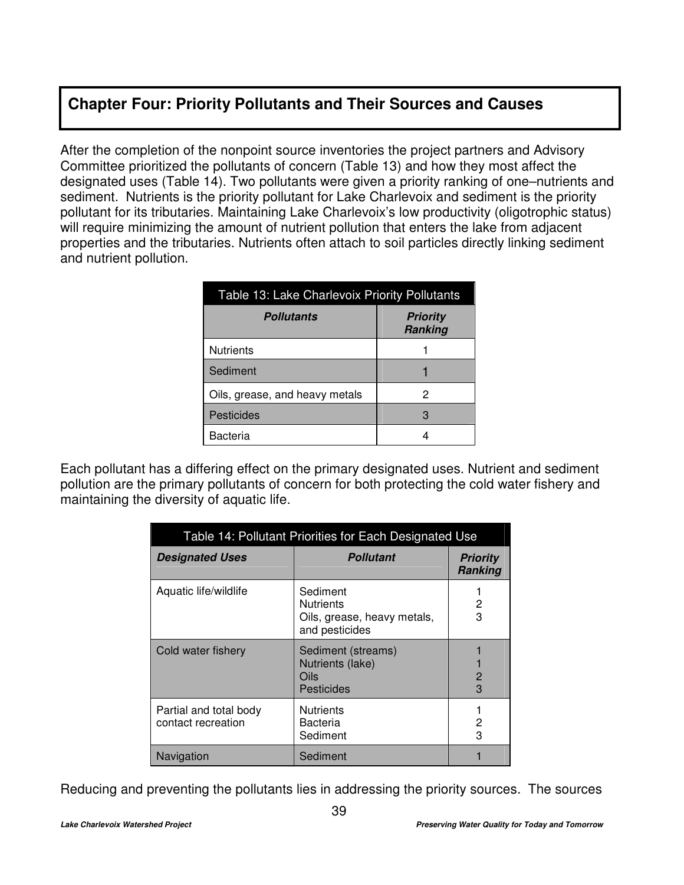## Chapter Four: Priority Pollutants and Their Sources and Causes

After the completion of the nonpoint source inventories the project partners and Advisory Committee prioritized the pollutants of concern (Table 13) and how they most affect the designated uses (Table 14). Two pollutants were given a priority ranking of one–nutrients and sediment. Nutrients is the priority pollutant for Lake Charlevoix and sediment is the priority pollutant for its tributaries. Maintaining Lake Charlevoix's low productivity (oligotrophic status) will require minimizing the amount of nutrient pollution that enters the lake from adjacent properties and the tributaries. Nutrients often attach to soil particles directly linking sediment and nutrient pollution.

Table 13: Lake Charlevoix Priority Pollutants

| ***Pollutants*** | ***Priority Ranking*** |
|---|---|
| Nutrients | 1 |
| Sediment | 1 |
| Oils, grease, and heavy metals | 2 |
| Pesticides | 3 |
| Bacteria | 4 |

Each pollutant has a differing effect on the primary designated uses. Nutrient and sediment pollution are the primary pollutants of concern for both protecting the cold water fishery and maintaining the diversity of aquatic life.

Table 14: Pollutant Priorities for Each Designated Use

| ***Designated Uses*** | ***Pollutant*** | ***Priority Ranking*** |
|---|---|---|
| Aquatic life/wildlife | Sediment<br>Nutrients<br>Oils, grease, heavy metals, and pesticides | 1<br>2<br>3 |
| Cold water fishery | Sediment (streams)<br>Nutrients (lake)<br>Oils<br>Pesticides | 1<br>1<br>2<br>3 |
| Partial and total body contact recreation | Nutrients<br>Bacteria<br>Sediment | 1<br>2<br>3 |
| Navigation | Sediment | 1 |

Reducing and preventing the pollutants lies in addressing the priority sources. The sources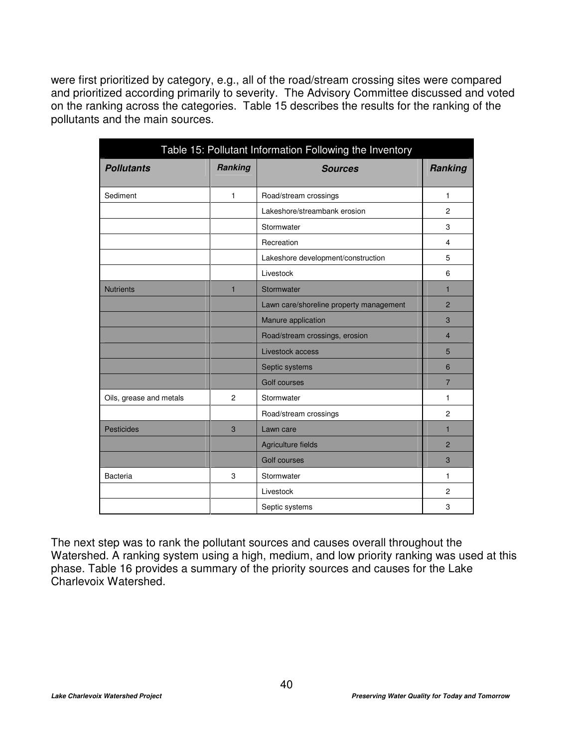were first prioritized by category, e.g., all of the road/stream crossing sites were compared and prioritized according primarily to severity. The Advisory Committee discussed and voted on the ranking across the categories. Table 15 describes the results for the ranking of the pollutants and the main sources.

Table 15: Pollutant Information Following the Inventory

| ***Pollutants*** | ***Ranking*** | ***Sources*** | ***Ranking*** |
|---|---|---|---|
| Sediment | 1 | Road/stream crossings | 1 |
| | | Lakeshore/streambank erosion | 2 |
| | | Stormwater | 3 |
| | | Recreation | 4 |
| | | Lakeshore development/construction | 5 |
| | | Livestock | 6 |
| Nutrients | 1 | Stormwater | 1 |
| | | Lawn care/shoreline property management | 2 |
| | | Manure application | 3 |
| | | Road/stream crossings, erosion | 4 |
| | | Livestock access | 5 |
| | | Septic systems | 6 |
| | | Golf courses | 7 |
| Oils, grease and metals | 2 | Stormwater | 1 |
| | | Road/stream crossings | 2 |
| Pesticides | 3 | Lawn care | 1 |
| | | Agriculture fields | 2 |
| | | Golf courses | 3 |
| Bacteria | 3 | Stormwater | 1 |
| | | Livestock | 2 |
| | | Septic systems | 3 |

The next step was to rank the pollutant sources and causes overall throughout the Watershed. A ranking system using a high, medium, and low priority ranking was used at this phase. Table 16 provides a summary of the priority sources and causes for the Lake Charlevoix Watershed.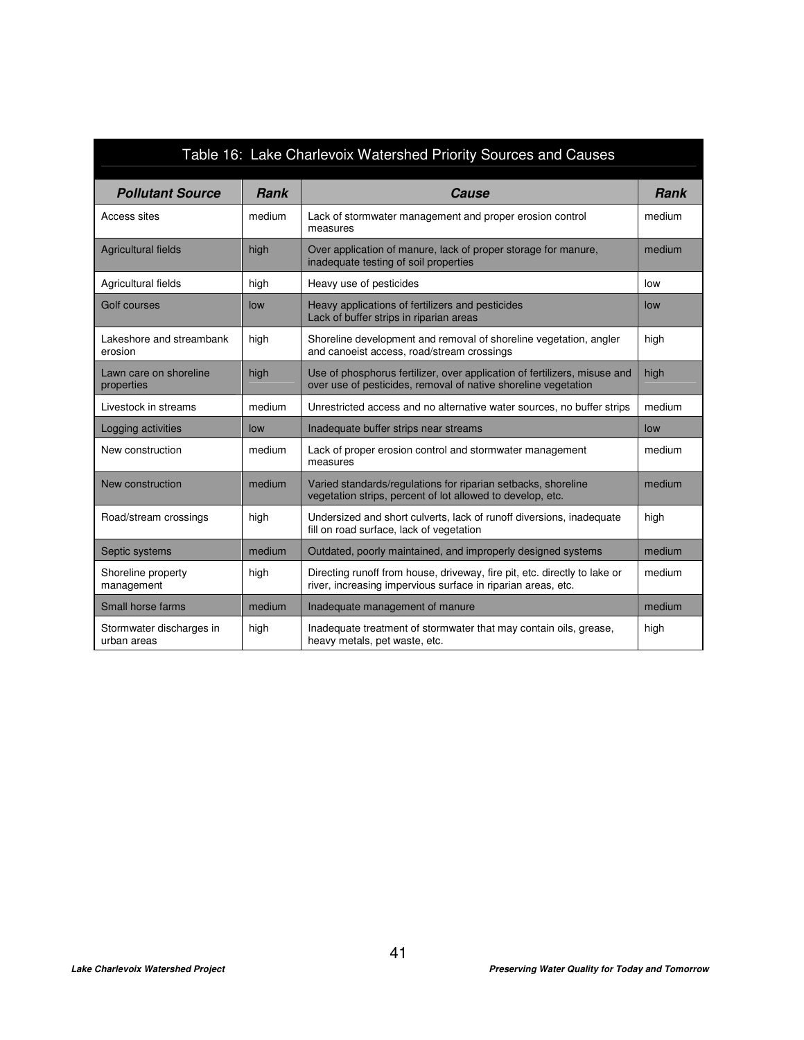Table 16: Lake Charlevoix Watershed Priority Sources and Causes

| Pollutant Source | Rank | Cause | Rank |
|---|---|---|---|
| Access sites | medium | Lack of stormwater management and proper erosion control measures | medium |
| Agricultural fields | high | Over application of manure, lack of proper storage for manure, inadequate testing of soil properties | medium |
| Agricultural fields | high | Heavy use of pesticides | low |
| Golf courses | low | Heavy applications of fertilizers and pesticides Lack of buffer strips in riparian areas | low |
| Lakeshore and streambank erosion | high | Shoreline development and removal of shoreline vegetation, angler and canoeist access, road/stream crossings | high |
| Lawn care on shoreline properties | high | Use of phosphorus fertilizer, over application of fertilizers, misuse and over use of pesticides, removal of native shoreline vegetation | high |
| Livestock in streams | medium | Unrestricted access and no alternative water sources, no buffer strips | medium |
| Logging activities | low | Inadequate buffer strips near streams | low |
| New construction | medium | Lack of proper erosion control and stormwater management measures | medium |
| New construction | medium | Varied standards/regulations for riparian setbacks, shoreline vegetation strips, percent of lot allowed to develop, etc. | medium |
| Road/stream crossings | high | Undersized and short culverts, lack of runoff diversions, inadequate fill on road surface, lack of vegetation | high |
| Septic systems | medium | Outdated, poorly maintained, and improperly designed systems | medium |
| Shoreline property management | high | Directing runoff from house, driveway, fire pit, etc. directly to lake or river, increasing impervious surface in riparian areas, etc. | medium |
| Small horse farms | medium | Inadequate management of manure | medium |
| Stormwater discharges in urban areas | high | Inadequate treatment of stormwater that may contain oils, grease, heavy metals, pet waste, etc. | high |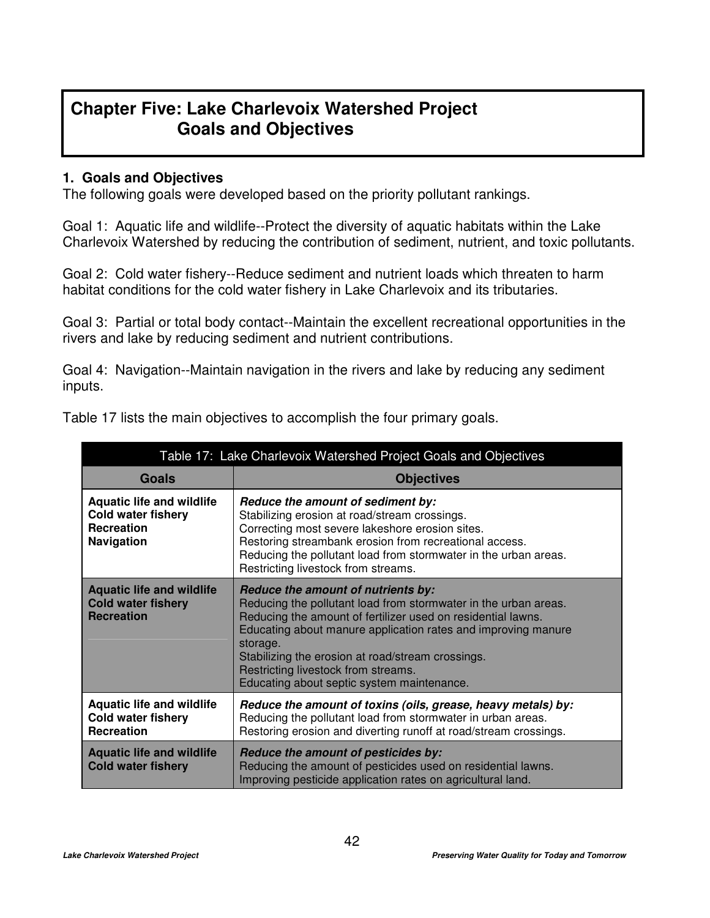# Chapter Five: Lake Charlevoix Watershed Project Goals and Objectives

### 1. Goals and Objectives

The following goals were developed based on the priority pollutant rankings.

Goal 1: Aquatic life and wildlife--Protect the diversity of aquatic habitats within the Lake Charlevoix Watershed by reducing the contribution of sediment, nutrient, and toxic pollutants.

Goal 2: Cold water fishery--Reduce sediment and nutrient loads which threaten to harm habitat conditions for the cold water fishery in Lake Charlevoix and its tributaries.

Goal 3: Partial or total body contact--Maintain the excellent recreational opportunities in the rivers and lake by reducing sediment and nutrient contributions.

Goal 4: Navigation--Maintain navigation in the rivers and lake by reducing any sediment inputs.

Table 17 lists the main objectives to accomplish the four primary goals.

| Table 17: Lake Charlevoix Watershed Project Goals and Objectives | |
|---|---|
| **Goals** | **Objectives** |
| **Aquatic life and wildlife**<br>**Cold water fishery**<br>**Recreation**<br>**Navigation** | ***Reduce the amount of sediment by:***<br>Stabilizing erosion at road/stream crossings.<br>Correcting most severe lakeshore erosion sites.<br>Restoring streambank erosion from recreational access.<br>Reducing the pollutant load from stormwater in the urban areas.<br>Restricting livestock from streams. |
| **Aquatic life and wildlife**<br>**Cold water fishery**<br>**Recreation** | ***Reduce the amount of nutrients by:***<br>Reducing the pollutant load from stormwater in the urban areas.<br>Reducing the amount of fertilizer used on residential lawns.<br>Educating about manure application rates and improving manure storage.<br>Stabilizing the erosion at road/stream crossings.<br>Restricting livestock from streams.<br>Educating about septic system maintenance. |
| **Aquatic life and wildlife**<br>**Cold water fishery**<br>**Recreation** | ***Reduce the amount of toxins (oils, grease, heavy metals) by:***<br>Reducing the pollutant load from stormwater in urban areas.<br>Restoring erosion and diverting runoff at road/stream crossings. |
| **Aquatic life and wildlife**<br>**Cold water fishery** | ***Reduce the amount of pesticides by:***<br>Reducing the amount of pesticides used on residential lawns.<br>Improving pesticide application rates on agricultural land. |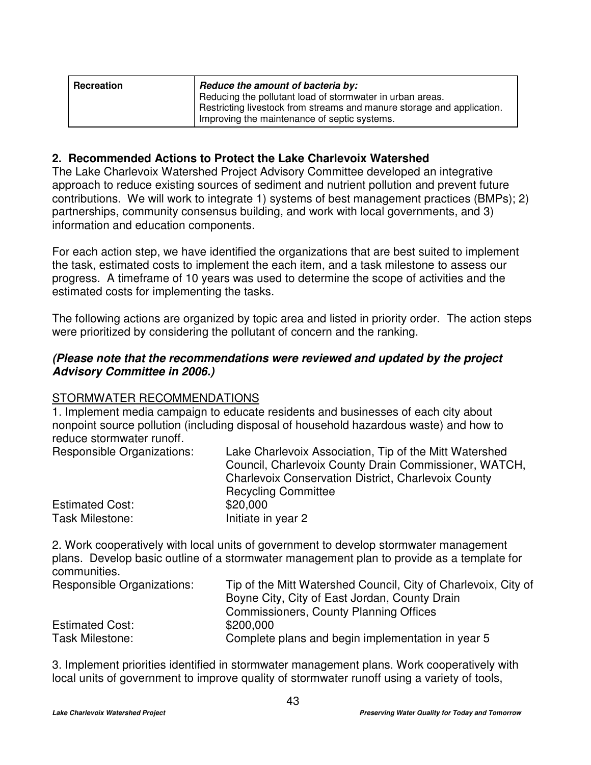| Recreation | ***Reduce the amount of bacteria by:***<br>Reducing the pollutant load of stormwater in urban areas.<br>Restricting livestock from streams and manure storage and application.<br>Improving the maintenance of septic systems. |
|---|---|

## 2. Recommended Actions to Protect the Lake Charlevoix Watershed

The Lake Charlevoix Watershed Project Advisory Committee developed an integrative approach to reduce existing sources of sediment and nutrient pollution and prevent future contributions. We will work to integrate 1) systems of best management practices (BMPs); 2) partnerships, community consensus building, and work with local governments, and 3) information and education components.

For each action step, we have identified the organizations that are best suited to implement the task, estimated costs to implement the each item, and a task milestone to assess our progress. A timeframe of 10 years was used to determine the scope of activities and the estimated costs for implementing the tasks.

The following actions are organized by topic area and listed in priority order. The action steps were prioritized by considering the pollutant of concern and the ranking.

***(Please note that the recommendations were reviewed and updated by the project Advisory Committee in 2006.)***

STORMWATER RECOMMENDATIONS

1. Implement media campaign to educate residents and businesses of each city about nonpoint source pollution (including disposal of household hazardous waste) and how to reduce stormwater runoff.

Responsible Organizations: Lake Charlevoix Association, Tip of the Mitt Watershed Council, Charlevoix County Drain Commissioner, WATCH, Charlevoix Conservation District, Charlevoix County Recycling Committee
Estimated Cost: $20,000
Task Milestone: Initiate in year 2

2. Work cooperatively with local units of government to develop stormwater management plans. Develop basic outline of a stormwater management plan to provide as a template for communities.

Responsible Organizations: Tip of the Mitt Watershed Council, City of Charlevoix, City of Boyne City, City of East Jordan, County Drain Commissioners, County Planning Offices
Estimated Cost: $200,000
Task Milestone: Complete plans and begin implementation in year 5

3. Implement priorities identified in stormwater management plans. Work cooperatively with local units of government to improve quality of stormwater runoff using a variety of tools,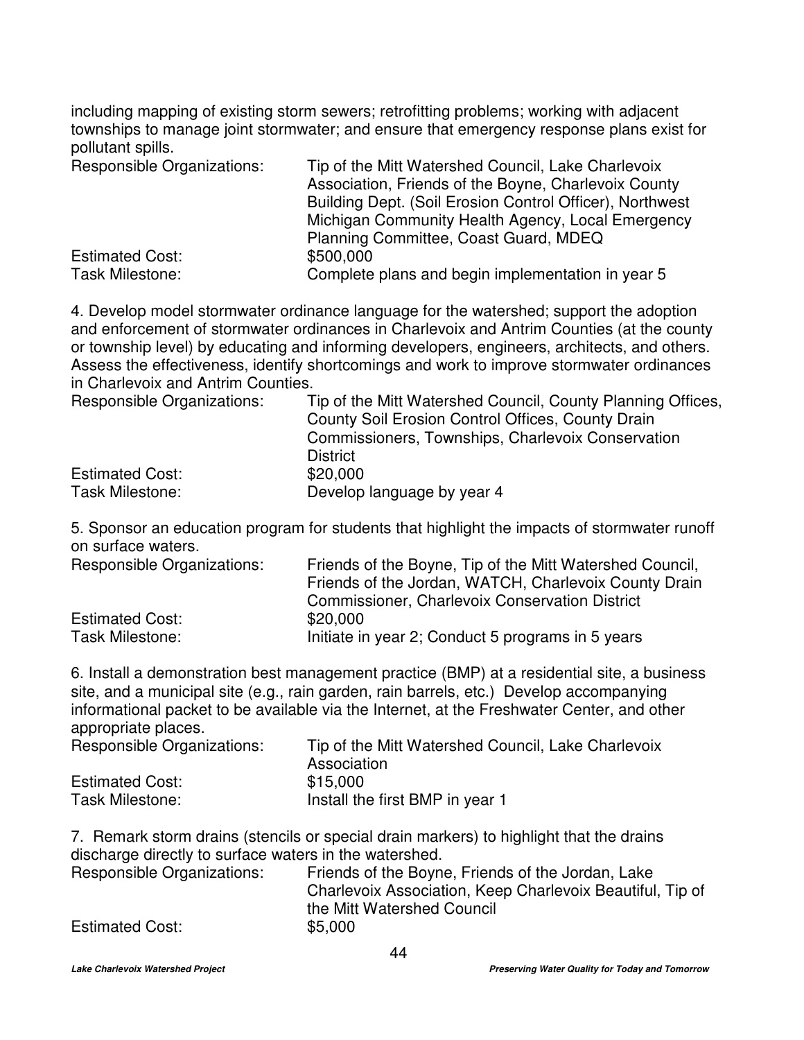including mapping of existing storm sewers; retrofitting problems; working with adjacent townships to manage joint stormwater; and ensure that emergency response plans exist for pollutant spills.

| | |
|---|---|
| Responsible Organizations: | Tip of the Mitt Watershed Council, Lake Charlevoix Association, Friends of the Boyne, Charlevoix County Building Dept. (Soil Erosion Control Officer), Northwest Michigan Community Health Agency, Local Emergency Planning Committee, Coast Guard, MDEQ |
| Estimated Cost: | $500,000 |
| Task Milestone: | Complete plans and begin implementation in year 5 |

4. Develop model stormwater ordinance language for the watershed; support the adoption and enforcement of stormwater ordinances in Charlevoix and Antrim Counties (at the county or township level) by educating and informing developers, engineers, architects, and others. Assess the effectiveness, identify shortcomings and work to improve stormwater ordinances in Charlevoix and Antrim Counties.

| | |
|---|---|
| Responsible Organizations: | Tip of the Mitt Watershed Council, County Planning Offices, County Soil Erosion Control Offices, County Drain Commissioners, Townships, Charlevoix Conservation District |
| Estimated Cost: | $20,000 |
| Task Milestone: | Develop language by year 4 |

5. Sponsor an education program for students that highlight the impacts of stormwater runoff on surface waters.

| | |
|---|---|
| Responsible Organizations: | Friends of the Boyne, Tip of the Mitt Watershed Council, Friends of the Jordan, WATCH, Charlevoix County Drain Commissioner, Charlevoix Conservation District |
| Estimated Cost: | $20,000 |
| Task Milestone: | Initiate in year 2; Conduct 5 programs in 5 years |

6. Install a demonstration best management practice (BMP) at a residential site, a business site, and a municipal site (e.g., rain garden, rain barrels, etc.) Develop accompanying informational packet to be available via the Internet, at the Freshwater Center, and other appropriate places.

| | |
|---|---|
| Responsible Organizations: | Tip of the Mitt Watershed Council, Lake Charlevoix Association |
| Estimated Cost: | $15,000 |
| Task Milestone: | Install the first BMP in year 1 |

7. Remark storm drains (stencils or special drain markers) to highlight that the drains discharge directly to surface waters in the watershed.

| | |
|---|---|
| Responsible Organizations: | Friends of the Boyne, Friends of the Jordan, Lake Charlevoix Association, Keep Charlevoix Beautiful, Tip of the Mitt Watershed Council |
| Estimated Cost: | $5,000 |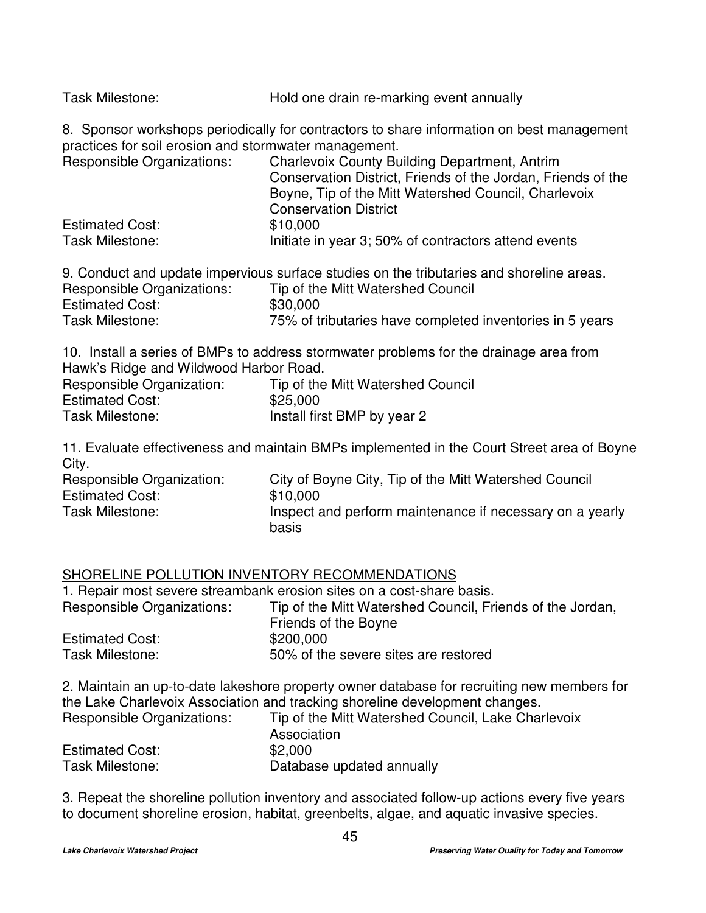Task Milestone: Hold one drain re-marking event annually

8. Sponsor workshops periodically for contractors to share information on best management practices for soil erosion and stormwater management.

Responsible Organizations: Charlevoix County Building Department, Antrim Conservation District, Friends of the Jordan, Friends of the Boyne, Tip of the Mitt Watershed Council, Charlevoix Conservation District
Estimated Cost: $10,000
Task Milestone: Initiate in year 3; 50% of contractors attend events

9. Conduct and update impervious surface studies on the tributaries and shoreline areas.

Responsible Organizations: Tip of the Mitt Watershed Council
Estimated Cost: $30,000
Task Milestone: 75% of tributaries have completed inventories in 5 years

10. Install a series of BMPs to address stormwater problems for the drainage area from Hawk's Ridge and Wildwood Harbor Road.

Responsible Organization: Tip of the Mitt Watershed Council
Estimated Cost: $25,000
Task Milestone: Install first BMP by year 2

11. Evaluate effectiveness and maintain BMPs implemented in the Court Street area of Boyne City.

Responsible Organization: City of Boyne City, Tip of the Mitt Watershed Council
Estimated Cost: $10,000
Task Milestone: Inspect and perform maintenance if necessary on a yearly basis

## SHORELINE POLLUTION INVENTORY RECOMMENDATIONS

1. Repair most severe streambank erosion sites on a cost-share basis.

Responsible Organizations: Tip of the Mitt Watershed Council, Friends of the Jordan, Friends of the Boyne
Estimated Cost: $200,000
Task Milestone: 50% of the severe sites are restored

2. Maintain an up-to-date lakeshore property owner database for recruiting new members for the Lake Charlevoix Association and tracking shoreline development changes.

Responsible Organizations: Tip of the Mitt Watershed Council, Lake Charlevoix Association
Estimated Cost: $2,000
Task Milestone: Database updated annually

3. Repeat the shoreline pollution inventory and associated follow-up actions every five years to document shoreline erosion, habitat, greenbelts, algae, and aquatic invasive species.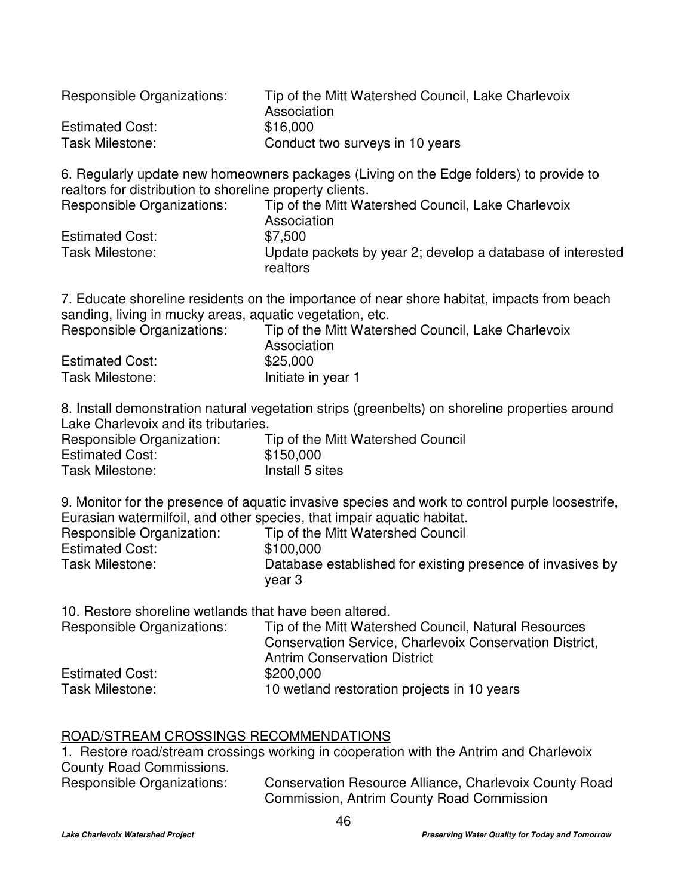Responsible Organizations: Tip of the Mitt Watershed Council, Lake Charlevoix Association
Estimated Cost: $16,000
Task Milestone: Conduct two surveys in 10 years

6. Regularly update new homeowners packages (Living on the Edge folders) to provide to realtors for distribution to shoreline property clients.
Responsible Organizations: Tip of the Mitt Watershed Council, Lake Charlevoix Association
Estimated Cost: $7,500
Task Milestone: Update packets by year 2; develop a database of interested realtors

7. Educate shoreline residents on the importance of near shore habitat, impacts from beach sanding, living in mucky areas, aquatic vegetation, etc.
Responsible Organizations: Tip of the Mitt Watershed Council, Lake Charlevoix Association
Estimated Cost: $25,000
Task Milestone: Initiate in year 1

8. Install demonstration natural vegetation strips (greenbelts) on shoreline properties around Lake Charlevoix and its tributaries.
Responsible Organization: Tip of the Mitt Watershed Council
Estimated Cost: $150,000
Task Milestone: Install 5 sites

9. Monitor for the presence of aquatic invasive species and work to control purple loosestrife, Eurasian watermilfoil, and other species, that impair aquatic habitat.
Responsible Organization: Tip of the Mitt Watershed Council
Estimated Cost: $100,000
Task Milestone: Database established for existing presence of invasives by year 3

10. Restore shoreline wetlands that have been altered.
Responsible Organizations: Tip of the Mitt Watershed Council, Natural Resources Conservation Service, Charlevoix Conservation District, Antrim Conservation District
Estimated Cost: $200,000
Task Milestone: 10 wetland restoration projects in 10 years

ROAD/STREAM CROSSINGS RECOMMENDATIONS

1. Restore road/stream crossings working in cooperation with the Antrim and Charlevoix County Road Commissions.
Responsible Organizations: Conservation Resource Alliance, Charlevoix County Road Commission, Antrim County Road Commission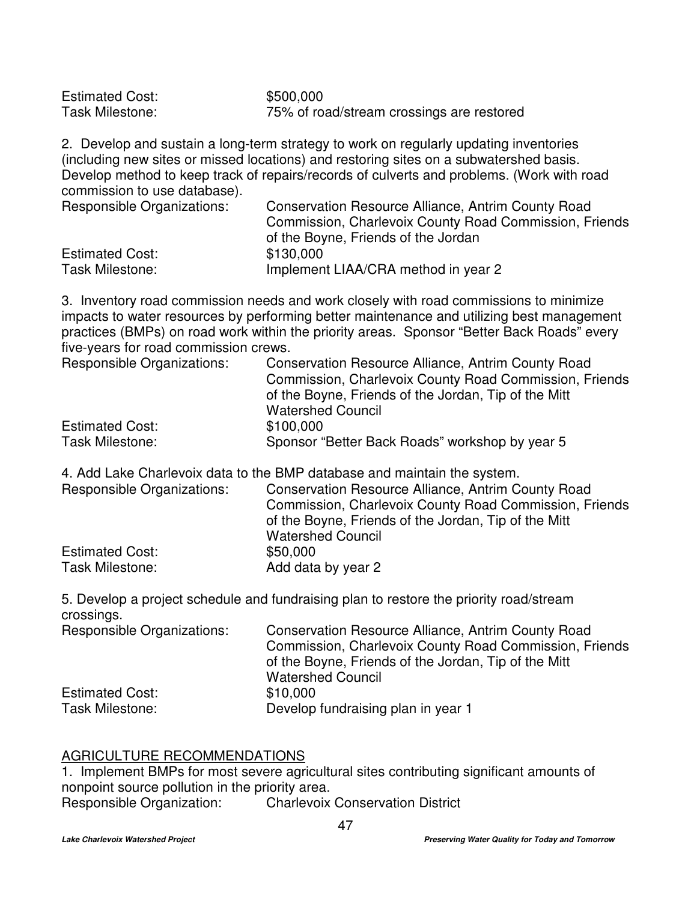Estimated Cost: $500,000
Task Milestone: 75% of road/stream crossings are restored

2. Develop and sustain a long-term strategy to work on regularly updating inventories (including new sites or missed locations) and restoring sites on a subwatershed basis. Develop method to keep track of repairs/records of culverts and problems. (Work with road commission to use database).

Responsible Organizations: Conservation Resource Alliance, Antrim County Road Commission, Charlevoix County Road Commission, Friends of the Boyne, Friends of the Jordan
Estimated Cost: $130,000
Task Milestone: Implement LIAA/CRA method in year 2

3. Inventory road commission needs and work closely with road commissions to minimize impacts to water resources by performing better maintenance and utilizing best management practices (BMPs) on road work within the priority areas. Sponsor "Better Back Roads" every five-years for road commission crews.

Responsible Organizations: Conservation Resource Alliance, Antrim County Road Commission, Charlevoix County Road Commission, Friends of the Boyne, Friends of the Jordan, Tip of the Mitt Watershed Council
Estimated Cost: $100,000
Task Milestone: Sponsor "Better Back Roads" workshop by year 5

4. Add Lake Charlevoix data to the BMP database and maintain the system.

Responsible Organizations: Conservation Resource Alliance, Antrim County Road Commission, Charlevoix County Road Commission, Friends of the Boyne, Friends of the Jordan, Tip of the Mitt Watershed Council
Estimated Cost: $50,000
Task Milestone: Add data by year 2

5. Develop a project schedule and fundraising plan to restore the priority road/stream crossings.

Responsible Organizations: Conservation Resource Alliance, Antrim County Road Commission, Charlevoix County Road Commission, Friends of the Boyne, Friends of the Jordan, Tip of the Mitt Watershed Council
Estimated Cost: $10,000
Task Milestone: Develop fundraising plan in year 1

AGRICULTURE RECOMMENDATIONS

1. Implement BMPs for most severe agricultural sites contributing significant amounts of nonpoint source pollution in the priority area.

Responsible Organization: Charlevoix Conservation District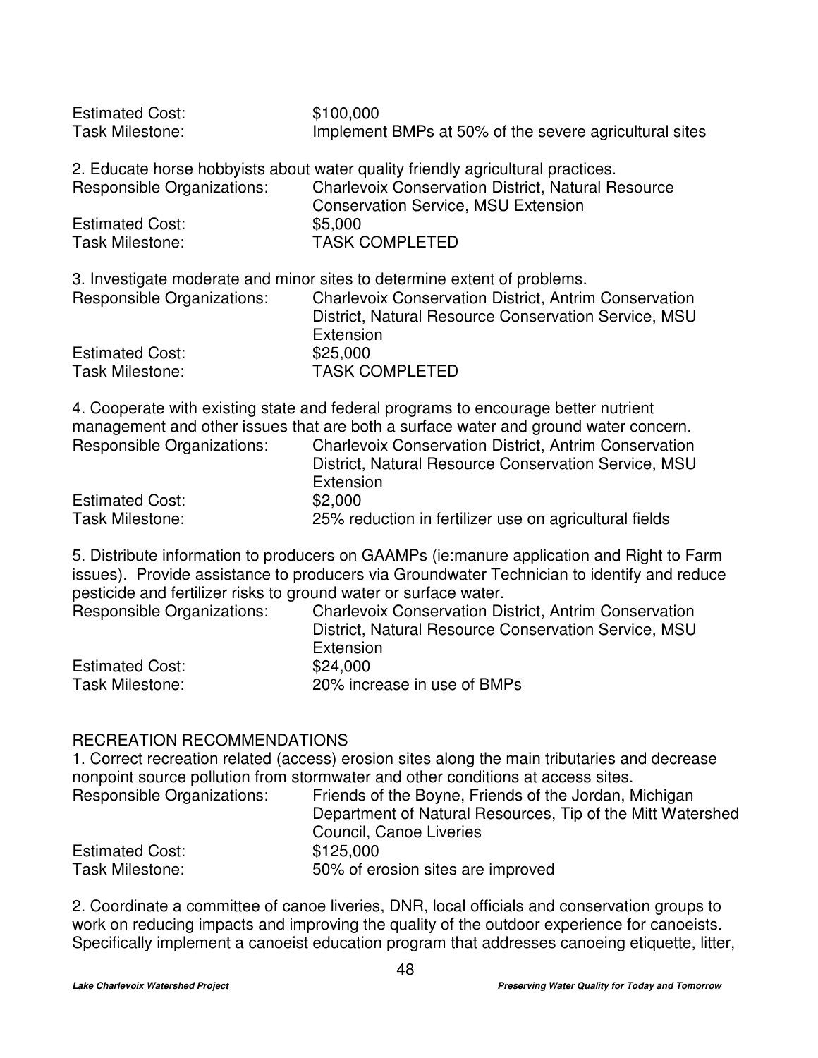Estimated Cost: $100,000
Task Milestone: Implement BMPs at 50% of the severe agricultural sites

2. Educate horse hobbyists about water quality friendly agricultural practices.
Responsible Organizations: Charlevoix Conservation District, Natural Resource Conservation Service, MSU Extension
Estimated Cost: $5,000
Task Milestone: TASK COMPLETED

3. Investigate moderate and minor sites to determine extent of problems.
Responsible Organizations: Charlevoix Conservation District, Antrim Conservation District, Natural Resource Conservation Service, MSU Extension
Estimated Cost: $25,000
Task Milestone: TASK COMPLETED

4. Cooperate with existing state and federal programs to encourage better nutrient management and other issues that are both a surface water and ground water concern.
Responsible Organizations: Charlevoix Conservation District, Antrim Conservation District, Natural Resource Conservation Service, MSU Extension
Estimated Cost: $2,000
Task Milestone: 25% reduction in fertilizer use on agricultural fields

5. Distribute information to producers on GAAMPs (ie:manure application and Right to Farm issues). Provide assistance to producers via Groundwater Technician to identify and reduce pesticide and fertilizer risks to ground water or surface water.
Responsible Organizations: Charlevoix Conservation District, Antrim Conservation District, Natural Resource Conservation Service, MSU Extension
Estimated Cost: $24,000
Task Milestone: 20% increase in use of BMPs

## RECREATION RECOMMENDATIONS

1. Correct recreation related (access) erosion sites along the main tributaries and decrease nonpoint source pollution from stormwater and other conditions at access sites.
Responsible Organizations: Friends of the Boyne, Friends of the Jordan, Michigan Department of Natural Resources, Tip of the Mitt Watershed Council, Canoe Liveries
Estimated Cost: $125,000
Task Milestone: 50% of erosion sites are improved

2. Coordinate a committee of canoe liveries, DNR, local officials and conservation groups to work on reducing impacts and improving the quality of the outdoor experience for canoeists. Specifically implement a canoeist education program that addresses canoeing etiquette, litter,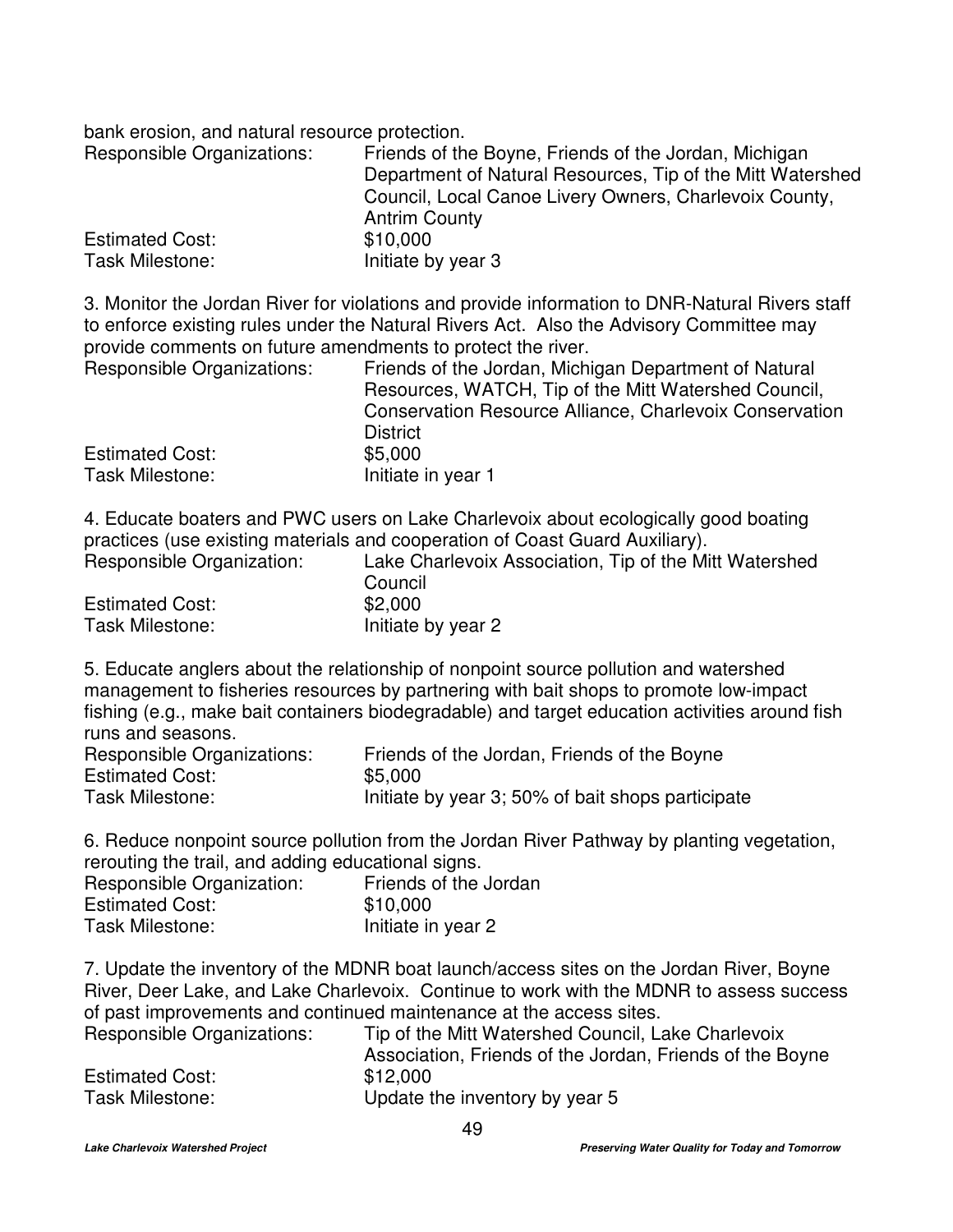bank erosion, and natural resource protection.

Responsible Organizations: Friends of the Boyne, Friends of the Jordan, Michigan Department of Natural Resources, Tip of the Mitt Watershed Council, Local Canoe Livery Owners, Charlevoix County, Antrim County
Estimated Cost: $10,000
Task Milestone: Initiate by year 3

3. Monitor the Jordan River for violations and provide information to DNR-Natural Rivers staff to enforce existing rules under the Natural Rivers Act. Also the Advisory Committee may provide comments on future amendments to protect the river.

Responsible Organizations: Friends of the Jordan, Michigan Department of Natural Resources, WATCH, Tip of the Mitt Watershed Council, Conservation Resource Alliance, Charlevoix Conservation District
Estimated Cost: $5,000
Task Milestone: Initiate in year 1

4. Educate boaters and PWC users on Lake Charlevoix about ecologically good boating practices (use existing materials and cooperation of Coast Guard Auxiliary).

Responsible Organization: Lake Charlevoix Association, Tip of the Mitt Watershed Council
Estimated Cost: $2,000
Task Milestone: Initiate by year 2

5. Educate anglers about the relationship of nonpoint source pollution and watershed management to fisheries resources by partnering with bait shops to promote low-impact fishing (e.g., make bait containers biodegradable) and target education activities around fish runs and seasons.

Responsible Organizations: Friends of the Jordan, Friends of the Boyne
Estimated Cost: $5,000
Task Milestone: Initiate by year 3; 50% of bait shops participate

6. Reduce nonpoint source pollution from the Jordan River Pathway by planting vegetation, rerouting the trail, and adding educational signs.

Responsible Organization: Friends of the Jordan
Estimated Cost: $10,000
Task Milestone: Initiate in year 2

7. Update the inventory of the MDNR boat launch/access sites on the Jordan River, Boyne River, Deer Lake, and Lake Charlevoix. Continue to work with the MDNR to assess success of past improvements and continued maintenance at the access sites.

Responsible Organizations: Tip of the Mitt Watershed Council, Lake Charlevoix Association, Friends of the Jordan, Friends of the Boyne
Estimated Cost: $12,000
Task Milestone: Update the inventory by year 5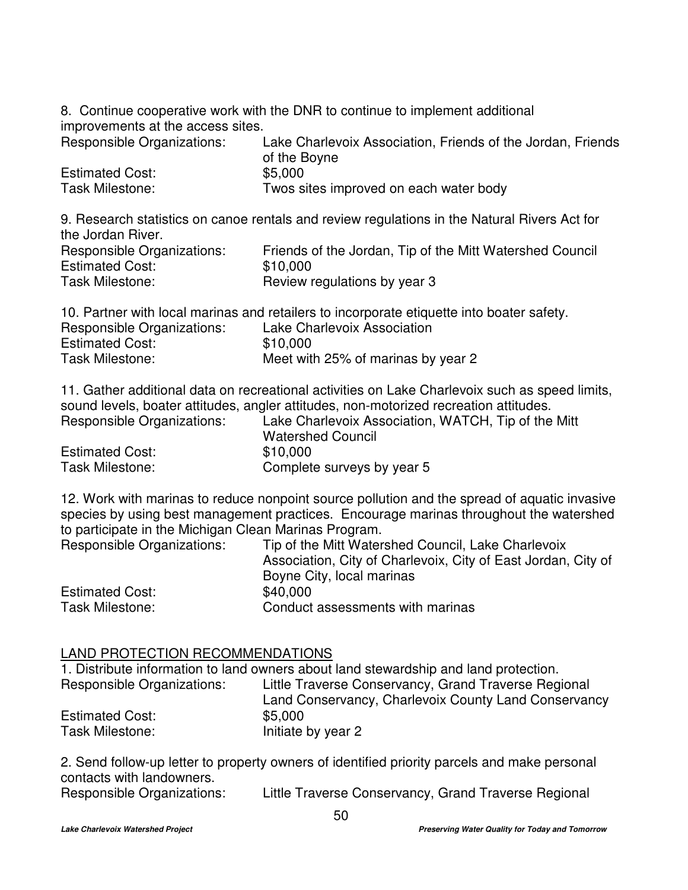8. Continue cooperative work with the DNR to continue to implement additional improvements at the access sites.

Responsible Organizations: Lake Charlevoix Association, Friends of the Jordan, Friends of the Boyne
Estimated Cost: $5,000
Task Milestone: Twos sites improved on each water body

9. Research statistics on canoe rentals and review regulations in the Natural Rivers Act for the Jordan River.

Responsible Organizations: Friends of the Jordan, Tip of the Mitt Watershed Council
Estimated Cost: $10,000
Task Milestone: Review regulations by year 3

10. Partner with local marinas and retailers to incorporate etiquette into boater safety.

Responsible Organizations: Lake Charlevoix Association
Estimated Cost: $10,000
Task Milestone: Meet with 25% of marinas by year 2

11. Gather additional data on recreational activities on Lake Charlevoix such as speed limits, sound levels, boater attitudes, angler attitudes, non-motorized recreation attitudes.

Responsible Organizations: Lake Charlevoix Association, WATCH, Tip of the Mitt Watershed Council
Estimated Cost: $10,000
Task Milestone: Complete surveys by year 5

12. Work with marinas to reduce nonpoint source pollution and the spread of aquatic invasive species by using best management practices. Encourage marinas throughout the watershed to participate in the Michigan Clean Marinas Program.

Responsible Organizations: Tip of the Mitt Watershed Council, Lake Charlevoix Association, City of Charlevoix, City of East Jordan, City of Boyne City, local marinas
Estimated Cost: $40,000
Task Milestone: Conduct assessments with marinas

<u>LAND PROTECTION RECOMMENDATIONS</u>

1. Distribute information to land owners about land stewardship and land protection.

Responsible Organizations: Little Traverse Conservancy, Grand Traverse Regional Land Conservancy, Charlevoix County Land Conservancy
Estimated Cost: $5,000
Task Milestone: Initiate by year 2

2. Send follow-up letter to property owners of identified priority parcels and make personal contacts with landowners.

Responsible Organizations: Little Traverse Conservancy, Grand Traverse Regional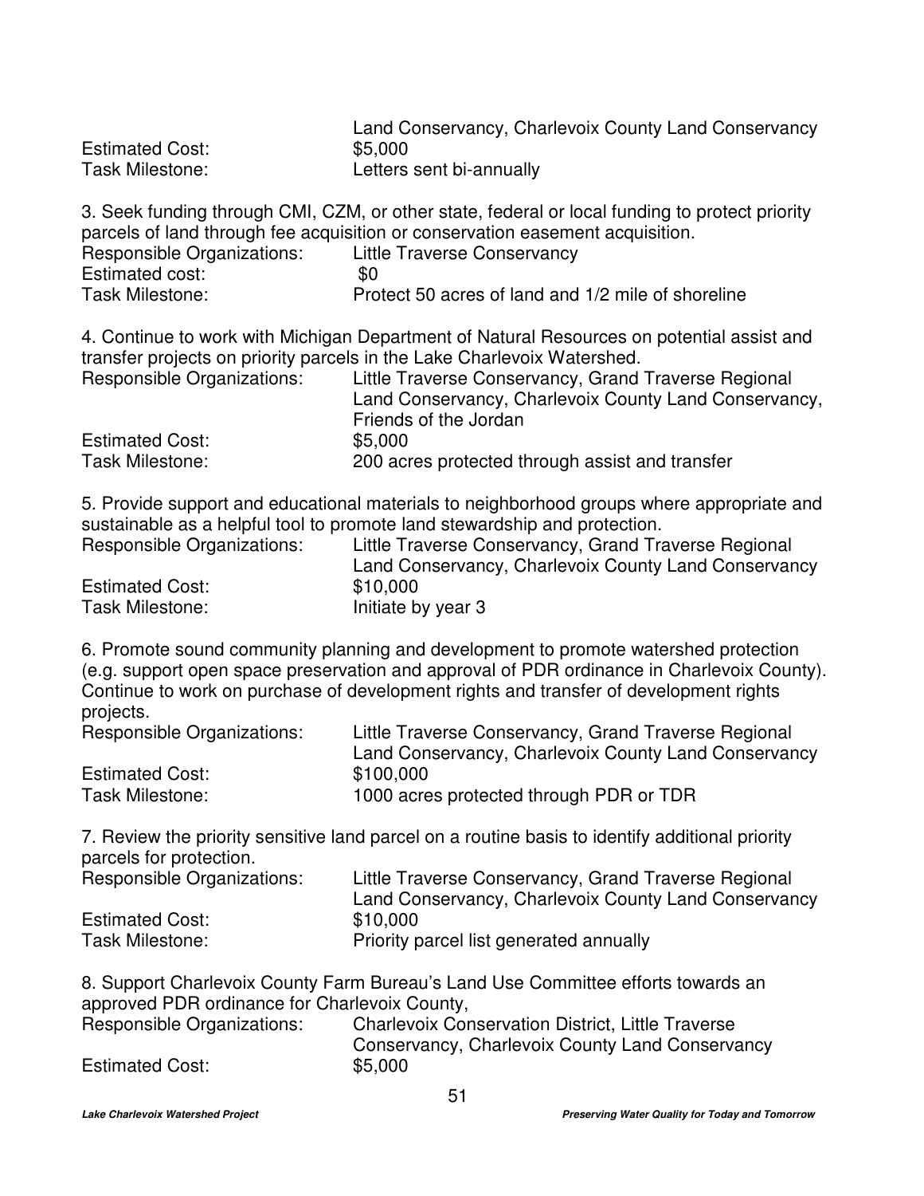Land Conservancy, Charlevoix County Land Conservancy

Estimated Cost: $5,000

Task Milestone: Letters sent bi-annually

3. Seek funding through CMI, CZM, or other state, federal or local funding to protect priority parcels of land through fee acquisition or conservation easement acquisition.

Responsible Organizations: Little Traverse Conservancy

Estimated cost: $0

Task Milestone: Protect 50 acres of land and 1/2 mile of shoreline

4. Continue to work with Michigan Department of Natural Resources on potential assist and transfer projects on priority parcels in the Lake Charlevoix Watershed.

Responsible Organizations: Little Traverse Conservancy, Grand Traverse Regional Land Conservancy, Charlevoix County Land Conservancy, Friends of the Jordan

Estimated Cost: $5,000

Task Milestone: 200 acres protected through assist and transfer

5. Provide support and educational materials to neighborhood groups where appropriate and sustainable as a helpful tool to promote land stewardship and protection.

Responsible Organizations: Little Traverse Conservancy, Grand Traverse Regional Land Conservancy, Charlevoix County Land Conservancy

Estimated Cost: $10,000

Task Milestone: Initiate by year 3

6. Promote sound community planning and development to promote watershed protection (e.g. support open space preservation and approval of PDR ordinance in Charlevoix County). Continue to work on purchase of development rights and transfer of development rights projects.

Responsible Organizations: Little Traverse Conservancy, Grand Traverse Regional Land Conservancy, Charlevoix County Land Conservancy

Estimated Cost: $100,000

Task Milestone: 1000 acres protected through PDR or TDR

7. Review the priority sensitive land parcel on a routine basis to identify additional priority parcels for protection.

Responsible Organizations: Little Traverse Conservancy, Grand Traverse Regional Land Conservancy, Charlevoix County Land Conservancy

Estimated Cost: $10,000

Task Milestone: Priority parcel list generated annually

8. Support Charlevoix County Farm Bureau's Land Use Committee efforts towards an approved PDR ordinance for Charlevoix County,

Responsible Organizations: Charlevoix Conservation District, Little Traverse Conservancy, Charlevoix County Land Conservancy

Estimated Cost: $5,000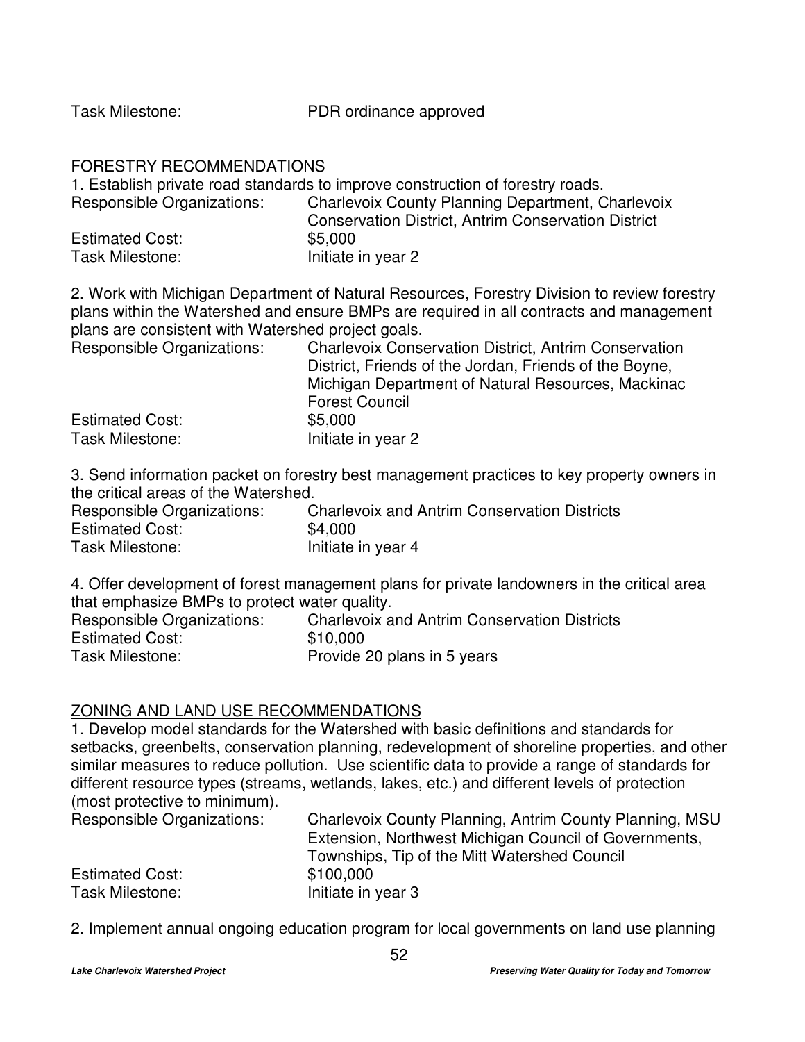Task Milestone: PDR ordinance approved

## FORESTRY RECOMMENDATIONS

1. Establish private road standards to improve construction of forestry roads.

Responsible Organizations: Charlevoix County Planning Department, Charlevoix Conservation District, Antrim Conservation District
Estimated Cost: $5,000
Task Milestone: Initiate in year 2

2. Work with Michigan Department of Natural Resources, Forestry Division to review forestry plans within the Watershed and ensure BMPs are required in all contracts and management plans are consistent with Watershed project goals.

Responsible Organizations: Charlevoix Conservation District, Antrim Conservation District, Friends of the Jordan, Friends of the Boyne, Michigan Department of Natural Resources, Mackinac Forest Council
Estimated Cost: $5,000
Task Milestone: Initiate in year 2

3. Send information packet on forestry best management practices to key property owners in the critical areas of the Watershed.

Responsible Organizations: Charlevoix and Antrim Conservation Districts
Estimated Cost: $4,000
Task Milestone: Initiate in year 4

4. Offer development of forest management plans for private landowners in the critical area that emphasize BMPs to protect water quality.

Responsible Organizations: Charlevoix and Antrim Conservation Districts
Estimated Cost: $10,000
Task Milestone: Provide 20 plans in 5 years

## ZONING AND LAND USE RECOMMENDATIONS

1. Develop model standards for the Watershed with basic definitions and standards for setbacks, greenbelts, conservation planning, redevelopment of shoreline properties, and other similar measures to reduce pollution. Use scientific data to provide a range of standards for different resource types (streams, wetlands, lakes, etc.) and different levels of protection (most protective to minimum).

Responsible Organizations: Charlevoix County Planning, Antrim County Planning, MSU Extension, Northwest Michigan Council of Governments, Townships, Tip of the Mitt Watershed Council
Estimated Cost: $100,000
Task Milestone: Initiate in year 3

2. Implement annual ongoing education program for local governments on land use planning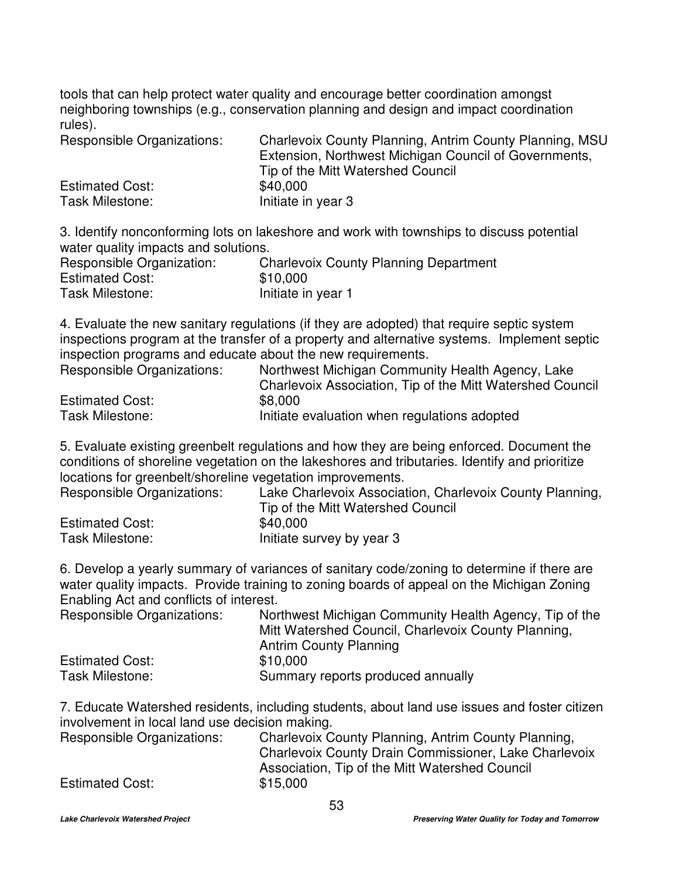tools that can help protect water quality and encourage better coordination amongst neighboring townships (e.g., conservation planning and design and impact coordination rules).

Responsible Organizations: Charlevoix County Planning, Antrim County Planning, MSU Extension, Northwest Michigan Council of Governments, Tip of the Mitt Watershed Council
Estimated Cost: $40,000
Task Milestone: Initiate in year 3

3. Identify nonconforming lots on lakeshore and work with townships to discuss potential water quality impacts and solutions.

Responsible Organization: Charlevoix County Planning Department
Estimated Cost: $10,000
Task Milestone: Initiate in year 1

4. Evaluate the new sanitary regulations (if they are adopted) that require septic system inspections program at the transfer of a property and alternative systems. Implement septic inspection programs and educate about the new requirements.

Responsible Organizations: Northwest Michigan Community Health Agency, Lake Charlevoix Association, Tip of the Mitt Watershed Council
Estimated Cost: $8,000
Task Milestone: Initiate evaluation when regulations adopted

5. Evaluate existing greenbelt regulations and how they are being enforced. Document the conditions of shoreline vegetation on the lakeshores and tributaries. Identify and prioritize locations for greenbelt/shoreline vegetation improvements.

Responsible Organizations: Lake Charlevoix Association, Charlevoix County Planning, Tip of the Mitt Watershed Council
Estimated Cost: $40,000
Task Milestone: Initiate survey by year 3

6. Develop a yearly summary of variances of sanitary code/zoning to determine if there are water quality impacts. Provide training to zoning boards of appeal on the Michigan Zoning Enabling Act and conflicts of interest.

Responsible Organizations: Northwest Michigan Community Health Agency, Tip of the Mitt Watershed Council, Charlevoix County Planning, Antrim County Planning
Estimated Cost: $10,000
Task Milestone: Summary reports produced annually

7. Educate Watershed residents, including students, about land use issues and foster citizen involvement in local land use decision making.

Responsible Organizations: Charlevoix County Planning, Antrim County Planning, Charlevoix County Drain Commissioner, Lake Charlevoix Association, Tip of the Mitt Watershed Council
Estimated Cost: $15,000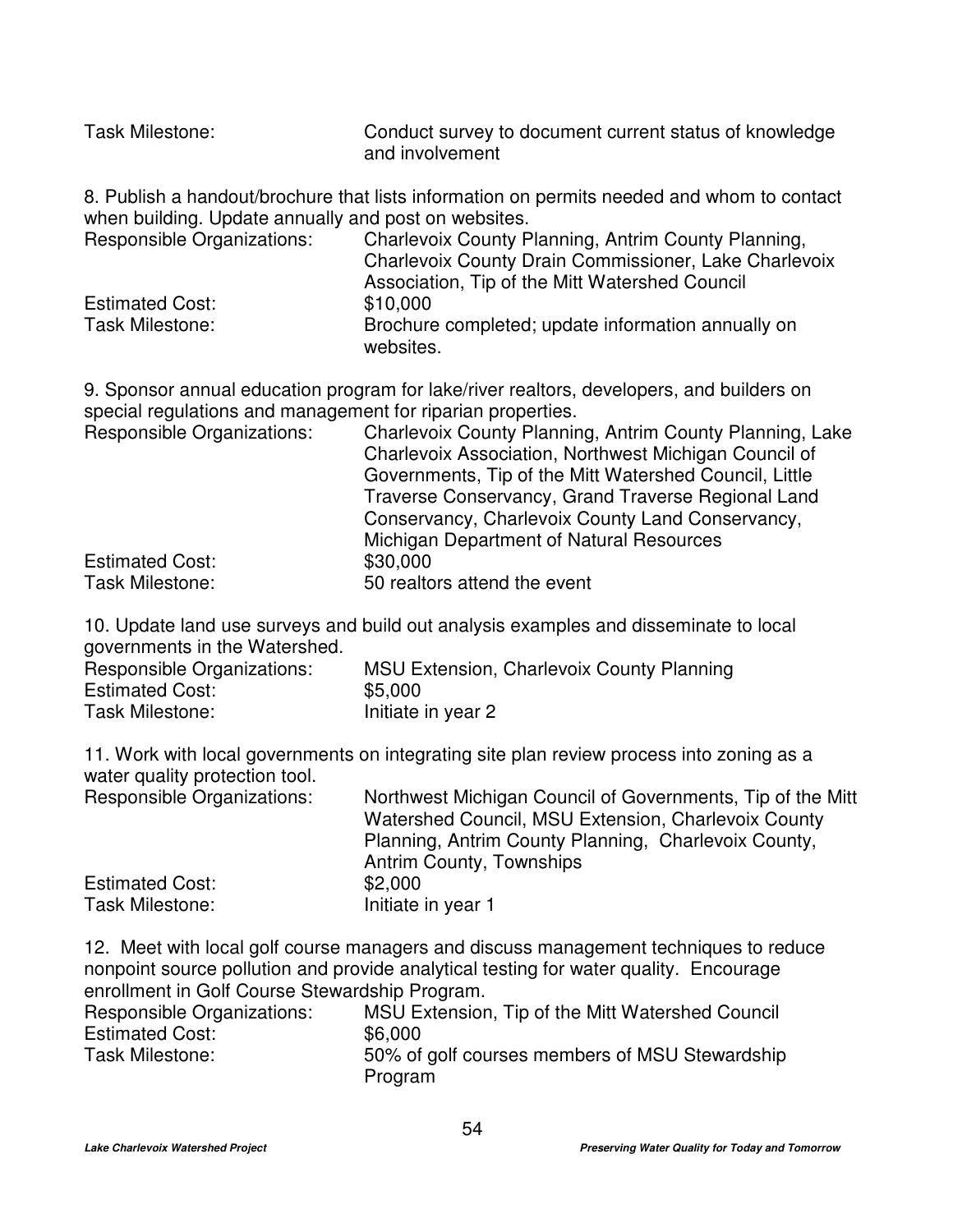Task Milestone: Conduct survey to document current status of knowledge and involvement

8. Publish a handout/brochure that lists information on permits needed and whom to contact when building. Update annually and post on websites.

Responsible Organizations: Charlevoix County Planning, Antrim County Planning, Charlevoix County Drain Commissioner, Lake Charlevoix Association, Tip of the Mitt Watershed Council
Estimated Cost: $10,000
Task Milestone: Brochure completed; update information annually on websites.

9. Sponsor annual education program for lake/river realtors, developers, and builders on special regulations and management for riparian properties.

Responsible Organizations: Charlevoix County Planning, Antrim County Planning, Lake Charlevoix Association, Northwest Michigan Council of Governments, Tip of the Mitt Watershed Council, Little Traverse Conservancy, Grand Traverse Regional Land Conservancy, Charlevoix County Land Conservancy, Michigan Department of Natural Resources
Estimated Cost: $30,000
Task Milestone: 50 realtors attend the event

10. Update land use surveys and build out analysis examples and disseminate to local governments in the Watershed.

Responsible Organizations: MSU Extension, Charlevoix County Planning
Estimated Cost: $5,000
Task Milestone: Initiate in year 2

11. Work with local governments on integrating site plan review process into zoning as a water quality protection tool.

Responsible Organizations: Northwest Michigan Council of Governments, Tip of the Mitt Watershed Council, MSU Extension, Charlevoix County Planning, Antrim County Planning, Charlevoix County, Antrim County, Townships
Estimated Cost: $2,000
Task Milestone: Initiate in year 1

12. Meet with local golf course managers and discuss management techniques to reduce nonpoint source pollution and provide analytical testing for water quality. Encourage enrollment in Golf Course Stewardship Program.

Responsible Organizations: MSU Extension, Tip of the Mitt Watershed Council
Estimated Cost: $6,000
Task Milestone: 50% of golf courses members of MSU Stewardship Program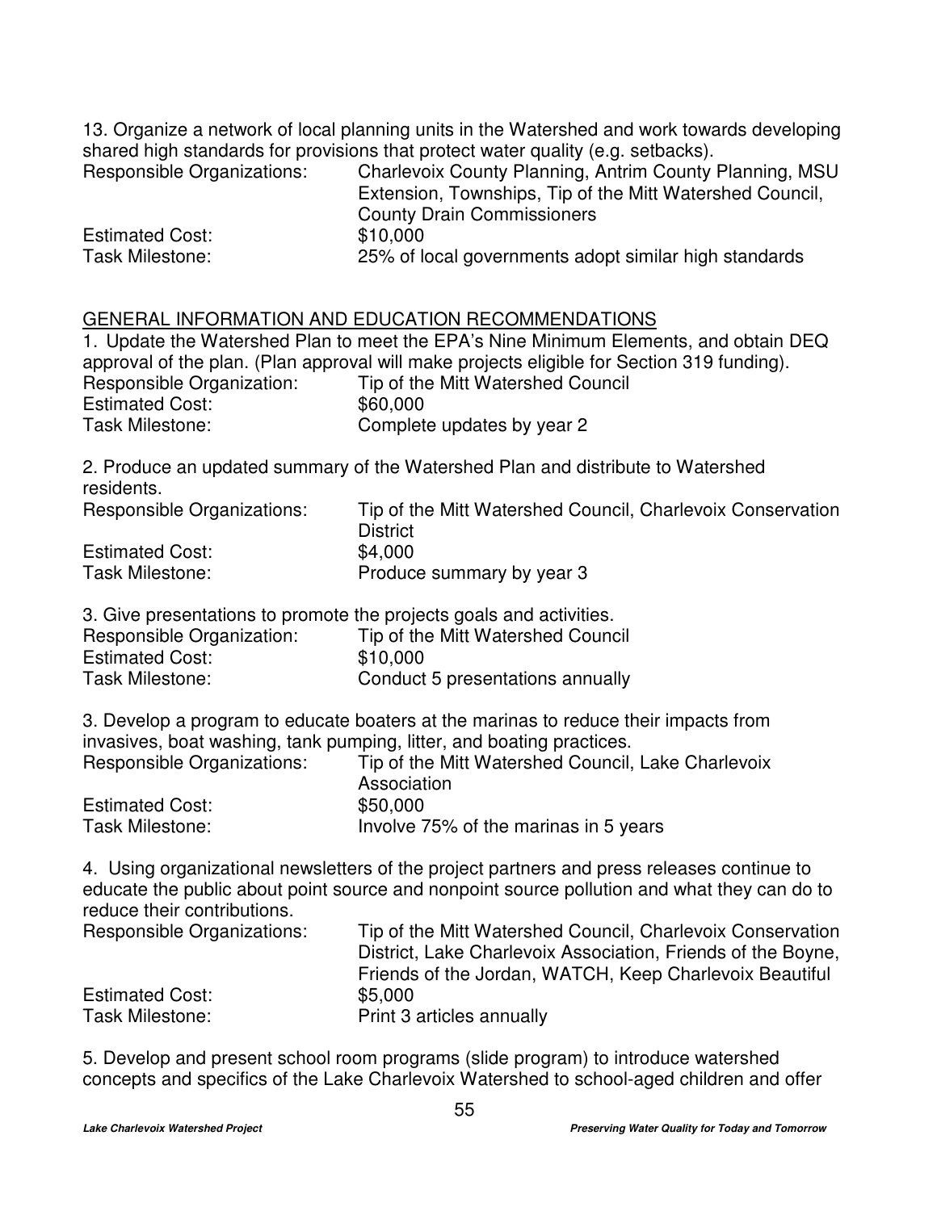13. Organize a network of local planning units in the Watershed and work towards developing shared high standards for provisions that protect water quality (e.g. setbacks).

Responsible Organizations: Charlevoix County Planning, Antrim County Planning, MSU Extension, Townships, Tip of the Mitt Watershed Council, County Drain Commissioners
Estimated Cost: $10,000
Task Milestone: 25% of local governments adopt similar high standards

<u>GENERAL INFORMATION AND EDUCATION RECOMMENDATIONS</u>

1. Update the Watershed Plan to meet the EPA's Nine Minimum Elements, and obtain DEQ approval of the plan. (Plan approval will make projects eligible for Section 319 funding).

Responsible Organization: Tip of the Mitt Watershed Council
Estimated Cost: $60,000
Task Milestone: Complete updates by year 2

2. Produce an updated summary of the Watershed Plan and distribute to Watershed residents.

Responsible Organizations: Tip of the Mitt Watershed Council, Charlevoix Conservation District
Estimated Cost: $4,000
Task Milestone: Produce summary by year 3

3. Give presentations to promote the projects goals and activities.

Responsible Organization: Tip of the Mitt Watershed Council
Estimated Cost: $10,000
Task Milestone: Conduct 5 presentations annually

3. Develop a program to educate boaters at the marinas to reduce their impacts from invasives, boat washing, tank pumping, litter, and boating practices.

Responsible Organizations: Tip of the Mitt Watershed Council, Lake Charlevoix Association
Estimated Cost: $50,000
Task Milestone: Involve 75% of the marinas in 5 years

4. Using organizational newsletters of the project partners and press releases continue to educate the public about point source and nonpoint source pollution and what they can do to reduce their contributions.

Responsible Organizations: Tip of the Mitt Watershed Council, Charlevoix Conservation District, Lake Charlevoix Association, Friends of the Boyne, Friends of the Jordan, WATCH, Keep Charlevoix Beautiful
Estimated Cost: $5,000
Task Milestone: Print 3 articles annually

5. Develop and present school room programs (slide program) to introduce watershed concepts and specifics of the Lake Charlevoix Watershed to school-aged children and offer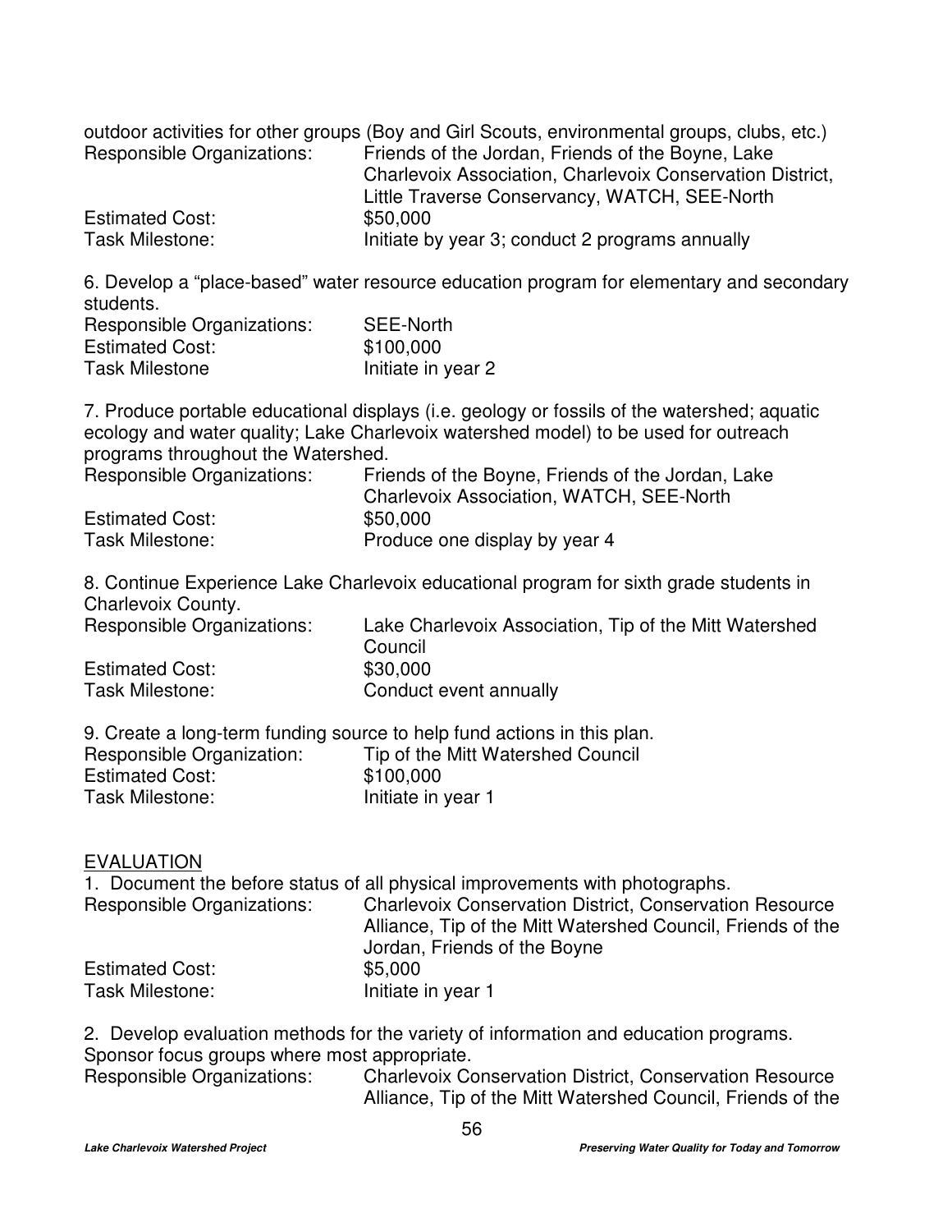outdoor activities for other groups (Boy and Girl Scouts, environmental groups, clubs, etc.)

Responsible Organizations: Friends of the Jordan, Friends of the Boyne, Lake Charlevoix Association, Charlevoix Conservation District, Little Traverse Conservancy, WATCH, SEE-North
Estimated Cost: $50,000
Task Milestone: Initiate by year 3; conduct 2 programs annually

6. Develop a "place-based" water resource education program for elementary and secondary students.

Responsible Organizations: SEE-North
Estimated Cost: $100,000
Task Milestone Initiate in year 2

7. Produce portable educational displays (i.e. geology or fossils of the watershed; aquatic ecology and water quality; Lake Charlevoix watershed model) to be used for outreach programs throughout the Watershed.

Responsible Organizations: Friends of the Boyne, Friends of the Jordan, Lake Charlevoix Association, WATCH, SEE-North
Estimated Cost: $50,000
Task Milestone: Produce one display by year 4

8. Continue Experience Lake Charlevoix educational program for sixth grade students in Charlevoix County.

Responsible Organizations: Lake Charlevoix Association, Tip of the Mitt Watershed Council
Estimated Cost: $30,000
Task Milestone: Conduct event annually

9. Create a long-term funding source to help fund actions in this plan.

Responsible Organization: Tip of the Mitt Watershed Council
Estimated Cost: $100,000
Task Milestone: Initiate in year 1

EVALUATION

1. Document the before status of all physical improvements with photographs.

Responsible Organizations: Charlevoix Conservation District, Conservation Resource Alliance, Tip of the Mitt Watershed Council, Friends of the Jordan, Friends of the Boyne
Estimated Cost: $5,000
Task Milestone: Initiate in year 1

2. Develop evaluation methods for the variety of information and education programs. Sponsor focus groups where most appropriate.

Responsible Organizations: Charlevoix Conservation District, Conservation Resource Alliance, Tip of the Mitt Watershed Council, Friends of the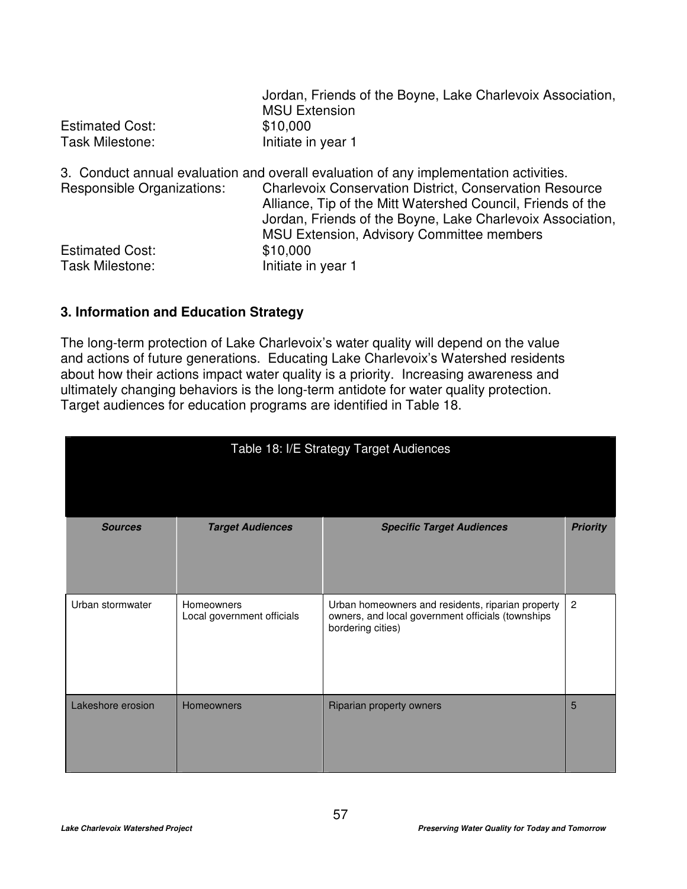Jordan, Friends of the Boyne, Lake Charlevoix Association, MSU Extension

Estimated Cost: $10,000

Task Milestone: Initiate in year 1

3. Conduct annual evaluation and overall evaluation of any implementation activities.

Responsible Organizations: Charlevoix Conservation District, Conservation Resource Alliance, Tip of the Mitt Watershed Council, Friends of the Jordan, Friends of the Boyne, Lake Charlevoix Association, MSU Extension, Advisory Committee members

Estimated Cost: $10,000

Task Milestone: Initiate in year 1

### 3. Information and Education Strategy

The long-term protection of Lake Charlevoix's water quality will depend on the value and actions of future generations. Educating Lake Charlevoix's Watershed residents about how their actions impact water quality is a priority. Increasing awareness and ultimately changing behaviors is the long-term antidote for water quality protection. Target audiences for education programs are identified in Table 18.

Table 18: I/E Strategy Target Audiences

| ***Sources*** | ***Target Audiences*** | ***Specific Target Audiences*** | ***Priority*** |
|---|---|---|---|
| Urban stormwater | Homeowners<br>Local government officials | Urban homeowners and residents, riparian property owners, and local government officials (townships bordering cities) | 2 |
| Lakeshore erosion | Homeowners | Riparian property owners | 5 |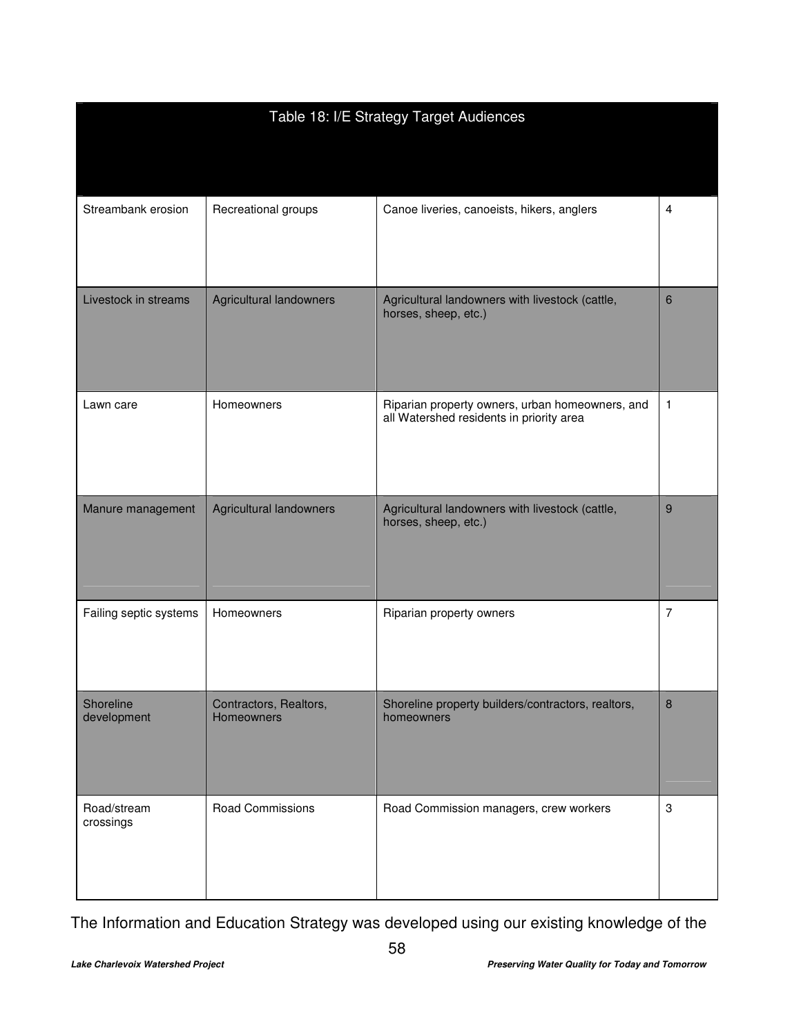| Table 18: I/E Strategy Target Audiences | | | |
|---|---|---|---|
| Streambank erosion | Recreational groups | Canoe liveries, canoeists, hikers, anglers | 4 |
| Livestock in streams | Agricultural landowners | Agricultural landowners with livestock (cattle, horses, sheep, etc.) | 6 |
| Lawn care | Homeowners | Riparian property owners, urban homeowners, and all Watershed residents in priority area | 1 |
| Manure management | Agricultural landowners | Agricultural landowners with livestock (cattle, horses, sheep, etc.) | 9 |
| Failing septic systems | Homeowners | Riparian property owners | 7 |
| Shoreline development | Contractors, Realtors, Homeowners | Shoreline property builders/contractors, realtors, homeowners | 8 |
| Road/stream crossings | Road Commissions | Road Commission managers, crew workers | 3 |

The Information and Education Strategy was developed using our existing knowledge of the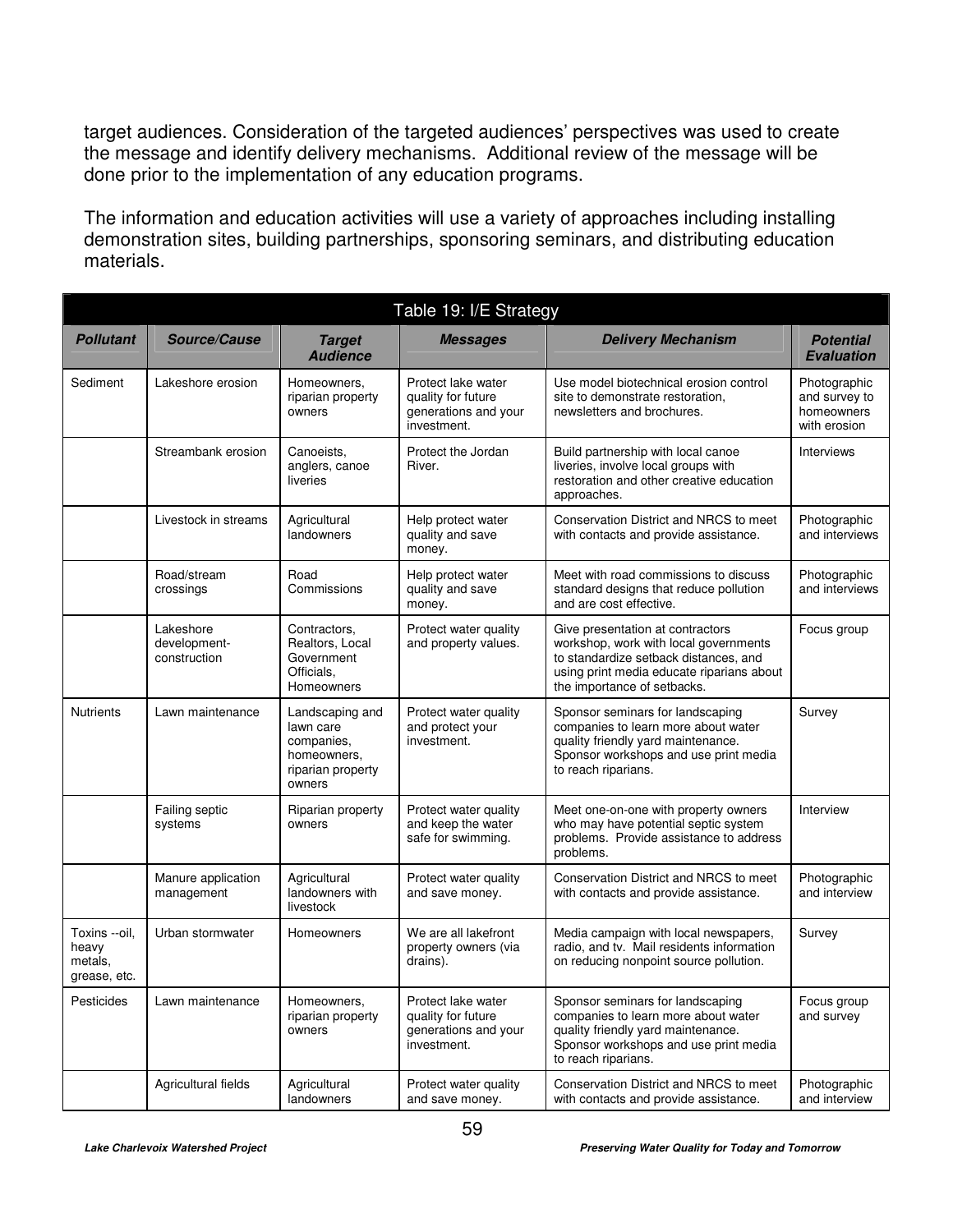target audiences. Consideration of the targeted audiences' perspectives was used to create the message and identify delivery mechanisms. Additional review of the message will be done prior to the implementation of any education programs.

The information and education activities will use a variety of approaches including installing demonstration sites, building partnerships, sponsoring seminars, and distributing education materials.

Table 19: I/E Strategy

| *Pollutant* | *Source/Cause* | *Target Audience* | *Messages* | *Delivery Mechanism* | *Potential Evaluation* |
|---|---|---|---|---|---|
| Sediment | Lakeshore erosion | Homeowners, riparian property owners | Protect lake water quality for future generations and your investment. | Use model biotechnical erosion control site to demonstrate restoration, newsletters and brochures. | Photographic and survey to homeowners with erosion |
| | Streambank erosion | Canoeists, anglers, canoe liveries | Protect the Jordan River. | Build partnership with local canoe liveries, involve local groups with restoration and other creative education approaches. | Interviews |
| | Livestock in streams | Agricultural landowners | Help protect water quality and save money. | Conservation District and NRCS to meet with contacts and provide assistance. | Photographic and interviews |
| | Road/stream crossings | Road Commissions | Help protect water quality and save money. | Meet with road commissions to discuss standard designs that reduce pollution and are cost effective. | Photographic and interviews |
| | Lakeshore development-construction | Contractors, Realtors, Local Government Officials, Homeowners | Protect water quality and property values. | Give presentation at contractors workshop, work with local governments to standardize setback distances, and using print media educate riparians about the importance of setbacks. | Focus group |
| Nutrients | Lawn maintenance | Landscaping and lawn care companies, homeowners, riparian property owners | Protect water quality and protect your investment. | Sponsor seminars for landscaping companies to learn more about water quality friendly yard maintenance. Sponsor workshops and use print media to reach riparians. | Survey |
| | Failing septic systems | Riparian property owners | Protect water quality and keep the water safe for swimming. | Meet one-on-one with property owners who may have potential septic system problems. Provide assistance to address problems. | Interview |
| | Manure application management | Agricultural landowners with livestock | Protect water quality and save money. | Conservation District and NRCS to meet with contacts and provide assistance. | Photographic and interview |
| Toxins --oil, heavy metals, grease, etc. | Urban stormwater | Homeowners | We are all lakefront property owners (via drains). | Media campaign with local newspapers, radio, and tv. Mail residents information on reducing nonpoint source pollution. | Survey |
| Pesticides | Lawn maintenance | Homeowners, riparian property owners | Protect lake water quality for future generations and your investment. | Sponsor seminars for landscaping companies to learn more about water quality friendly yard maintenance. Sponsor workshops and use print media to reach riparians. | Focus group and survey |
| | Agricultural fields | Agricultural landowners | Protect water quality and save money. | Conservation District and NRCS to meet with contacts and provide assistance. | Photographic and interview |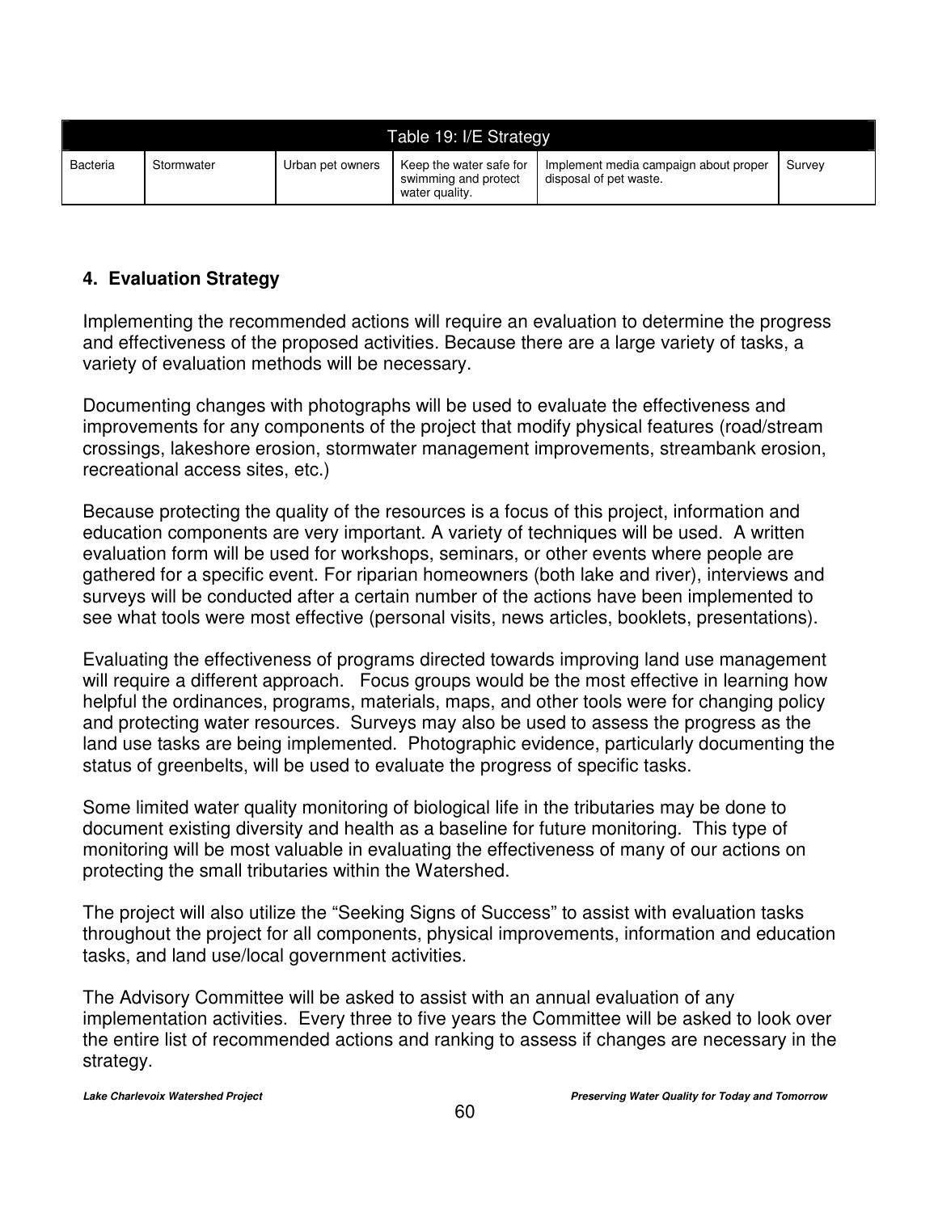| Table 19: I/E Strategy | | | | | |
|---|---|---|---|---|---|
| Bacteria | Stormwater | Urban pet owners | Keep the water safe for swimming and protect water quality. | Implement media campaign about proper disposal of pet waste. | Survey |

## 4. Evaluation Strategy

Implementing the recommended actions will require an evaluation to determine the progress and effectiveness of the proposed activities. Because there are a large variety of tasks, a variety of evaluation methods will be necessary.

Documenting changes with photographs will be used to evaluate the effectiveness and improvements for any components of the project that modify physical features (road/stream crossings, lakeshore erosion, stormwater management improvements, streambank erosion, recreational access sites, etc.)

Because protecting the quality of the resources is a focus of this project, information and education components are very important. A variety of techniques will be used. A written evaluation form will be used for workshops, seminars, or other events where people are gathered for a specific event. For riparian homeowners (both lake and river), interviews and surveys will be conducted after a certain number of the actions have been implemented to see what tools were most effective (personal visits, news articles, booklets, presentations).

Evaluating the effectiveness of programs directed towards improving land use management will require a different approach. Focus groups would be the most effective in learning how helpful the ordinances, programs, materials, maps, and other tools were for changing policy and protecting water resources. Surveys may also be used to assess the progress as the land use tasks are being implemented. Photographic evidence, particularly documenting the status of greenbelts, will be used to evaluate the progress of specific tasks.

Some limited water quality monitoring of biological life in the tributaries may be done to document existing diversity and health as a baseline for future monitoring. This type of monitoring will be most valuable in evaluating the effectiveness of many of our actions on protecting the small tributaries within the Watershed.

The project will also utilize the "Seeking Signs of Success" to assist with evaluation tasks throughout the project for all components, physical improvements, information and education tasks, and land use/local government activities.

The Advisory Committee will be asked to assist with an annual evaluation of any implementation activities. Every three to five years the Committee will be asked to look over the entire list of recommended actions and ranking to assess if changes are necessary in the strategy.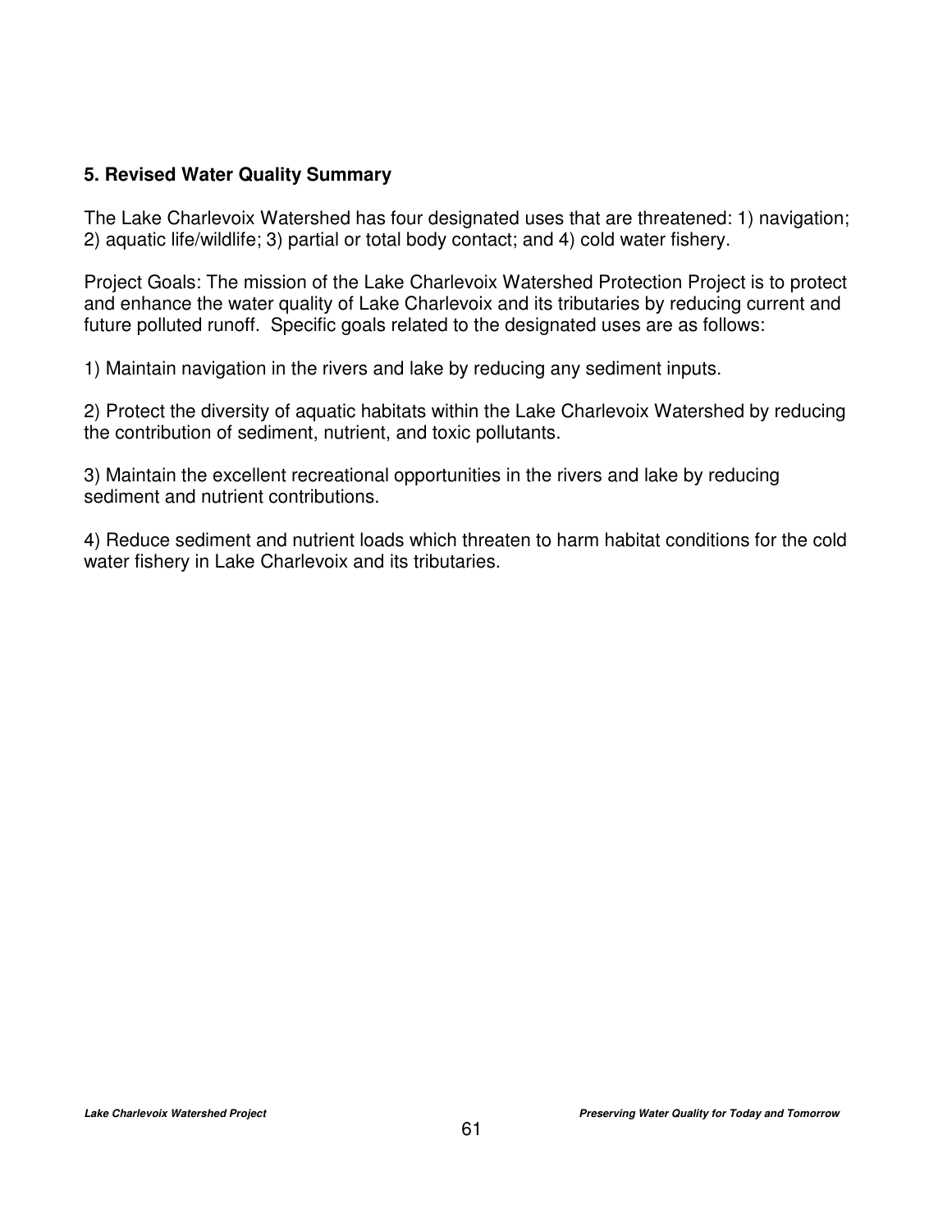## 5. Revised Water Quality Summary

The Lake Charlevoix Watershed has four designated uses that are threatened: 1) navigation; 2) aquatic life/wildlife; 3) partial or total body contact; and 4) cold water fishery.

Project Goals: The mission of the Lake Charlevoix Watershed Protection Project is to protect and enhance the water quality of Lake Charlevoix and its tributaries by reducing current and future polluted runoff. Specific goals related to the designated uses are as follows:

1) Maintain navigation in the rivers and lake by reducing any sediment inputs.

2) Protect the diversity of aquatic habitats within the Lake Charlevoix Watershed by reducing the contribution of sediment, nutrient, and toxic pollutants.

3) Maintain the excellent recreational opportunities in the rivers and lake by reducing sediment and nutrient contributions.

4) Reduce sediment and nutrient loads which threaten to harm habitat conditions for the cold water fishery in Lake Charlevoix and its tributaries.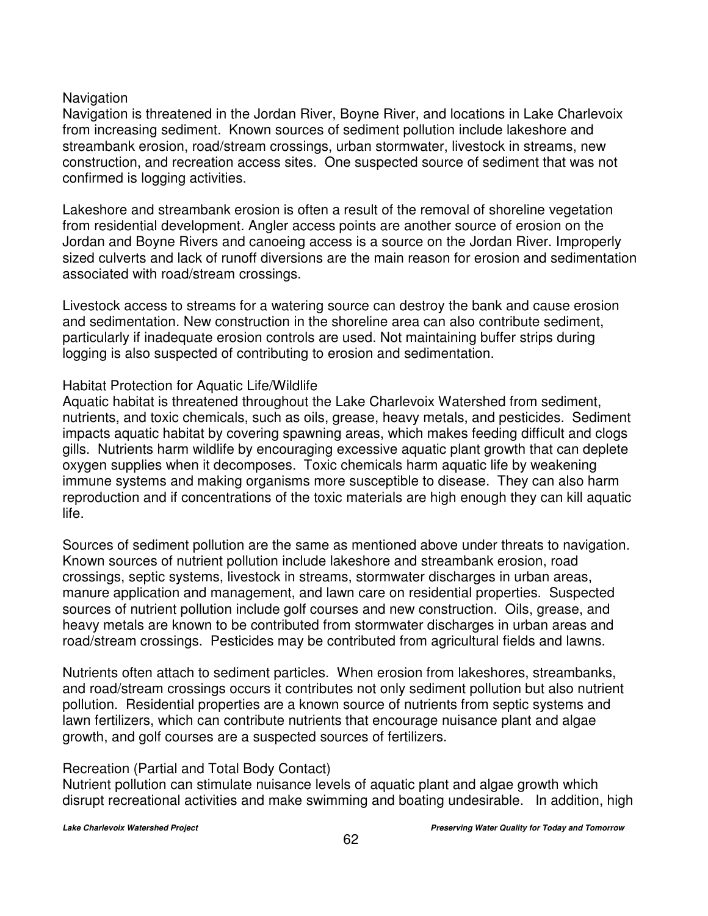### Navigation

Navigation is threatened in the Jordan River, Boyne River, and locations in Lake Charlevoix from increasing sediment. Known sources of sediment pollution include lakeshore and streambank erosion, road/stream crossings, urban stormwater, livestock in streams, new construction, and recreation access sites. One suspected source of sediment that was not confirmed is logging activities.

Lakeshore and streambank erosion is often a result of the removal of shoreline vegetation from residential development. Angler access points are another source of erosion on the Jordan and Boyne Rivers and canoeing access is a source on the Jordan River. Improperly sized culverts and lack of runoff diversions are the main reason for erosion and sedimentation associated with road/stream crossings.

Livestock access to streams for a watering source can destroy the bank and cause erosion and sedimentation. New construction in the shoreline area can also contribute sediment, particularly if inadequate erosion controls are used. Not maintaining buffer strips during logging is also suspected of contributing to erosion and sedimentation.

### Habitat Protection for Aquatic Life/Wildlife

Aquatic habitat is threatened throughout the Lake Charlevoix Watershed from sediment, nutrients, and toxic chemicals, such as oils, grease, heavy metals, and pesticides. Sediment impacts aquatic habitat by covering spawning areas, which makes feeding difficult and clogs gills. Nutrients harm wildlife by encouraging excessive aquatic plant growth that can deplete oxygen supplies when it decomposes. Toxic chemicals harm aquatic life by weakening immune systems and making organisms more susceptible to disease. They can also harm reproduction and if concentrations of the toxic materials are high enough they can kill aquatic life.

Sources of sediment pollution are the same as mentioned above under threats to navigation. Known sources of nutrient pollution include lakeshore and streambank erosion, road crossings, septic systems, livestock in streams, stormwater discharges in urban areas, manure application and management, and lawn care on residential properties. Suspected sources of nutrient pollution include golf courses and new construction. Oils, grease, and heavy metals are known to be contributed from stormwater discharges in urban areas and road/stream crossings. Pesticides may be contributed from agricultural fields and lawns.

Nutrients often attach to sediment particles. When erosion from lakeshores, streambanks, and road/stream crossings occurs it contributes not only sediment pollution but also nutrient pollution. Residential properties are a known source of nutrients from septic systems and lawn fertilizers, which can contribute nutrients that encourage nuisance plant and algae growth, and golf courses are a suspected sources of fertilizers.

### Recreation (Partial and Total Body Contact)

Nutrient pollution can stimulate nuisance levels of aquatic plant and algae growth which disrupt recreational activities and make swimming and boating undesirable. In addition, high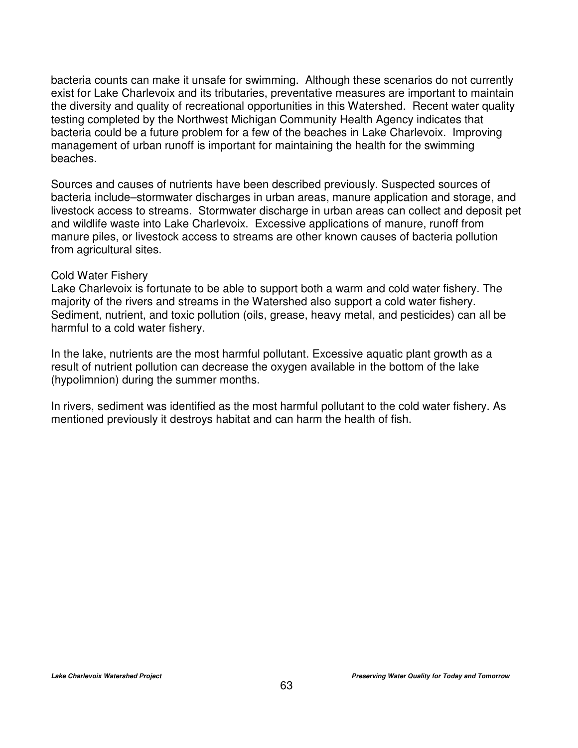bacteria counts can make it unsafe for swimming. Although these scenarios do not currently exist for Lake Charlevoix and its tributaries, preventative measures are important to maintain the diversity and quality of recreational opportunities in this Watershed. Recent water quality testing completed by the Northwest Michigan Community Health Agency indicates that bacteria could be a future problem for a few of the beaches in Lake Charlevoix. Improving management of urban runoff is important for maintaining the health for the swimming beaches.

Sources and causes of nutrients have been described previously. Suspected sources of bacteria include–stormwater discharges in urban areas, manure application and storage, and livestock access to streams. Stormwater discharge in urban areas can collect and deposit pet and wildlife waste into Lake Charlevoix. Excessive applications of manure, runoff from manure piles, or livestock access to streams are other known causes of bacteria pollution from agricultural sites.

Cold Water Fishery

Lake Charlevoix is fortunate to be able to support both a warm and cold water fishery. The majority of the rivers and streams in the Watershed also support a cold water fishery. Sediment, nutrient, and toxic pollution (oils, grease, heavy metal, and pesticides) can all be harmful to a cold water fishery.

In the lake, nutrients are the most harmful pollutant. Excessive aquatic plant growth as a result of nutrient pollution can decrease the oxygen available in the bottom of the lake (hypolimnion) during the summer months.

In rivers, sediment was identified as the most harmful pollutant to the cold water fishery. As mentioned previously it destroys habitat and can harm the health of fish.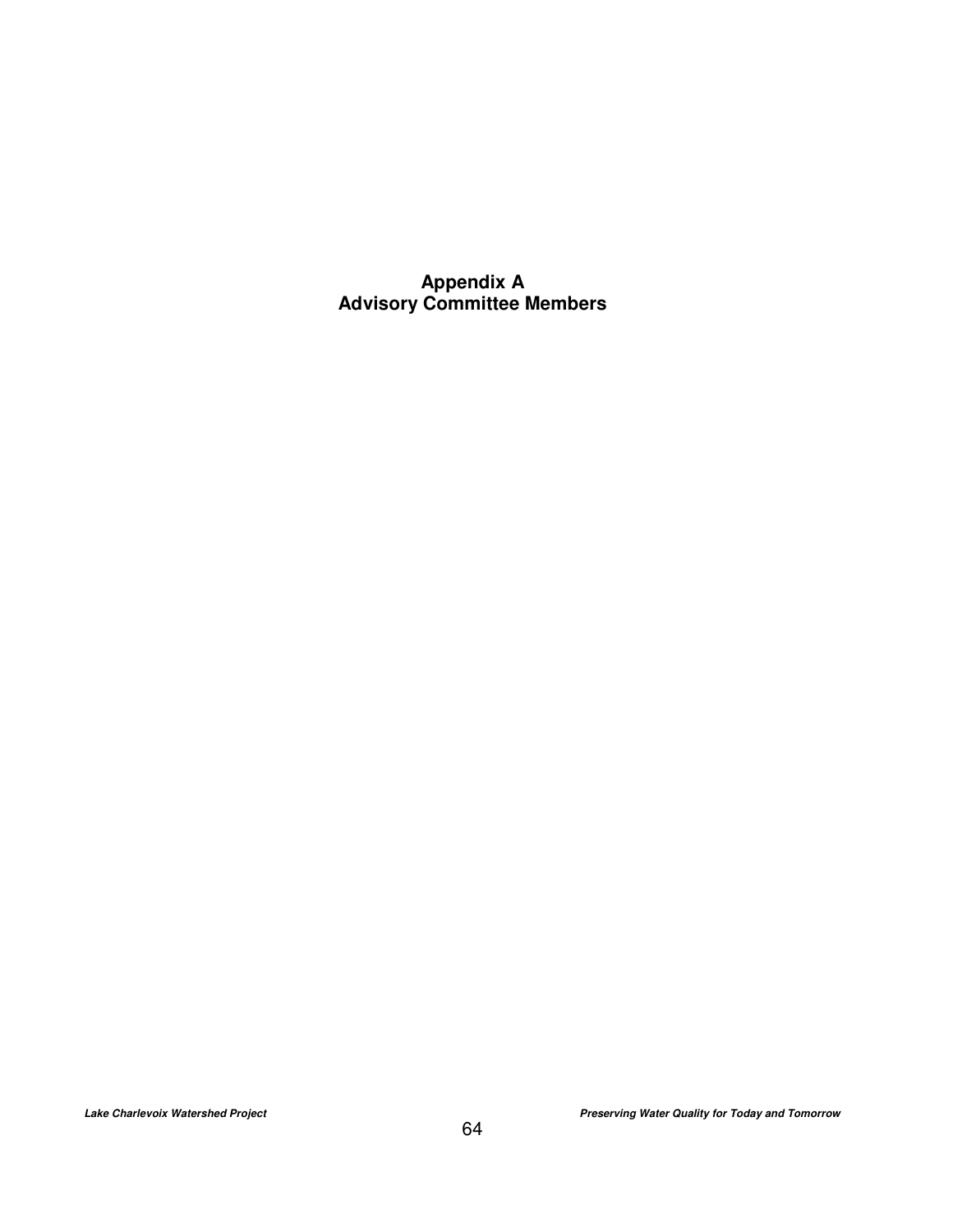# Appendix A
# Advisory Committee Members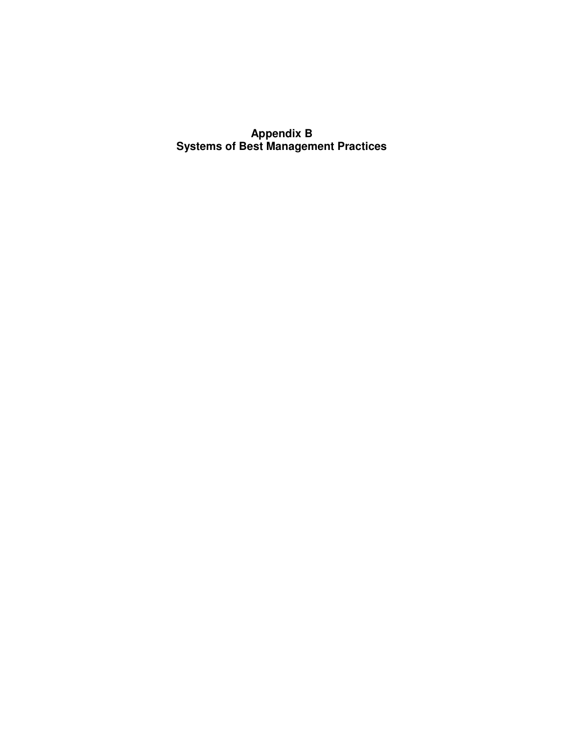# Appendix B
# Systems of Best Management Practices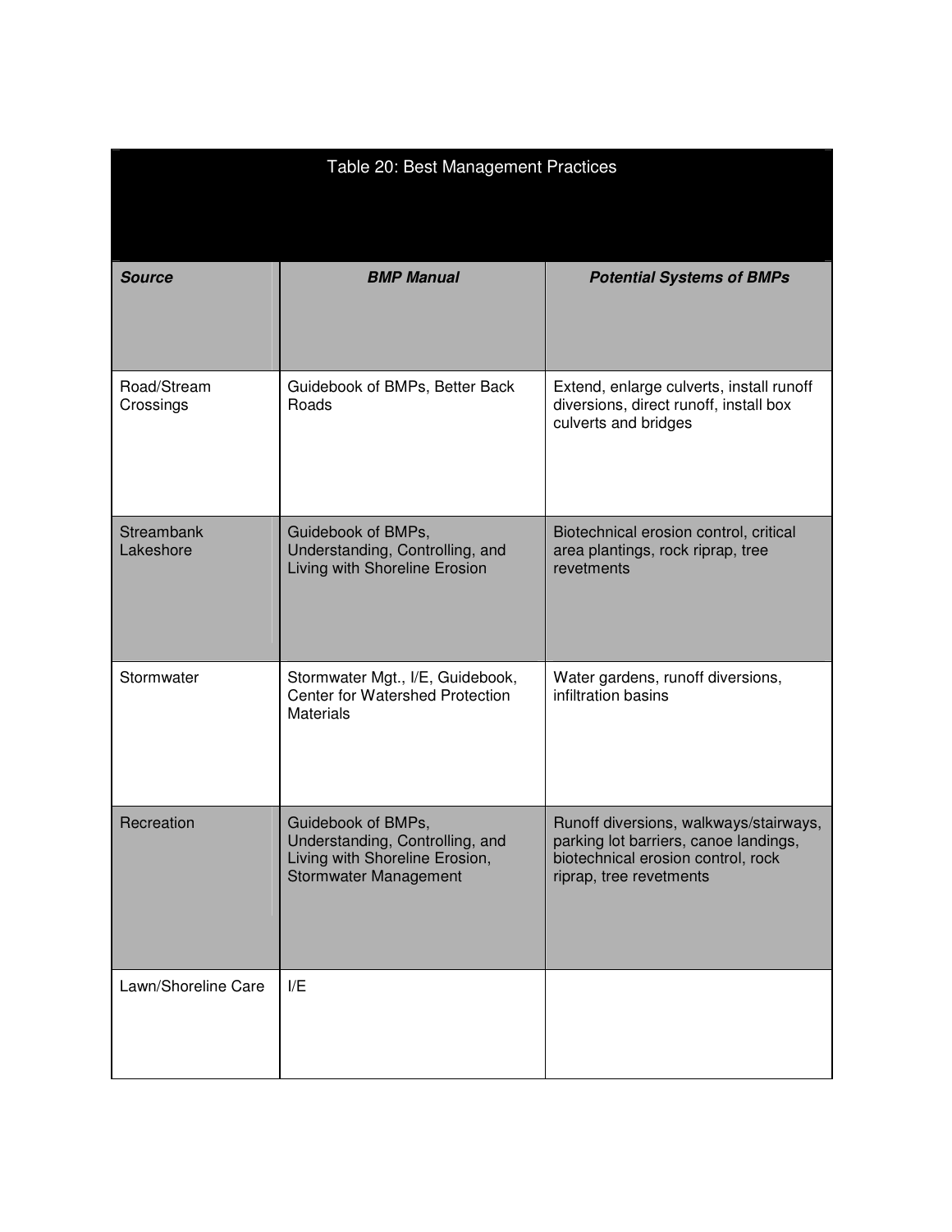Table 20: Best Management Practices

| ***Source*** | ***BMP Manual*** | ***Potential Systems of BMPs*** |
|---|---|---|
| Road/Stream Crossings | Guidebook of BMPs, Better Back Roads | Extend, enlarge culverts, install runoff diversions, direct runoff, install box culverts and bridges |
| Streambank Lakeshore | Guidebook of BMPs, Understanding, Controlling, and Living with Shoreline Erosion | Biotechnical erosion control, critical area plantings, rock riprap, tree revetments |
| Stormwater | Stormwater Mgt., I/E, Guidebook, Center for Watershed Protection Materials | Water gardens, runoff diversions, infiltration basins |
| Recreation | Guidebook of BMPs, Understanding, Controlling, and Living with Shoreline Erosion, Stormwater Management | Runoff diversions, walkways/stairways, parking lot barriers, canoe landings, biotechnical erosion control, rock riprap, tree revetments |
| Lawn/Shoreline Care | I/E | |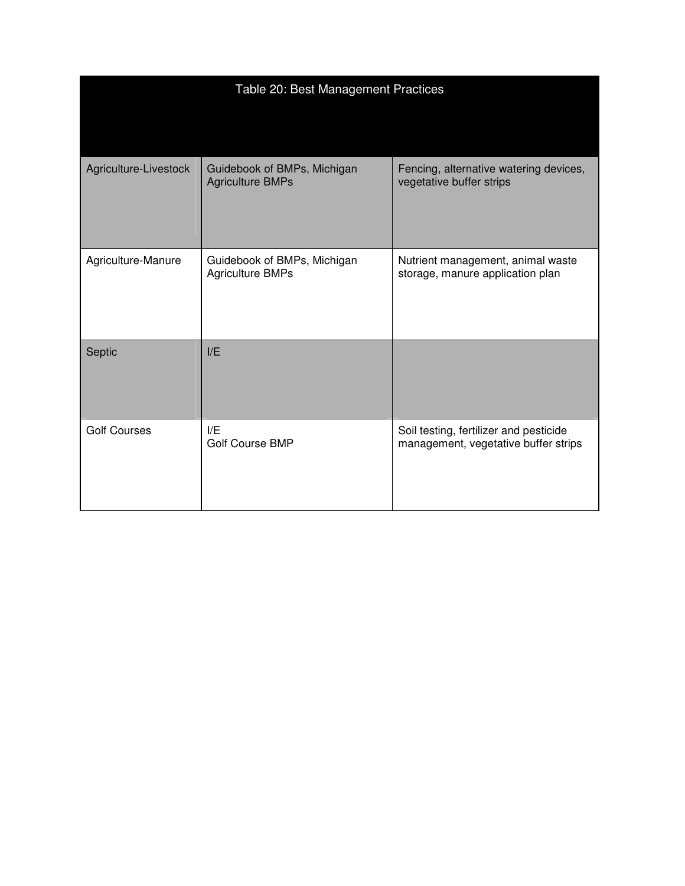| Table 20: Best Management Practices | | |
|---|---|---|
| Agriculture-Livestock | Guidebook of BMPs, Michigan Agriculture BMPs | Fencing, alternative watering devices, vegetative buffer strips |
| Agriculture-Manure | Guidebook of BMPs, Michigan Agriculture BMPs | Nutrient management, animal waste storage, manure application plan |
| Septic | I/E | |
| Golf Courses | I/E<br>Golf Course BMP | Soil testing, fertilizer and pesticide management, vegetative buffer strips |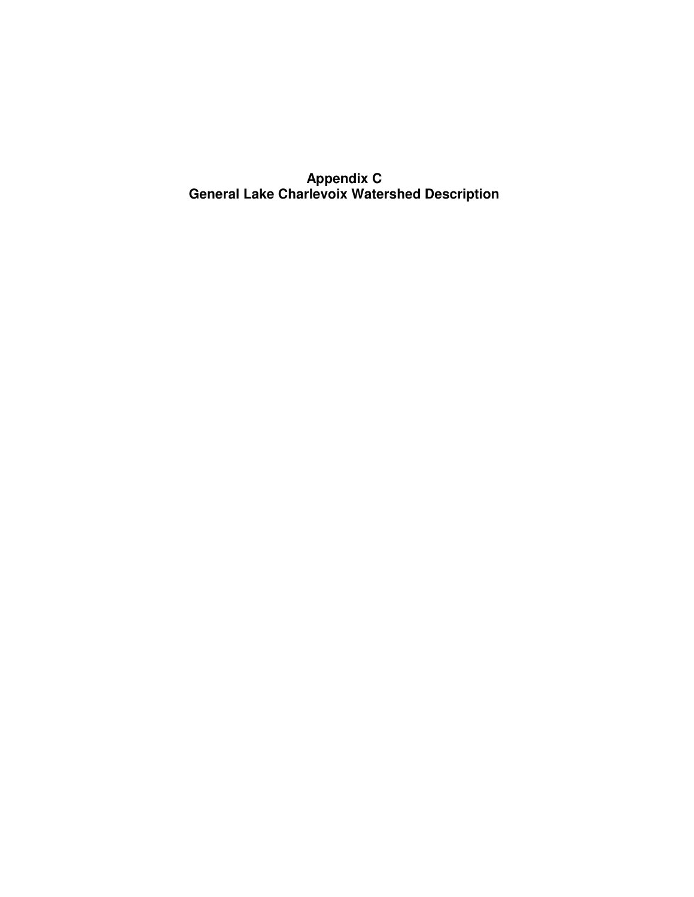# Appendix C
# General Lake Charlevoix Watershed Description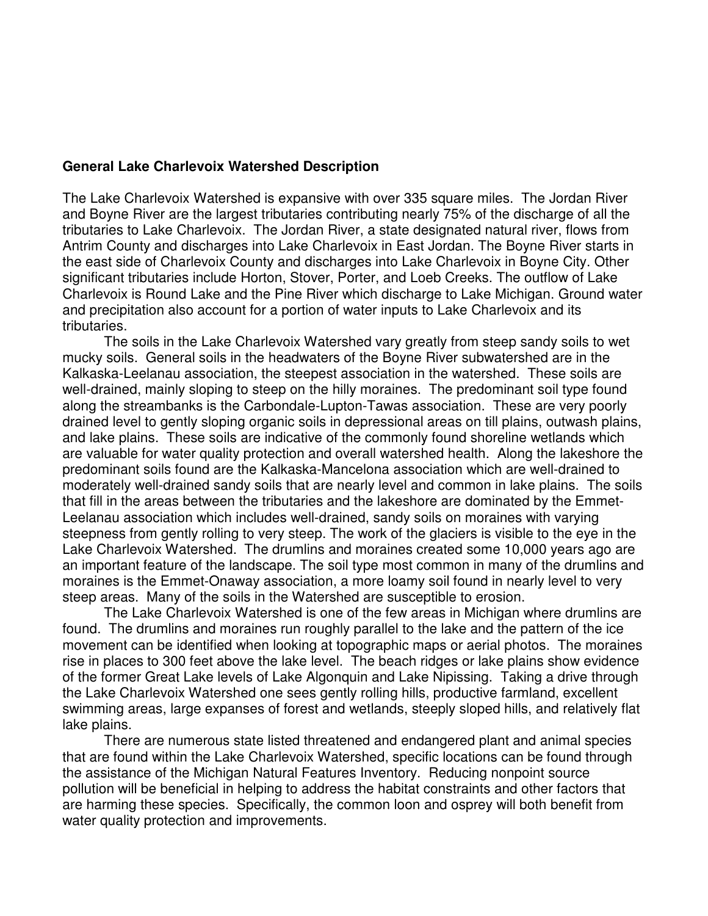**General Lake Charlevoix Watershed Description**

The Lake Charlevoix Watershed is expansive with over 335 square miles. The Jordan River and Boyne River are the largest tributaries contributing nearly 75% of the discharge of all the tributaries to Lake Charlevoix. The Jordan River, a state designated natural river, flows from Antrim County and discharges into Lake Charlevoix in East Jordan. The Boyne River starts in the east side of Charlevoix County and discharges into Lake Charlevoix in Boyne City. Other significant tributaries include Horton, Stover, Porter, and Loeb Creeks. The outflow of Lake Charlevoix is Round Lake and the Pine River which discharge to Lake Michigan. Ground water and precipitation also account for a portion of water inputs to Lake Charlevoix and its tributaries.

The soils in the Lake Charlevoix Watershed vary greatly from steep sandy soils to wet mucky soils. General soils in the headwaters of the Boyne River subwatershed are in the Kalkaska-Leelanau association, the steepest association in the watershed. These soils are well-drained, mainly sloping to steep on the hilly moraines. The predominant soil type found along the streambanks is the Carbondale-Lupton-Tawas association. These are very poorly drained level to gently sloping organic soils in depressional areas on till plains, outwash plains, and lake plains. These soils are indicative of the commonly found shoreline wetlands which are valuable for water quality protection and overall watershed health. Along the lakeshore the predominant soils found are the Kalkaska-Mancelona association which are well-drained to moderately well-drained sandy soils that are nearly level and common in lake plains. The soils that fill in the areas between the tributaries and the lakeshore are dominated by the Emmet-Leelanau association which includes well-drained, sandy soils on moraines with varying steepness from gently rolling to very steep. The work of the glaciers is visible to the eye in the Lake Charlevoix Watershed. The drumlins and moraines created some 10,000 years ago are an important feature of the landscape. The soil type most common in many of the drumlins and moraines is the Emmet-Onaway association, a more loamy soil found in nearly level to very steep areas. Many of the soils in the Watershed are susceptible to erosion.

The Lake Charlevoix Watershed is one of the few areas in Michigan where drumlins are found. The drumlins and moraines run roughly parallel to the lake and the pattern of the ice movement can be identified when looking at topographic maps or aerial photos. The moraines rise in places to 300 feet above the lake level. The beach ridges or lake plains show evidence of the former Great Lake levels of Lake Algonquin and Lake Nipissing. Taking a drive through the Lake Charlevoix Watershed one sees gently rolling hills, productive farmland, excellent swimming areas, large expanses of forest and wetlands, steeply sloped hills, and relatively flat lake plains.

There are numerous state listed threatened and endangered plant and animal species that are found within the Lake Charlevoix Watershed, specific locations can be found through the assistance of the Michigan Natural Features Inventory. Reducing nonpoint source pollution will be beneficial in helping to address the habitat constraints and other factors that are harming these species. Specifically, the common loon and osprey will both benefit from water quality protection and improvements.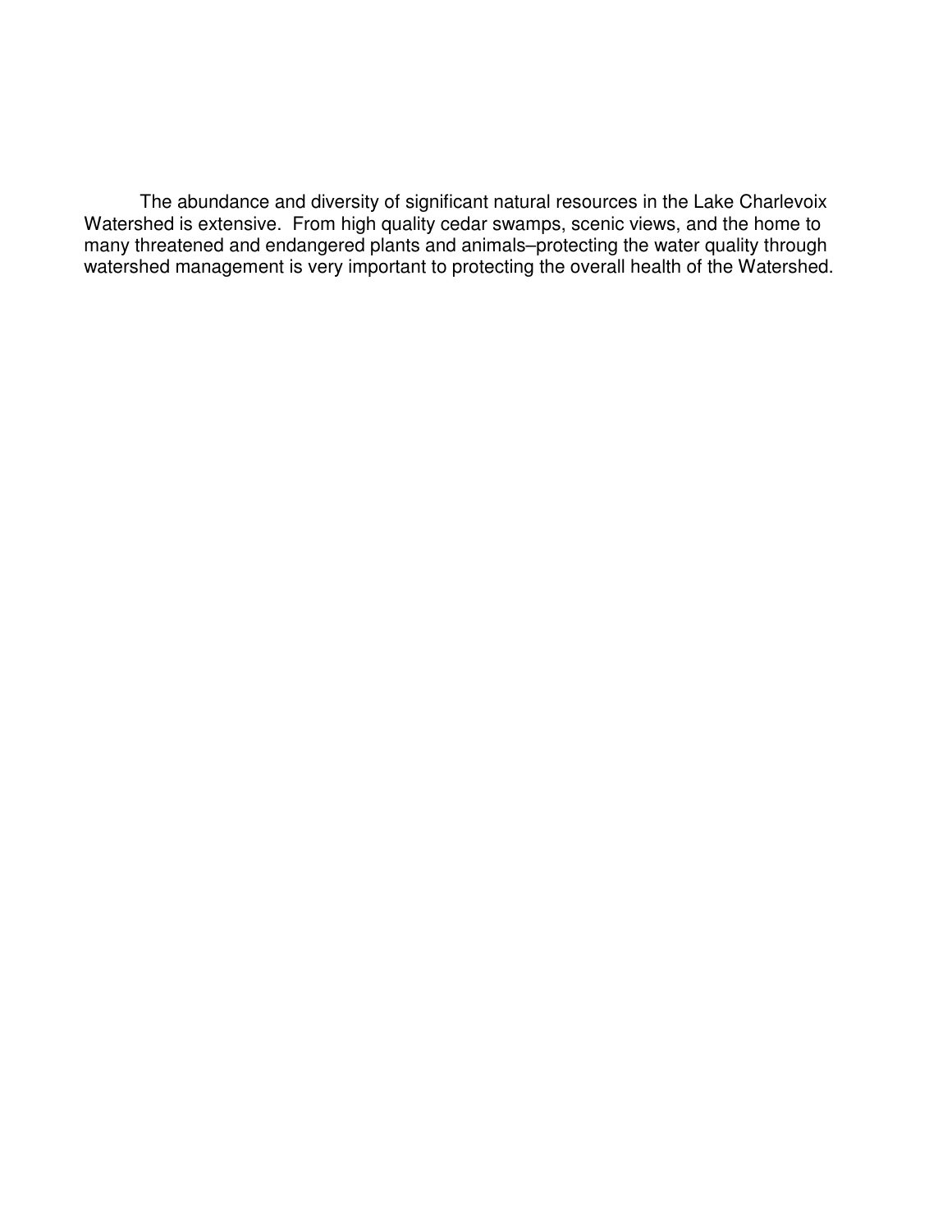The abundance and diversity of significant natural resources in the Lake Charlevoix Watershed is extensive. From high quality cedar swamps, scenic views, and the home to many threatened and endangered plants and animals–protecting the water quality through watershed management is very important to protecting the overall health of the Watershed.